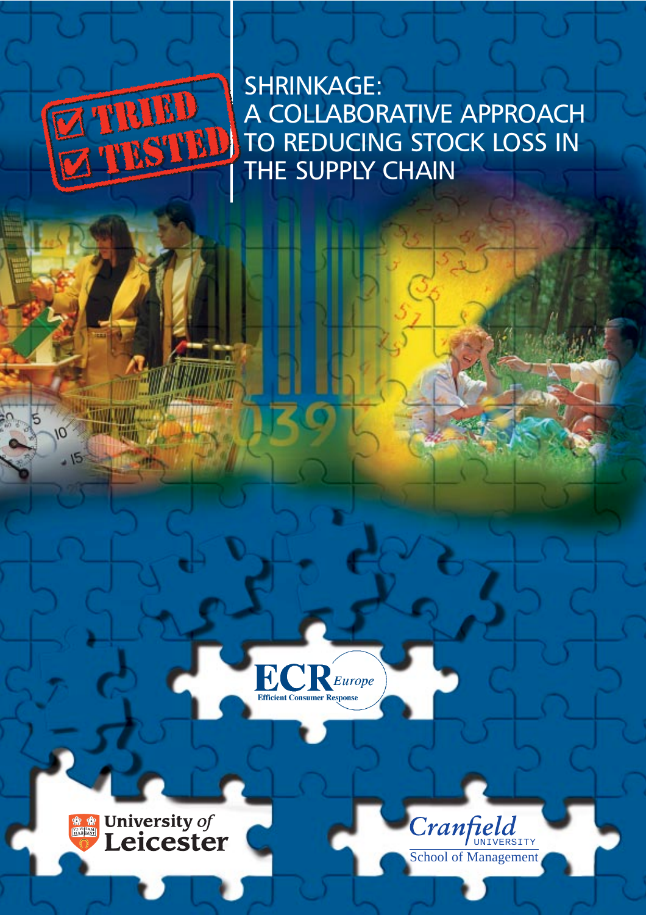☑ TRIED
☑ TESTED

# SHRINKAGE: A COLLABORATIVE APPROACH TO REDUCING STOCK LOSS IN THE SUPPLY CHAIN

ECR *Europe*
Efficient Consumer Response

University *of* Leicester

Cranfield UNIVERSITY
School of Management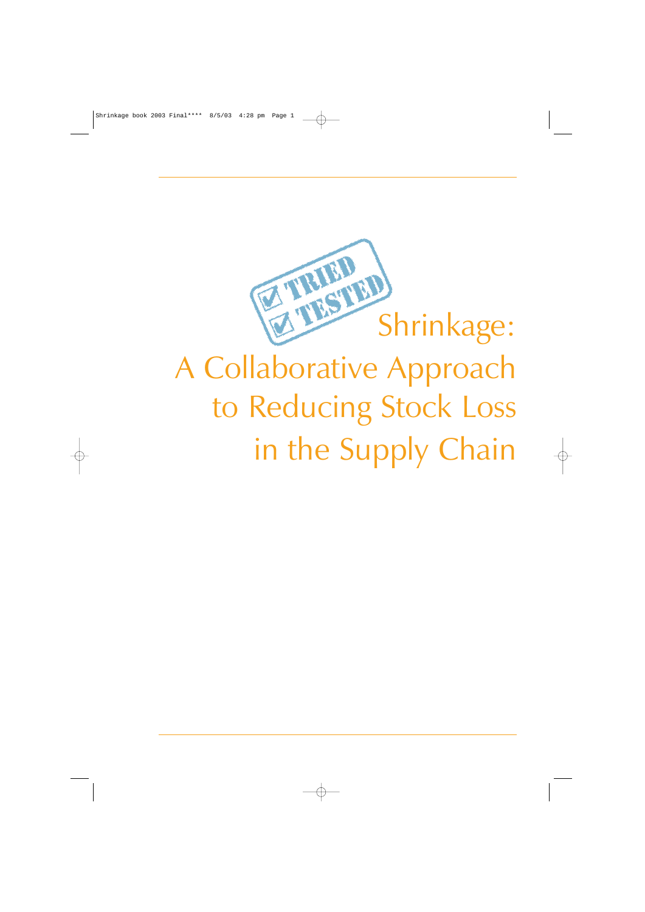TRIED

TESTED

# Shrinkage: A Collaborative Approach to Reducing Stock Loss in the Supply Chain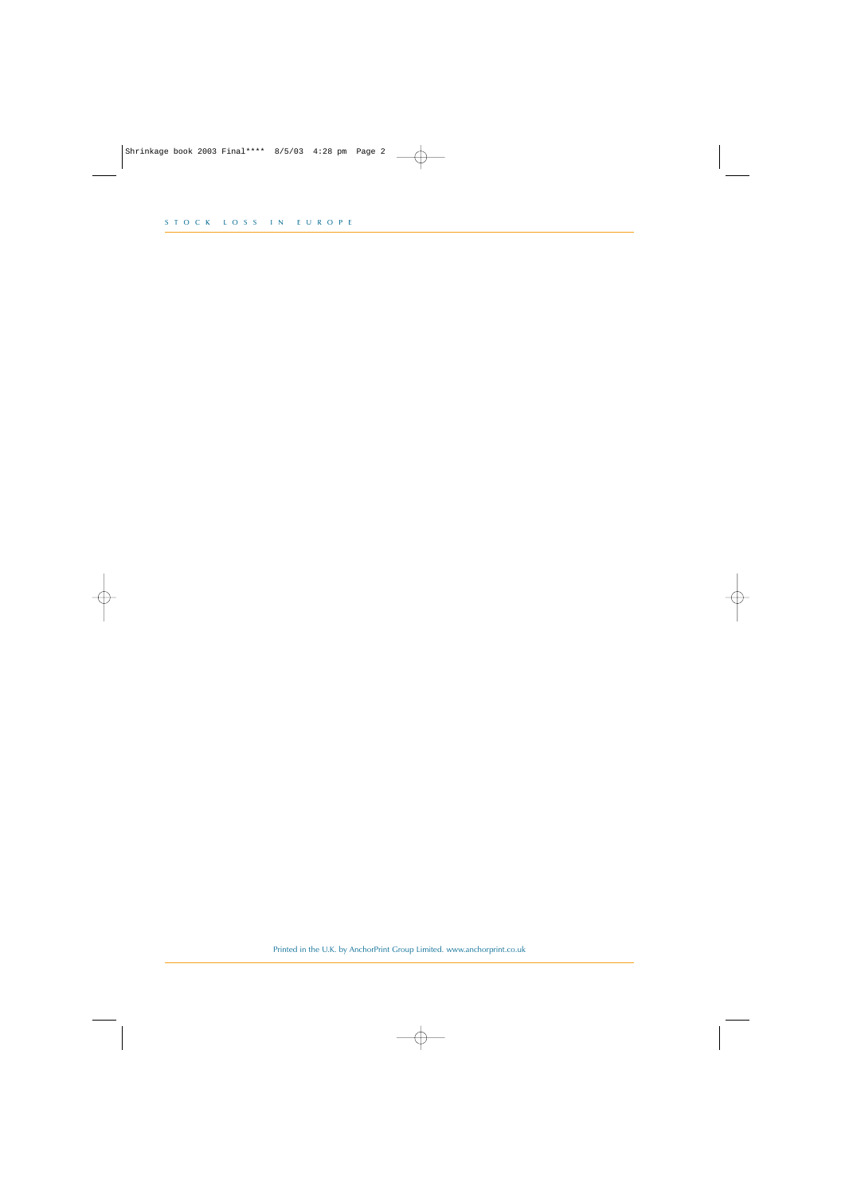Printed in the U.K. by AnchorPrint Group Limited. www.anchorprint.co.uk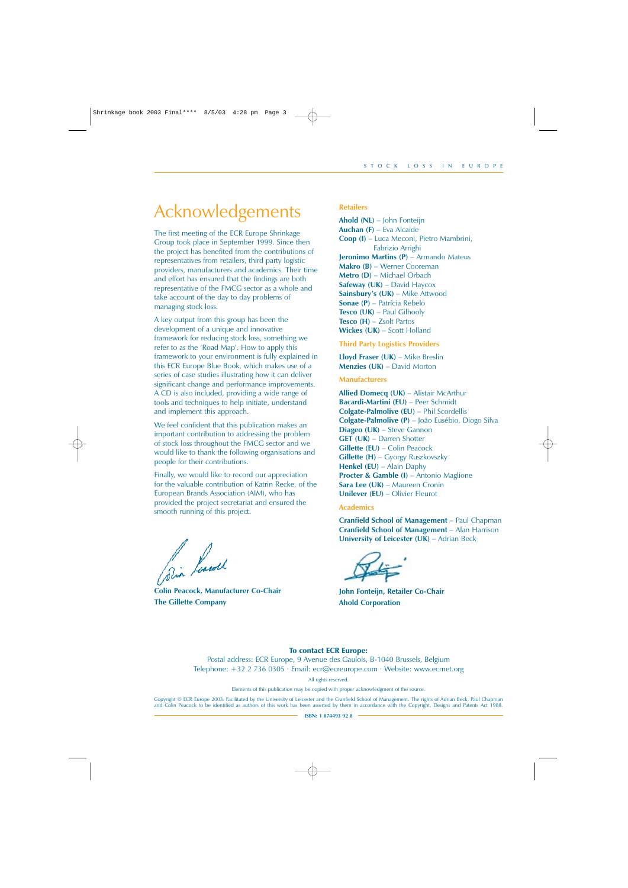# Acknowledgements

The first meeting of the ECR Europe Shrinkage Group took place in September 1999. Since then the project has benefited from the contributions of representatives from retailers, third party logistic providers, manufacturers and academics. Their time and effort has ensured that the findings are both representative of the FMCG sector as a whole and take account of the day to day problems of managing stock loss.

A key output from this group has been the development of a unique and innovative framework for reducing stock loss, something we refer to as the 'Road Map'. How to apply this framework to your environment is fully explained in this ECR Europe Blue Book, which makes use of a series of case studies illustrating how it can deliver significant change and performance improvements. A CD is also included, providing a wide range of tools and techniques to help initiate, understand and implement this approach.

We feel confident that this publication makes an important contribution to addressing the problem of stock loss throughout the FMCG sector and we would like to thank the following organisations and people for their contributions.

Finally, we would like to record our appreciation for the valuable contribution of Katrin Recke, of the European Brands Association (AIM), who has provided the project secretariat and ensured the smooth running of this project.

**Colin Peacock, Manufacturer Co-Chair**
**The Gillette Company**

### Retailers

**Ahold (NL)** – John Fonteijn
**Auchan (F)** – Eva Alcaide
**Coop (I)** – Luca Meconi, Pietro Mambrini, Fabrizio Arrighi
**Jeronimo Martins (P)** – Armando Mateus
**Makro (B)** – Werner Cooreman
**Metro (D)** – Michael Orbach
**Safeway (UK)** – David Haycox
**Sainsbury's (UK)** – Mike Attwood
**Sonae (P)** – Patrícia Rebelo
**Tesco (UK)** – Paul Gilhooly
**Tesco (H)** – Zsolt Partos
**Wickes (UK)** – Scott Holland

### Third Party Logistics Providers

**Lloyd Fraser (UK)** – Mike Breslin
**Menzies (UK)** – David Morton

### Manufacturers

**Allied Domecq (UK)** – Alistair McArthur
**Bacardi-Martini (EU)** – Peer Schmidt
**Colgate-Palmolive (EU)** – Phil Scordellis
**Colgate-Palmolive (P)** – João Eusébio, Diogo Silva
**Diageo (UK)** – Steve Gannon
**GET (UK)** – Darren Shotter
**Gillette (EU)** – Colin Peacock
**Gillette (H)** – Gyorgy Ruszkovszky
**Henkel (EU)** – Alain Daphy
**Procter & Gamble (I)** – Antonio Maglione
**Sara Lee (UK)** – Maureen Cronin
**Unilever (EU)** – Olivier Fleurot

### Academics

**Cranfield School of Management** – Paul Chapman
**Cranfield School of Management** – Alan Harrison
**University of Leicester (UK)** – Adrian Beck

**John Fonteijn, Retailer Co-Chair**
**Ahold Corporation**

**To contact ECR Europe:**
Postal address: ECR Europe, 9 Avenue des Gaulois, B-1040 Brussels, Belgium
Telephone: +32 2 736 0305 · Email: ecr@ecreurope.com · Website: www.ecrnet.org

All rights reserved.

Elements of this publication may be copied with proper acknowledgment of the source.

Copyright © ECR Europe 2003. Facilitated by the University of Leicester and the Cranfield School of Management. The rights of Adrian Beck, Paul Chapman and Colin Peacock to be identified as authors of this work has been asserted by them in accordance with the Copyright, Designs and Patents Act 1988.

**ISBN: 1 874493 92 8**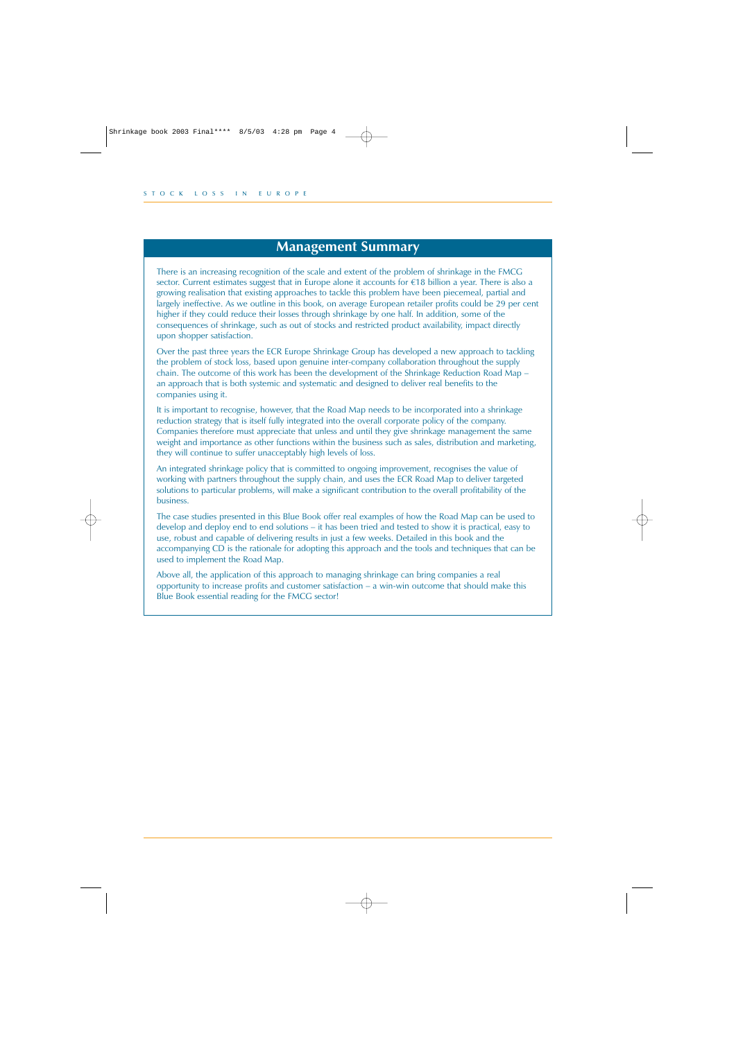## Management Summary

There is an increasing recognition of the scale and extent of the problem of shrinkage in the FMCG sector. Current estimates suggest that in Europe alone it accounts for €18 billion a year. There is also a growing realisation that existing approaches to tackle this problem have been piecemeal, partial and largely ineffective. As we outline in this book, on average European retailer profits could be 29 per cent higher if they could reduce their losses through shrinkage by one half. In addition, some of the consequences of shrinkage, such as out of stocks and restricted product availability, impact directly upon shopper satisfaction.

Over the past three years the ECR Europe Shrinkage Group has developed a new approach to tackling the problem of stock loss, based upon genuine inter-company collaboration throughout the supply chain. The outcome of this work has been the development of the Shrinkage Reduction Road Map – an approach that is both systemic and systematic and designed to deliver real benefits to the companies using it.

It is important to recognise, however, that the Road Map needs to be incorporated into a shrinkage reduction strategy that is itself fully integrated into the overall corporate policy of the company. Companies therefore must appreciate that unless and until they give shrinkage management the same weight and importance as other functions within the business such as sales, distribution and marketing, they will continue to suffer unacceptably high levels of loss.

An integrated shrinkage policy that is committed to ongoing improvement, recognises the value of working with partners throughout the supply chain, and uses the ECR Road Map to deliver targeted solutions to particular problems, will make a significant contribution to the overall profitability of the business.

The case studies presented in this Blue Book offer real examples of how the Road Map can be used to develop and deploy end to end solutions – it has been tried and tested to show it is practical, easy to use, robust and capable of delivering results in just a few weeks. Detailed in this book and the accompanying CD is the rationale for adopting this approach and the tools and techniques that can be used to implement the Road Map.

Above all, the application of this approach to managing shrinkage can bring companies a real opportunity to increase profits and customer satisfaction – a win-win outcome that should make this Blue Book essential reading for the FMCG sector!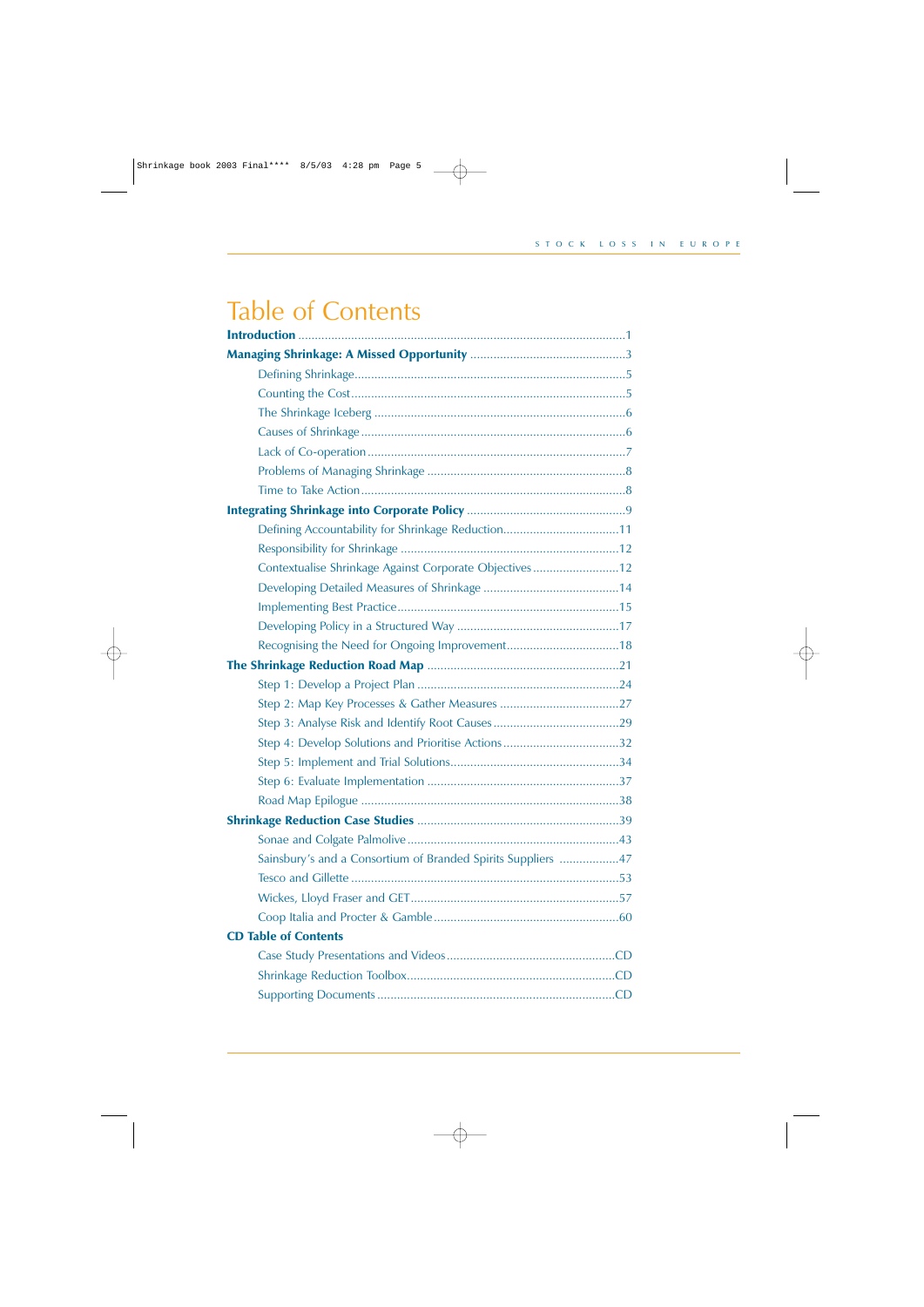# Table of Contents

**Introduction** .....1

**Managing Shrinkage: A Missed Opportunity** .....3

- Defining Shrinkage .....5
- Counting the Cost .....5
- The Shrinkage Iceberg .....6
- Causes of Shrinkage .....6
- Lack of Co-operation .....7
- Problems of Managing Shrinkage .....8
- Time to Take Action .....8

**Integrating Shrinkage into Corporate Policy** .....9

- Defining Accountability for Shrinkage Reduction .....11
- Responsibility for Shrinkage .....12
- Contextualise Shrinkage Against Corporate Objectives .....12
- Developing Detailed Measures of Shrinkage .....14
- Implementing Best Practice .....15
- Developing Policy in a Structured Way .....17
- Recognising the Need for Ongoing Improvement .....18

**The Shrinkage Reduction Road Map** .....21

- Step 1: Develop a Project Plan .....24
- Step 2: Map Key Processes & Gather Measures .....27
- Step 3: Analyse Risk and Identify Root Causes .....29
- Step 4: Develop Solutions and Prioritise Actions .....32
- Step 5: Implement and Trial Solutions .....34
- Step 6: Evaluate Implementation .....37
- Road Map Epilogue .....38

**Shrinkage Reduction Case Studies** .....39

- Sonae and Colgate Palmolive .....43
- Sainsbury's and a Consortium of Branded Spirits Suppliers .....47
- Tesco and Gillette .....53
- Wickes, Lloyd Fraser and GET .....57
- Coop Italia and Procter & Gamble .....60

**CD Table of Contents**

- Case Study Presentations and Videos .....CD
- Shrinkage Reduction Toolbox .....CD
- Supporting Documents .....CD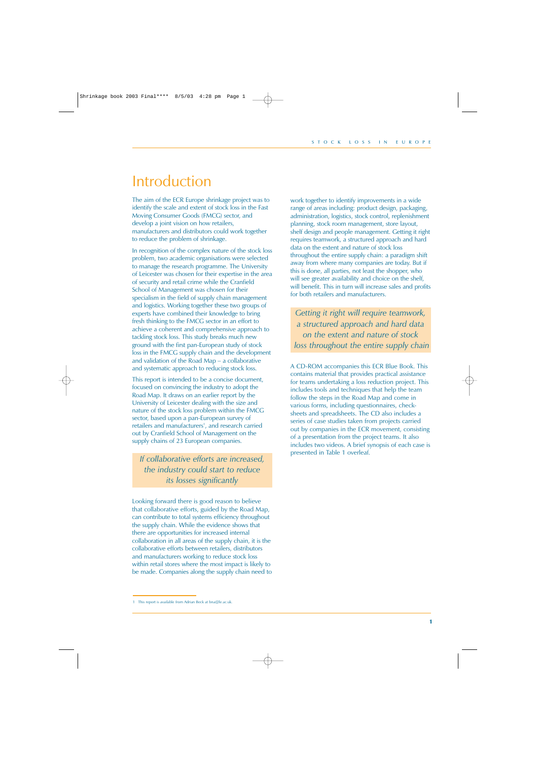# Introduction

The aim of the ECR Europe shrinkage project was to identify the scale and extent of stock loss in the Fast Moving Consumer Goods (FMCG) sector, and develop a joint vision on how retailers, manufacturers and distributors could work together to reduce the problem of shrinkage.

In recognition of the complex nature of the stock loss problem, two academic organisations were selected to manage the research programme. The University of Leicester was chosen for their expertise in the area of security and retail crime while the Cranfield School of Management was chosen for their specialism in the field of supply chain management and logistics. Working together these two groups of experts have combined their knowledge to bring fresh thinking to the FMCG sector in an effort to achieve a coherent and comprehensive approach to tackling stock loss. This study breaks much new ground with the first pan-European study of stock loss in the FMCG supply chain and the development and validation of the Road Map – a collaborative and systematic approach to reducing stock loss.

This report is intended to be a concise document, focused on convincing the industry to adopt the Road Map. It draws on an earlier report by the University of Leicester dealing with the size and nature of the stock loss problem within the FMCG sector, based upon a pan-European survey of retailers and manufacturers[1], and research carried out by Cranfield School of Management on the supply chains of 23 European companies.

*If collaborative efforts are increased, the industry could start to reduce its losses significantly*

Looking forward there is good reason to believe that collaborative efforts, guided by the Road Map, can contribute to total systems efficiency throughout the supply chain. While the evidence shows that there are opportunities for increased internal collaboration in all areas of the supply chain, it is the collaborative efforts between retailers, distributors and manufacturers working to reduce stock loss within retail stores where the most impact is likely to be made. Companies along the supply chain need to work together to identify improvements in a wide range of areas including: product design, packaging, administration, logistics, stock control, replenishment planning, stock room management, store layout, shelf design and people management. Getting it right requires teamwork, a structured approach and hard data on the extent and nature of stock loss throughout the entire supply chain: a paradigm shift away from where many companies are today. But if this is done, all parties, not least the shopper, who will see greater availability and choice on the shelf, will benefit. This in turn will increase sales and profits for both retailers and manufacturers.

*Getting it right will require teamwork, a structured approach and hard data on the extent and nature of stock loss throughout the entire supply chain*

A CD-ROM accompanies this ECR Blue Book. This contains material that provides practical assistance for teams undertaking a loss reduction project. This includes tools and techniques that help the team follow the steps in the Road Map and come in various forms, including questionnaires, check-sheets and spreadsheets. The CD also includes a series of case studies taken from projects carried out by companies in the ECR movement, consisting of a presentation from the project teams. It also includes two videos. A brief synopsis of each case is presented in Table 1 overleaf.

1 This report is available from Adrian Beck at bna@le.ac.uk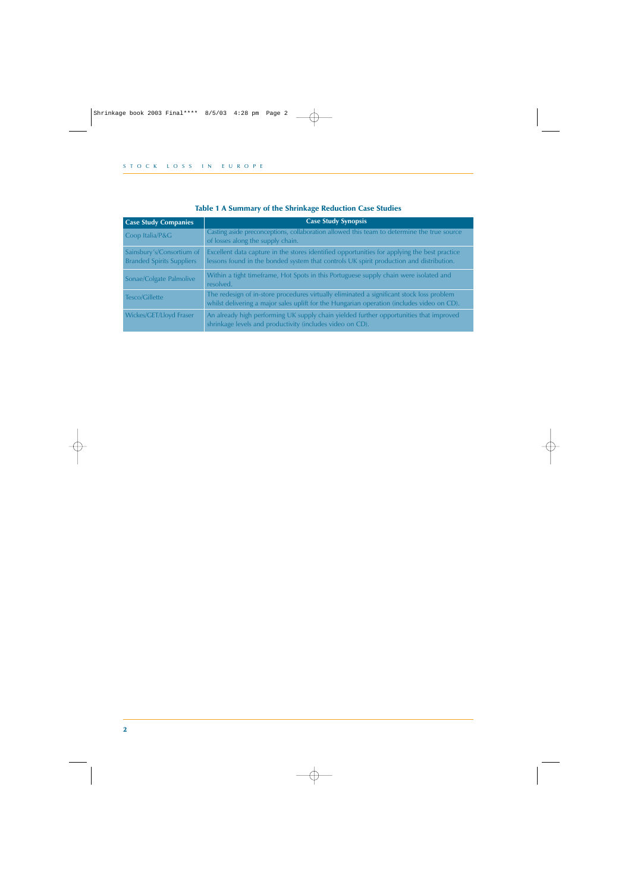**Table 1 A Summary of the Shrinkage Reduction Case Studies**

| Case Study Companies | Case Study Synopsis |
| --- | --- |
| Coop Italia/P&G | Casting aside preconceptions, collaboration allowed this team to determine the true source of losses along the supply chain. |
| Sainsbury's/Consortium of Branded Spirits Suppliers | Excellent data capture in the stores identified opportunities for applying the best practice lessons found in the bonded system that controls UK spirit production and distribution. |
| Sonae/Colgate Palmolive | Within a tight timeframe, Hot Spots in this Portuguese supply chain were isolated and resolved. |
| Tesco/Gillette | The redesign of in-store procedures virtually eliminated a significant stock loss problem whilst delivering a major sales uplift for the Hungarian operation (includes video on CD). |
| Wickes/GET/Lloyd Fraser | An already high performing UK supply chain yielded further opportunities that improved shrinkage levels and productivity (includes video on CD). |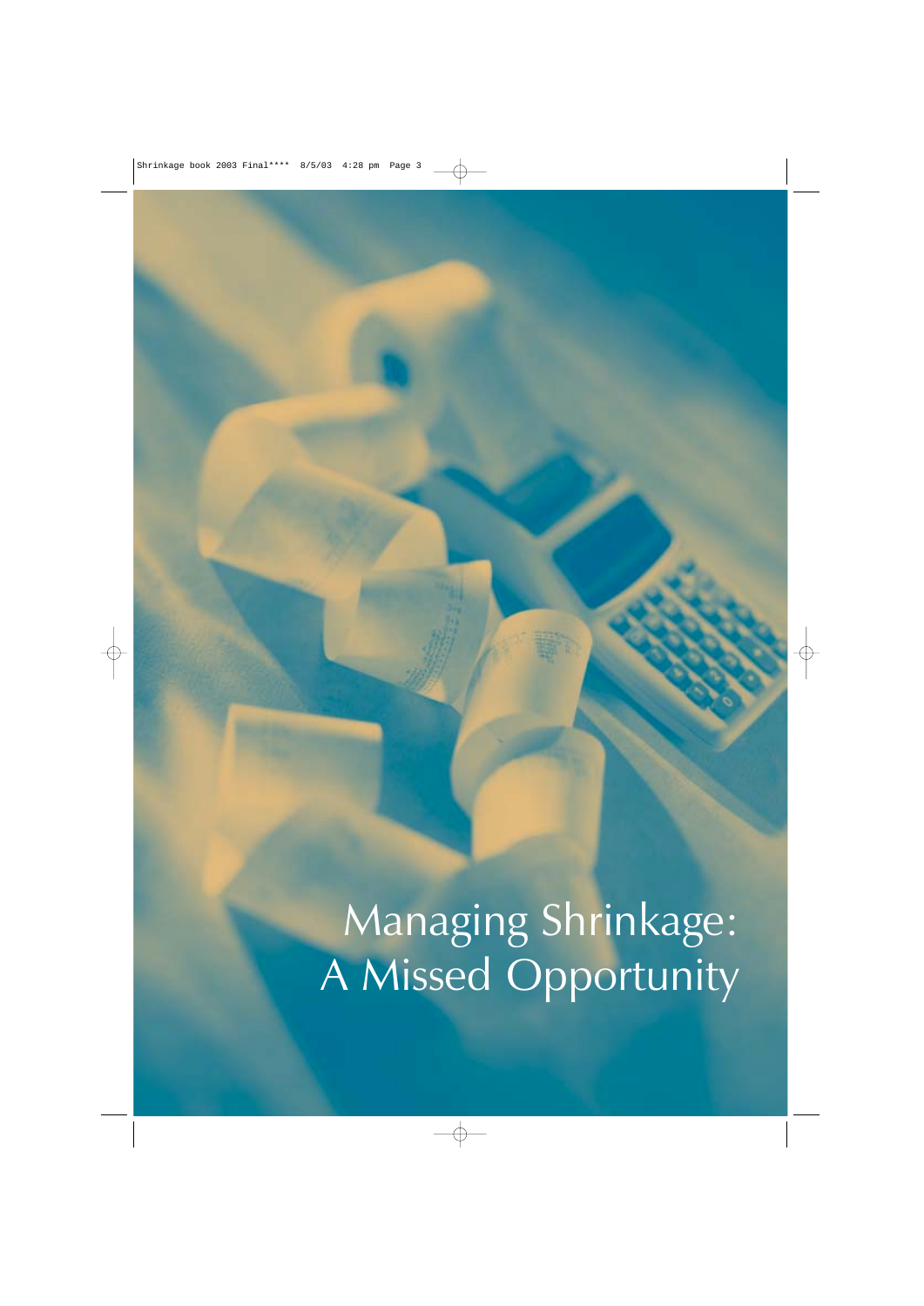# Managing Shrinkage: A Missed Opportunity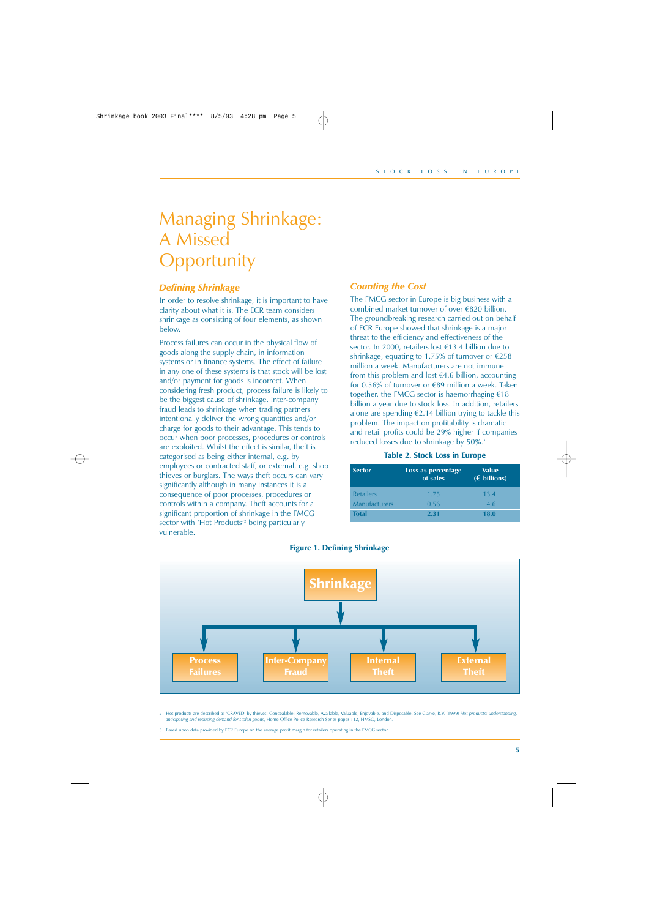# Managing Shrinkage: A Missed Opportunity

### *Defining Shrinkage*

In order to resolve shrinkage, it is important to have clarity about what it is. The ECR team considers shrinkage as consisting of four elements, as shown below.

Process failures can occur in the physical flow of goods along the supply chain, in information systems or in finance systems. The effect of failure in any one of these systems is that stock will be lost and/or payment for goods is incorrect. When considering fresh product, process failure is likely to be the biggest cause of shrinkage. Inter-company fraud leads to shrinkage when trading partners intentionally deliver the wrong quantities and/or charge for goods to their advantage. This tends to occur when poor processes, procedures or controls are exploited. Whilst the effect is similar, theft is categorised as being either internal, e.g. by employees or contracted staff, or external, e.g. shop thieves or burglars. The ways theft occurs can vary significantly although in many instances it is a consequence of poor processes, procedures or controls within a company. Theft accounts for a significant proportion of shrinkage in the FMCG sector with 'Hot Products'[2] being particularly vulnerable.

### *Counting the Cost*

The FMCG sector in Europe is big business with a combined market turnover of over €820 billion. The groundbreaking research carried out on behalf of ECR Europe showed that shrinkage is a major threat to the efficiency and effectiveness of the sector. In 2000, retailers lost €13.4 billion due to shrinkage, equating to 1.75% of turnover or €258 million a week. Manufacturers are not immune from this problem and lost €4.6 billion, accounting for 0.56% of turnover or €89 million a week. Taken together, the FMCG sector is haemorrhaging €18 billion a year due to stock loss. In addition, retailers alone are spending €2.14 billion trying to tackle this problem. The impact on profitability is dramatic and retail profits could be 29% higher if companies reduced losses due to shrinkage by 50%.[3]

**Table 2. Stock Loss in Europe**

| Sector | Loss as percentage of sales | Value (€ billions) |
|---|---|---|
| Retailers | 1.75 | 13.4 |
| Manufacturers | 0.56 | 4.6 |
| **Total** | **2.31** | **18.0** |

**Figure 1. Defining Shrinkage**

- Shrinkage
  - Process Failures
  - Inter-Company Fraud
  - Internal Theft
  - External Theft

---

2 Hot products are described as 'CRAVED' by thieves: Concealable, Removable, Available, Valuable, Enjoyable, and Disposable. See Clarke, R.V. (1999) *Hot products: understanding, anticipating and reducing demand for stolen goods*, Home Office Police Research Series paper 112, HMSO, London.

3 Based upon data provided by ECR Europe on the average profit margin for retailers operating in the FMCG sector.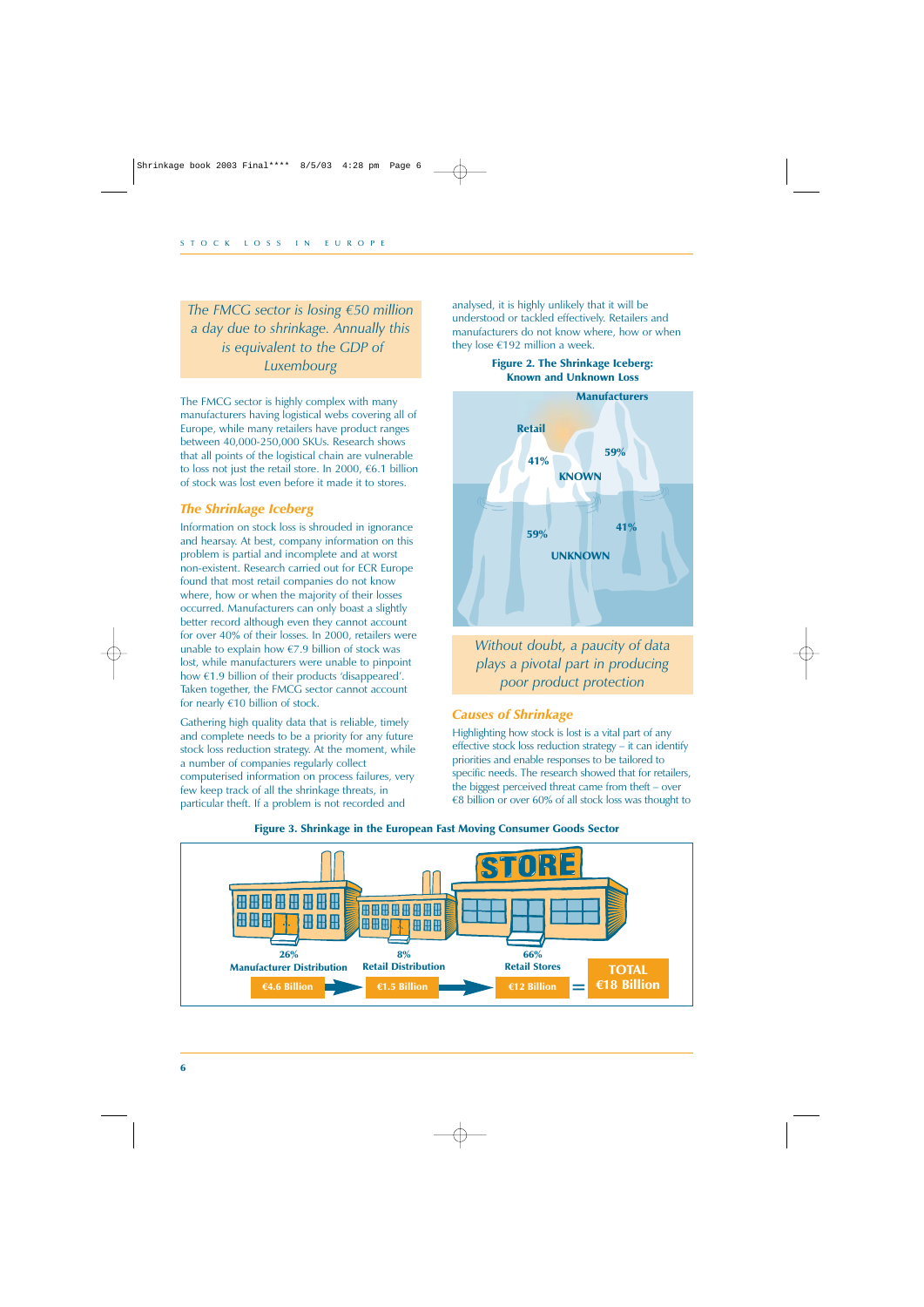*The FMCG sector is losing €50 million a day due to shrinkage. Annually this is equivalent to the GDP of Luxembourg*

The FMCG sector is highly complex with many manufacturers having logistical webs covering all of Europe, while many retailers have product ranges between 40,000-250,000 SKUs. Research shows that all points of the logistical chain are vulnerable to loss not just the retail store. In 2000, €6.1 billion of stock was lost even before it made it to stores.

## The Shrinkage Iceberg

Information on stock loss is shrouded in ignorance and hearsay. At best, company information on this problem is partial and incomplete and at worst non-existent. Research carried out for ECR Europe found that most retail companies do not know where, how or when the majority of their losses occurred. Manufacturers can only boast a slightly better record although even they cannot account for over 40% of their losses. In 2000, retailers were unable to explain how €7.9 billion of stock was lost, while manufacturers were unable to pinpoint how €1.9 billion of their products 'disappeared'. Taken together, the FMCG sector cannot account for nearly €10 billion of stock.

Gathering high quality data that is reliable, timely and complete needs to be a priority for any future stock loss reduction strategy. At the moment, while a number of companies regularly collect computerised information on process failures, very few keep track of all the shrinkage threats, in particular theft. If a problem is not recorded and analysed, it is highly unlikely that it will be understood or tackled effectively. Retailers and manufacturers do not know where, how or when they lose €192 million a week.

**Figure 2. The Shrinkage Iceberg: Known and Unknown Loss**

| | Retail | Manufacturers |
|---|---|---|
| KNOWN | 41% | 59% |
| UNKNOWN | 59% | 41% |

*Without doubt, a paucity of data plays a pivotal part in producing poor product protection*

## Causes of Shrinkage

Highlighting how stock is lost is a vital part of any effective stock loss reduction strategy – it can identify priorities and enable responses to be tailored to specific needs. The research showed that for retailers, the biggest perceived threat came from theft – over €8 billion or over 60% of all stock loss was thought to

**Figure 3. Shrinkage in the European Fast Moving Consumer Goods Sector**

| Manufacturer Distribution | Retail Distribution | Retail Stores | TOTAL |
|---|---|---|---|
| 26% | 8% | 66% | |
| €4.6 Billion | €1.5 Billion | €12 Billion | €18 Billion |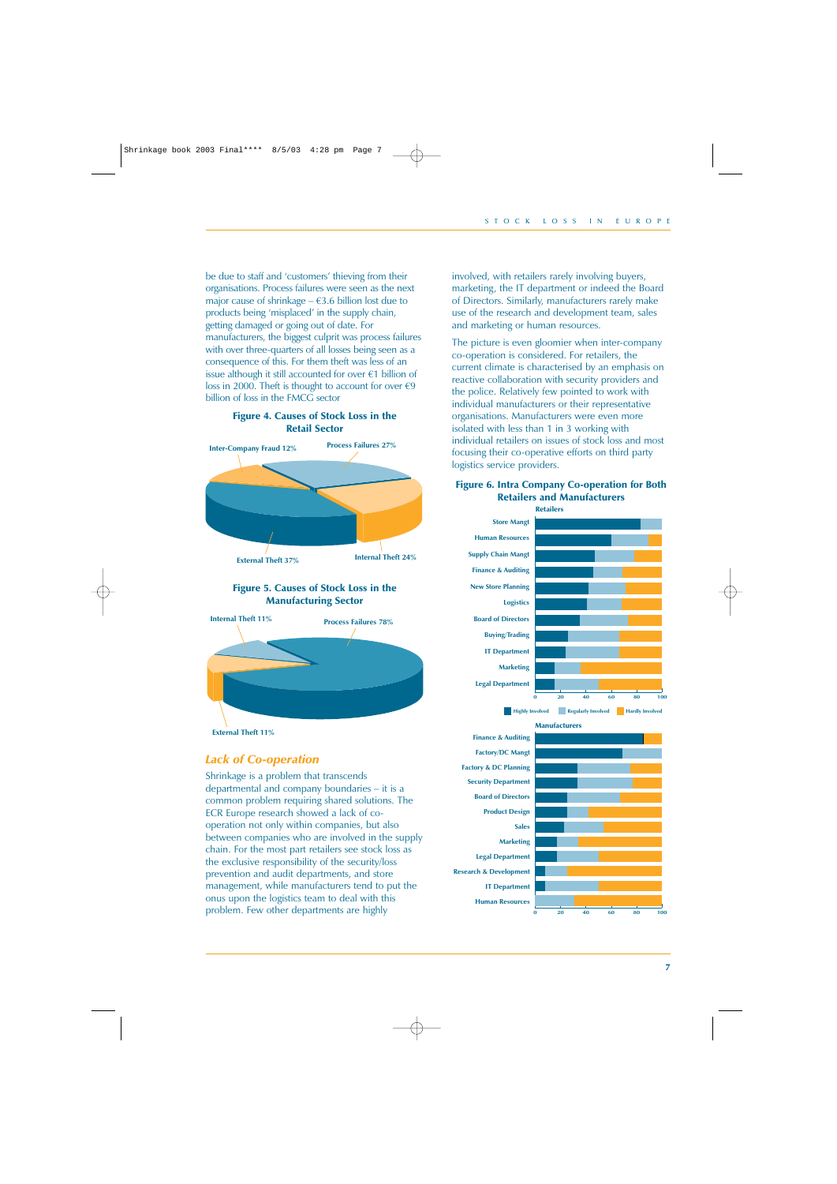be due to staff and 'customers' thieving from their organisations. Process failures were seen as the next major cause of shrinkage – €3.6 billion lost due to products being 'misplaced' in the supply chain, getting damaged or going out of date. For manufacturers, the biggest culprit was process failures with over three-quarters of all losses being seen as a consequence of this. For them theft was less of an issue although it still accounted for over €1 billion of loss in 2000. Theft is thought to account for over €9 billion of loss in the FMCG sector

**Figure 4. Causes of Stock Loss in the Retail Sector**

Inter-Company Fraud 12%
Process Failures 27%
External Theft 37%
Internal Theft 24%

**Figure 5. Causes of Stock Loss in the Manufacturing Sector**

Internal Theft 11%
Process Failures 78%
External Theft 11%

## *Lack of Co-operation*

Shrinkage is a problem that transcends departmental and company boundaries – it is a common problem requiring shared solutions. The ECR Europe research showed a lack of co-operation not only within companies, but also between companies who are involved in the supply chain. For the most part retailers see stock loss as the exclusive responsibility of the security/loss prevention and audit departments, and store management, while manufacturers tend to put the onus upon the logistics team to deal with this problem. Few other departments are highly involved, with retailers rarely involving buyers, marketing, the IT department or indeed the Board of Directors. Similarly, manufacturers rarely make use of the research and development team, sales and marketing or human resources.

The picture is even gloomier when inter-company co-operation is considered. For retailers, the current climate is characterised by an emphasis on reactive collaboration with security providers and the police. Relatively few pointed to work with individual manufacturers or their representative organisations. Manufacturers were even more isolated with less than 1 in 3 working with individual retailers on issues of stock loss and most focusing their co-operative efforts on third party logistics service providers.

**Figure 6. Intra Company Co-operation for Both Retailers and Manufacturers**

Retailers

Store Mangt, Human Resources, Supply Chain Mangt, Finance & Auditing, New Store Planning, Logistics, Board of Directors, Buying/Trading, IT Department, Marketing, Legal Department

Highly Involved · Regularly Involved · Hardly Involved

Manufacturers

Finance & Auditing, Factory/DC Mangt, Factory & DC Planning, Security Department, Board of Directors, Product Design, Sales, Marketing, Legal Department, Research & Development, IT Department, Human Resources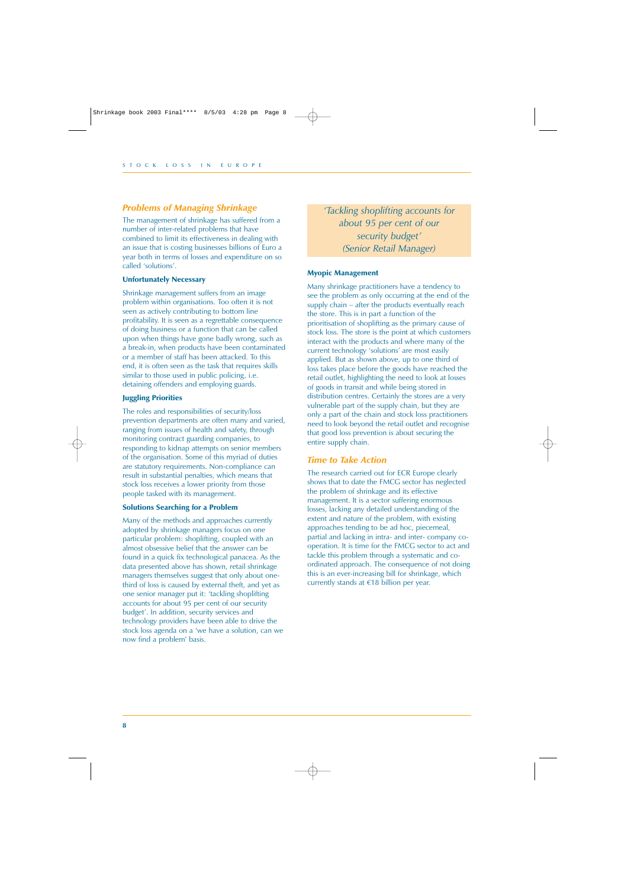## Problems of Managing Shrinkage

The management of shrinkage has suffered from a number of inter-related problems that have combined to limit its effectiveness in dealing with an issue that is costing businesses billions of Euro a year both in terms of losses and expenditure on so called 'solutions'.

### Unfortunately Necessary

Shrinkage management suffers from an image problem within organisations. Too often it is not seen as actively contributing to bottom line profitability. It is seen as a regrettable consequence of doing business or a function that can be called upon when things have gone badly wrong, such as a break-in, when products have been contaminated or a member of staff has been attacked. To this end, it is often seen as the task that requires skills similar to those used in public policing, i.e. detaining offenders and employing guards.

### Juggling Priorities

The roles and responsibilities of security/loss prevention departments are often many and varied, ranging from issues of health and safety, through monitoring contract guarding companies, to responding to kidnap attempts on senior members of the organisation. Some of this myriad of duties are statutory requirements. Non-compliance can result in substantial penalties, which means that stock loss receives a lower priority from those people tasked with its management.

### Solutions Searching for a Problem

Many of the methods and approaches currently adopted by shrinkage managers focus on one particular problem: shoplifting, coupled with an almost obsessive belief that the answer can be found in a quick fix technological panacea. As the data presented above has shown, retail shrinkage managers themselves suggest that only about one-third of loss is caused by external theft, and yet as one senior manager put it: 'tackling shoplifting accounts for about 95 per cent of our security budget'. In addition, security services and technology providers have been able to drive the stock loss agenda on a 'we have a solution, can we now find a problem' basis.

> *'Tackling shoplifting accounts for about 95 per cent of our security budget'*
> *(Senior Retail Manager)*

### Myopic Management

Many shrinkage practitioners have a tendency to see the problem as only occurring at the end of the supply chain – after the products eventually reach the store. This is in part a function of the prioritisation of shoplifting as the primary cause of stock loss. The store is the point at which customers interact with the products and where many of the current technology 'solutions' are most easily applied. But as shown above, up to one third of loss takes place before the goods have reached the retail outlet, highlighting the need to look at losses of goods in transit and while being stored in distribution centres. Certainly the stores are a very vulnerable part of the supply chain, but they are only a part of the chain and stock loss practitioners need to look beyond the retail outlet and recognise that good loss prevention is about securing the entire supply chain.

## Time to Take Action

The research carried out for ECR Europe clearly shows that to date the FMCG sector has neglected the problem of shrinkage and its effective management. It is a sector suffering enormous losses, lacking any detailed understanding of the extent and nature of the problem, with existing approaches tending to be ad hoc, piecemeal, partial and lacking in intra- and inter- company co-operation. It is time for the FMCG sector to act and tackle this problem through a systematic and co-ordinated approach. The consequence of not doing this is an ever-increasing bill for shrinkage, which currently stands at €18 billion per year.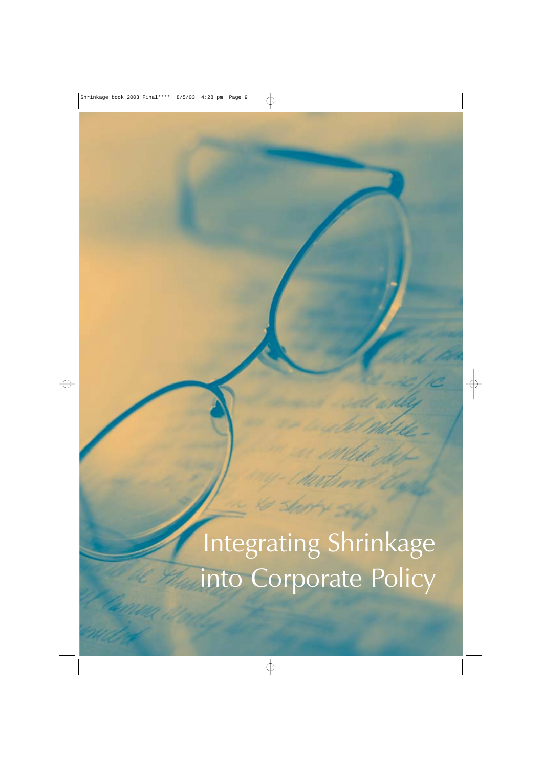# Integrating Shrinkage into Corporate Policy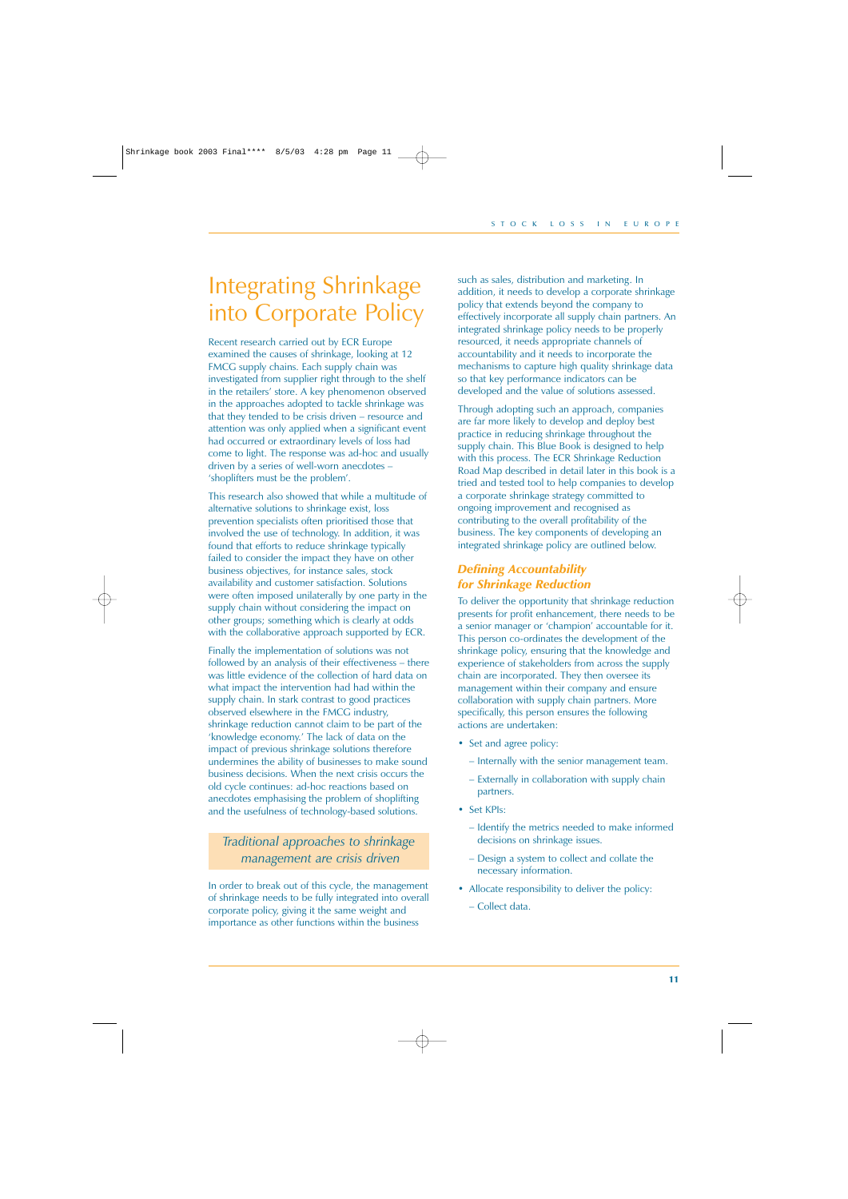# Integrating Shrinkage into Corporate Policy

Recent research carried out by ECR Europe examined the causes of shrinkage, looking at 12 FMCG supply chains. Each supply chain was investigated from supplier right through to the shelf in the retailers' store. A key phenomenon observed in the approaches adopted to tackle shrinkage was that they tended to be crisis driven – resource and attention was only applied when a significant event had occurred or extraordinary levels of loss had come to light. The response was ad-hoc and usually driven by a series of well-worn anecdotes – 'shoplifters must be the problem'.

This research also showed that while a multitude of alternative solutions to shrinkage exist, loss prevention specialists often prioritised those that involved the use of technology. In addition, it was found that efforts to reduce shrinkage typically failed to consider the impact they have on other business objectives, for instance sales, stock availability and customer satisfaction. Solutions were often imposed unilaterally by one party in the supply chain without considering the impact on other groups; something which is clearly at odds with the collaborative approach supported by ECR.

Finally the implementation of solutions was not followed by an analysis of their effectiveness – there was little evidence of the collection of hard data on what impact the intervention had had within the supply chain. In stark contrast to good practices observed elsewhere in the FMCG industry, shrinkage reduction cannot claim to be part of the 'knowledge economy.' The lack of data on the impact of previous shrinkage solutions therefore undermines the ability of businesses to make sound business decisions. When the next crisis occurs the old cycle continues: ad-hoc reactions based on anecdotes emphasising the problem of shoplifting and the usefulness of technology-based solutions.

> *Traditional approaches to shrinkage management are crisis driven*

In order to break out of this cycle, the management of shrinkage needs to be fully integrated into overall corporate policy, giving it the same weight and importance as other functions within the business such as sales, distribution and marketing. In addition, it needs to develop a corporate shrinkage policy that extends beyond the company to effectively incorporate all supply chain partners. An integrated shrinkage policy needs to be properly resourced, it needs appropriate channels of accountability and it needs to incorporate the mechanisms to capture high quality shrinkage data so that key performance indicators can be developed and the value of solutions assessed.

Through adopting such an approach, companies are far more likely to develop and deploy best practice in reducing shrinkage throughout the supply chain. This Blue Book is designed to help with this process. The ECR Shrinkage Reduction Road Map described in detail later in this book is a tried and tested tool to help companies to develop a corporate shrinkage strategy committed to ongoing improvement and recognised as contributing to the overall profitability of the business. The key components of developing an integrated shrinkage policy are outlined below.

## *Defining Accountability for Shrinkage Reduction*

To deliver the opportunity that shrinkage reduction presents for profit enhancement, there needs to be a senior manager or 'champion' accountable for it. This person co-ordinates the development of the shrinkage policy, ensuring that the knowledge and experience of stakeholders from across the supply chain are incorporated. They then oversee its management within their company and ensure collaboration with supply chain partners. More specifically, this person ensures the following actions are undertaken:

- Set and agree policy:
  - Internally with the senior management team.
  - Externally in collaboration with supply chain partners.
- Set KPIs:
  - Identify the metrics needed to make informed decisions on shrinkage issues.
  - Design a system to collect and collate the necessary information.
- Allocate responsibility to deliver the policy:
  - Collect data.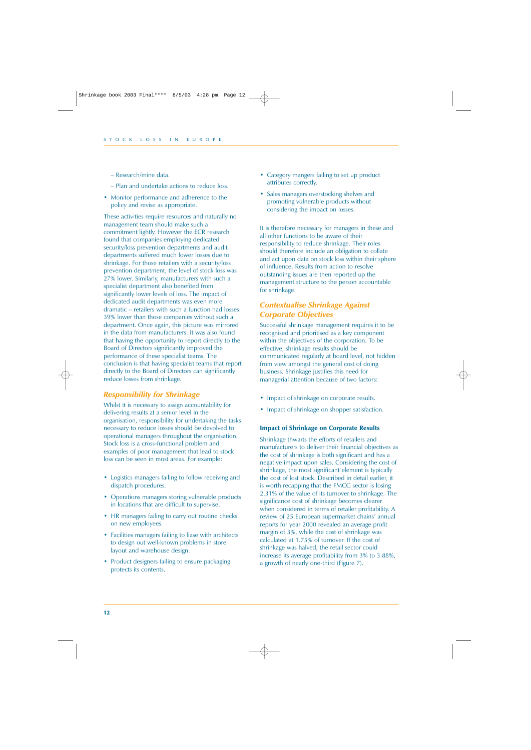– Research/mine data.

  – Plan and undertake actions to reduce loss.

- Monitor performance and adherence to the policy and revise as appropriate.

These activities require resources and naturally no management team should make such a commitment lightly. However the ECR research found that companies employing dedicated security/loss prevention departments and audit departments suffered much lower losses due to shrinkage. For those retailers with a security/loss prevention department, the level of stock loss was 27% lower. Similarly, manufacturers with such a specialist department also benefited from significantly lower levels of loss. The impact of dedicated audit departments was even more dramatic – retailers with such a function had losses 39% lower than those companies without such a department. Once again, this picture was mirrored in the data from manufacturers. It was also found that having the opportunity to report directly to the Board of Directors significantly improved the performance of these specialist teams. The conclusion is that having specialist teams that report directly to the Board of Directors can significantly reduce losses from shrinkage.

### *Responsibility for Shrinkage*

Whilst it is necessary to assign accountability for delivering results at a senior level in the organisation, responsibility for undertaking the tasks necessary to reduce losses should be devolved to operational managers throughout the organisation. Stock loss is a cross-functional problem and examples of poor management that lead to stock loss can be seen in most areas. For example:

- Logistics managers failing to follow receiving and dispatch procedures.
- Operations managers storing vulnerable products in locations that are difficult to supervise.
- HR managers failing to carry out routine checks on new employees.
- Facilities managers failing to liase with architects to design out well-known problems in store layout and warehouse design.
- Product designers failing to ensure packaging protects its contents.
- Category mangers failing to set up product attributes correctly.
- Sales managers overstocking shelves and promoting vulnerable products without considering the impact on losses.

It is therefore necessary for managers in these and all other functions to be aware of their responsibility to reduce shrinkage. Their roles should therefore include an obligation to collate and act upon data on stock loss within their sphere of influence. Results from action to resolve outstanding issues are then reported up the management structure to the person accountable for shrinkage.

### *Contextualise Shrinkage Against Corporate Objectives*

Successful shrinkage management requires it to be recognised and prioritised as a key component within the objectives of the corporation. To be effective, shrinkage results should be communicated regularly at board level, not hidden from view amongst the general cost of doing business. Shrinkage justifies this need for managerial attention because of two factors:

- Impact of shrinkage on corporate results.
- Impact of shrinkage on shopper satisfaction.

#### **Impact of Shrinkage on Corporate Results**

Shrinkage thwarts the efforts of retailers and manufacturers to deliver their financial objectives as the cost of shrinkage is both significant and has a negative impact upon sales. Considering the cost of shrinkage, the most significant element is typically the cost of lost stock. Described in detail earlier, it is worth recapping that the FMCG sector is losing 2.31% of the value of its turnover to shrinkage. The significance cost of shrinkage becomes clearer when considered in terms of retailer profitability. A review of 25 European supermarket chains' annual reports for year 2000 revealed an average profit margin of 3%, while the cost of shrinkage was calculated at 1.75% of turnover. If the cost of shrinkage was halved, the retail sector could increase its average profitability from 3% to 3.88%, a growth of nearly one-third (Figure 7).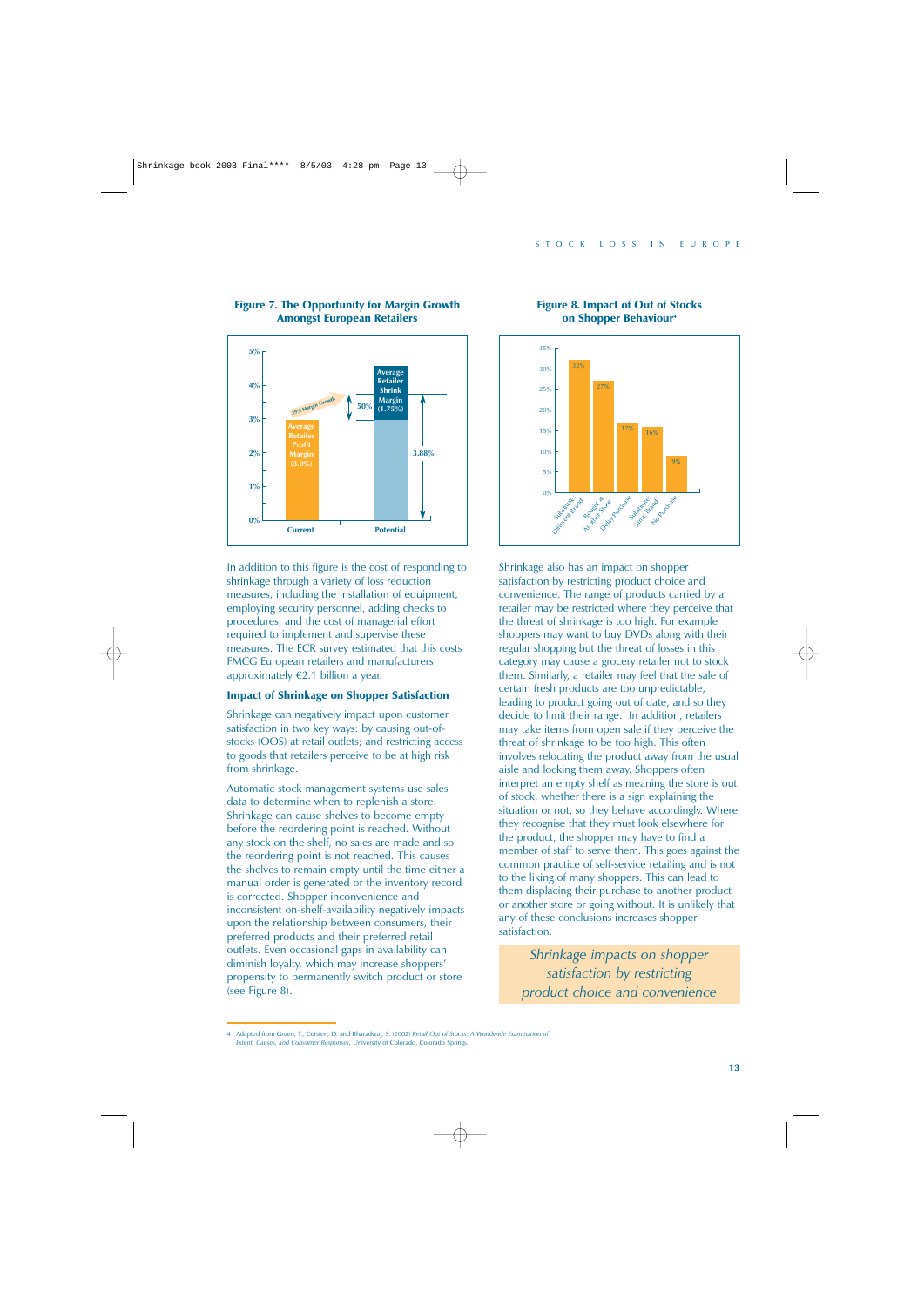**Figure 7. The Opportunity for Margin Growth Amongst European Retailers**

**Figure 8. Impact of Out of Stocks on Shopper Behaviour[4]**

| Shopper response | % |
|---|---|
| Substitute: Different Brand | 32% |
| Bought at Another Store | 27% |
| Delay Purchase | 17% |
| Substitute: Same Brand | 16% |
| No Purchase | 9% |

In addition to this figure is the cost of responding to shrinkage through a variety of loss reduction measures, including the installation of equipment, employing security personnel, adding checks to procedures, and the cost of managerial effort required to implement and supervise these measures. The ECR survey estimated that this costs FMCG European retailers and manufacturers approximately €2.1 billion a year.

### Impact of Shrinkage on Shopper Satisfaction

Shrinkage can negatively impact upon customer satisfaction in two key ways: by causing out-of-stocks (OOS) at retail outlets; and restricting access to goods that retailers perceive to be at high risk from shrinkage.

Automatic stock management systems use sales data to determine when to replenish a store. Shrinkage can cause shelves to become empty before the reordering point is reached. Without any stock on the shelf, no sales are made and so the reordering point is not reached. This causes the shelves to remain empty until the time either a manual order is generated or the inventory record is corrected. Shopper inconvenience and inconsistent on-shelf-availability negatively impacts upon the relationship between consumers, their preferred products and their preferred retail outlets. Even occasional gaps in availability can diminish loyalty, which may increase shoppers' propensity to permanently switch product or store (see Figure 8).

Shrinkage also has an impact on shopper satisfaction by restricting product choice and convenience. The range of products carried by a retailer may be restricted where they perceive that the threat of shrinkage is too high. For example shoppers may want to buy DVDs along with their regular shopping but the threat of losses in this category may cause a grocery retailer not to stock them. Similarly, a retailer may feel that the sale of certain fresh products are too unpredictable, leading to product going out of date, and so they decide to limit their range. In addition, retailers may take items from open sale if they perceive the threat of shrinkage to be too high. This often involves relocating the product away from the usual aisle and locking them away. Shoppers often interpret an empty shelf as meaning the store is out of stock, whether there is a sign explaining the situation or not, so they behave accordingly. Where they recognise that they must look elsewhere for the product, the shopper may have to find a member of staff to serve them. This goes against the common practice of self-service retailing and is not to the liking of many shoppers. This can lead to them displacing their purchase to another product or another store or going without. It is unlikely that any of these conclusions increases shopper satisfaction.

> *Shrinkage impacts on shopper satisfaction by restricting product choice and convenience*

---

4 Adapted from Gruen, T., Corsten, D. and Bharadwaj, S. (2002) *Retail Out of Stocks: A Worldwide Examination of Extent, Causes, and Consumer Responses*, University of Colorado, Colorado Springs.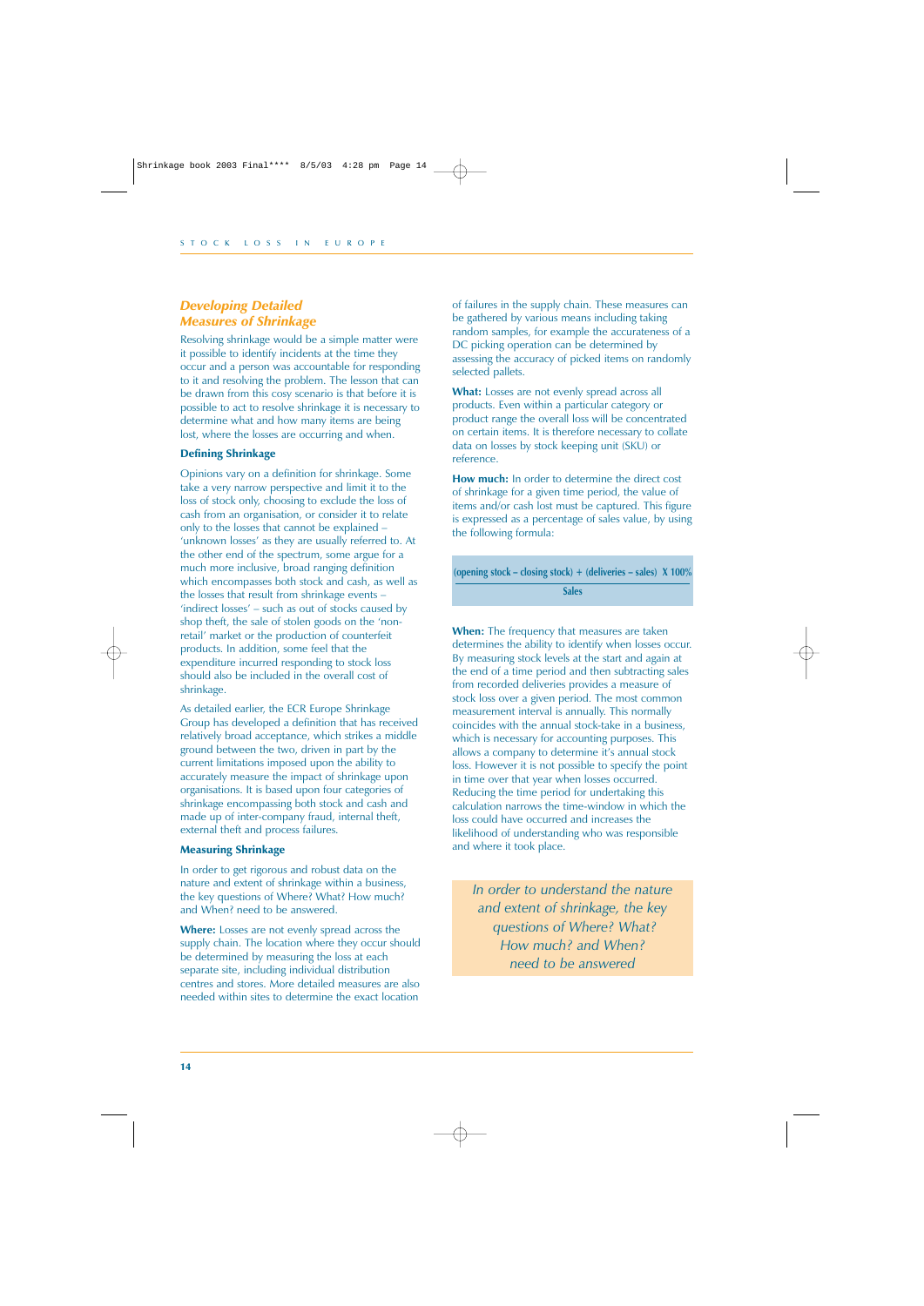## Developing Detailed Measures of Shrinkage

Resolving shrinkage would be a simple matter were it possible to identify incidents at the time they occur and a person was accountable for responding to it and resolving the problem. The lesson that can be drawn from this cosy scenario is that before it is possible to act to resolve shrinkage it is necessary to determine what and how many items are being lost, where the losses are occurring and when.

### Defining Shrinkage

Opinions vary on a definition for shrinkage. Some take a very narrow perspective and limit it to the loss of stock only, choosing to exclude the loss of cash from an organisation, or consider it to relate only to the losses that cannot be explained – 'unknown losses' as they are usually referred to. At the other end of the spectrum, some argue for a much more inclusive, broad ranging definition which encompasses both stock and cash, as well as the losses that result from shrinkage events – 'indirect losses' – such as out of stocks caused by shop theft, the sale of stolen goods on the 'non-retail' market or the production of counterfeit products. In addition, some feel that the expenditure incurred responding to stock loss should also be included in the overall cost of shrinkage.

As detailed earlier, the ECR Europe Shrinkage Group has developed a definition that has received relatively broad acceptance, which strikes a middle ground between the two, driven in part by the current limitations imposed upon the ability to accurately measure the impact of shrinkage upon organisations. It is based upon four categories of shrinkage encompassing both stock and cash and made up of inter-company fraud, internal theft, external theft and process failures.

### Measuring Shrinkage

In order to get rigorous and robust data on the nature and extent of shrinkage within a business, the key questions of Where? What? How much? and When? need to be answered.

**Where:** Losses are not evenly spread across the supply chain. The location where they occur should be determined by measuring the loss at each separate site, including individual distribution centres and stores. More detailed measures are also needed within sites to determine the exact location of failures in the supply chain. These measures can be gathered by various means including taking random samples, for example the accurateness of a DC picking operation can be determined by assessing the accuracy of picked items on randomly selected pallets.

**What:** Losses are not evenly spread across all products. Even within a particular category or product range the overall loss will be concentrated on certain items. It is therefore necessary to collate data on losses by stock keeping unit (SKU) or reference.

**How much:** In order to determine the direct cost of shrinkage for a given time period, the value of items and/or cash lost must be captured. This figure is expressed as a percentage of sales value, by using the following formula:

$$\frac{(\text{opening stock} - \text{closing stock}) + (\text{deliveries} - \text{sales})}{\text{Sales}} \times 100\%$$

**When:** The frequency that measures are taken determines the ability to identify when losses occur. By measuring stock levels at the start and again at the end of a time period and then subtracting sales from recorded deliveries provides a measure of stock loss over a given period. The most common measurement interval is annually. This normally coincides with the annual stock-take in a business, which is necessary for accounting purposes. This allows a company to determine it's annual stock loss. However it is not possible to specify the point in time over that year when losses occurred. Reducing the time period for undertaking this calculation narrows the time-window in which the loss could have occurred and increases the likelihood of understanding who was responsible and where it took place.

*In order to understand the nature and extent of shrinkage, the key questions of Where? What? How much? and When? need to be answered*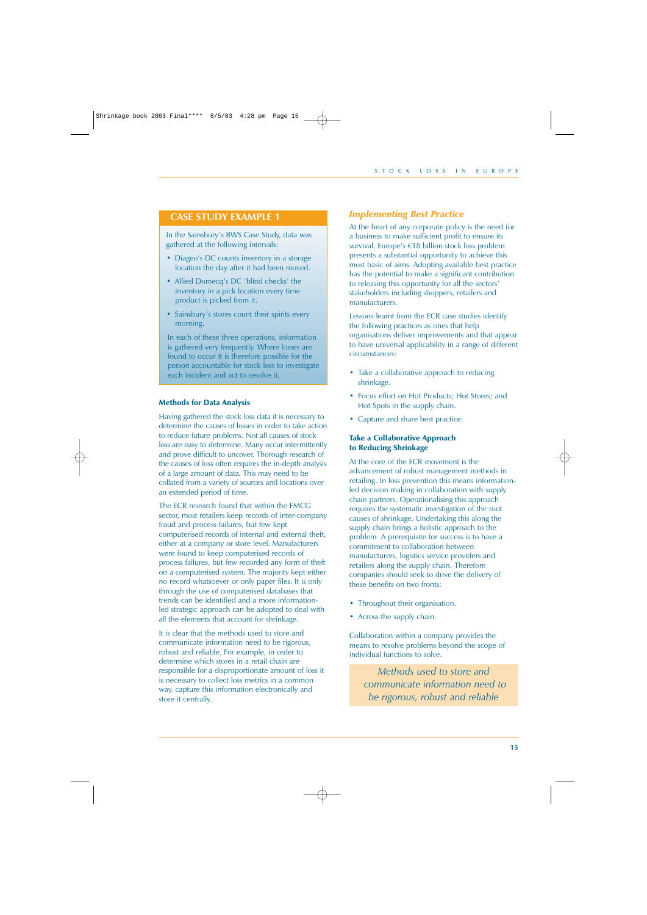## CASE STUDY EXAMPLE 1

In the Sainsbury's BWS Case Study, data was gathered at the following intervals:

- Diageo's DC counts inventory in a storage location the day after it had been moved.
- Allied Domecq's DC 'blind checks' the inventory in a pick location every time product is picked from it.
- Sainsbury's stores count their spirits every morning.

In each of these three operations, information is gathered very frequently. Where losses are found to occur it is therefore possible for the person accountable for stock loss to investigate each incident and act to resolve it.

### Methods for Data Analysis

Having gathered the stock loss data it is necessary to determine the causes of losses in order to take action to reduce future problems. Not all causes of stock loss are easy to determine. Many occur intermittently and prove difficult to uncover. Thorough research of the causes of loss often requires the in-depth analysis of a large amount of data. This may need to be collated from a variety of sources and locations over an extended period of time.

The ECR research found that within the FMCG sector, most retailers keep records of inter-company fraud and process failures, but few kept computerised records of internal and external theft, either at a company or store level. Manufacturers were found to keep computerised records of process failures, but few recorded any form of theft on a computerised system. The majority kept either no record whatsoever or only paper files. It is only through the use of computerised databases that trends can be identified and a more information-led strategic approach can be adopted to deal with all the elements that account for shrinkage.

It is clear that the methods used to store and communicate information need to be rigorous, robust and reliable. For example, in order to determine which stores in a retail chain are responsible for a disproportionate amount of loss it is necessary to collect loss metrics in a common way, capture this information electronically and store it centrally.

## *Implementing Best Practice*

At the heart of any corporate policy is the need for a business to make sufficient profit to ensure its survival. Europe's €18 billion stock loss problem presents a substantial opportunity to achieve this most basic of aims. Adopting available best practice has the potential to make a significant contribution to releasing this opportunity for all the sectors' stakeholders including shoppers, retailers and manufacturers.

Lessons learnt from the ECR case studies identify the following practices as ones that help organisations deliver improvements and that appear to have universal applicability in a range of different circumstances:

- Take a collaborative approach to reducing shrinkage.
- Focus effort on Hot Products; Hot Stores; and Hot Spots in the supply chain.
- Capture and share best practice.

### Take a Collaborative Approach to Reducing Shrinkage

At the core of the ECR movement is the advancement of robust management methods in retailing. In loss prevention this means information-led decision making in collaboration with supply chain partners. Operationalising this approach requires the systematic investigation of the root causes of shrinkage. Undertaking this along the supply chain brings a holistic approach to the problem. A prerequisite for success is to have a commitment to collaboration between manufacturers, logistics service providers and retailers along the supply chain. Therefore companies should seek to drive the delivery of these benefits on two fronts:

- Throughout their organisation.
- Across the supply chain.

Collaboration within a company provides the means to resolve problems beyond the scope of individual functions to solve.

*Methods used to store and communicate information need to be rigorous, robust and reliable*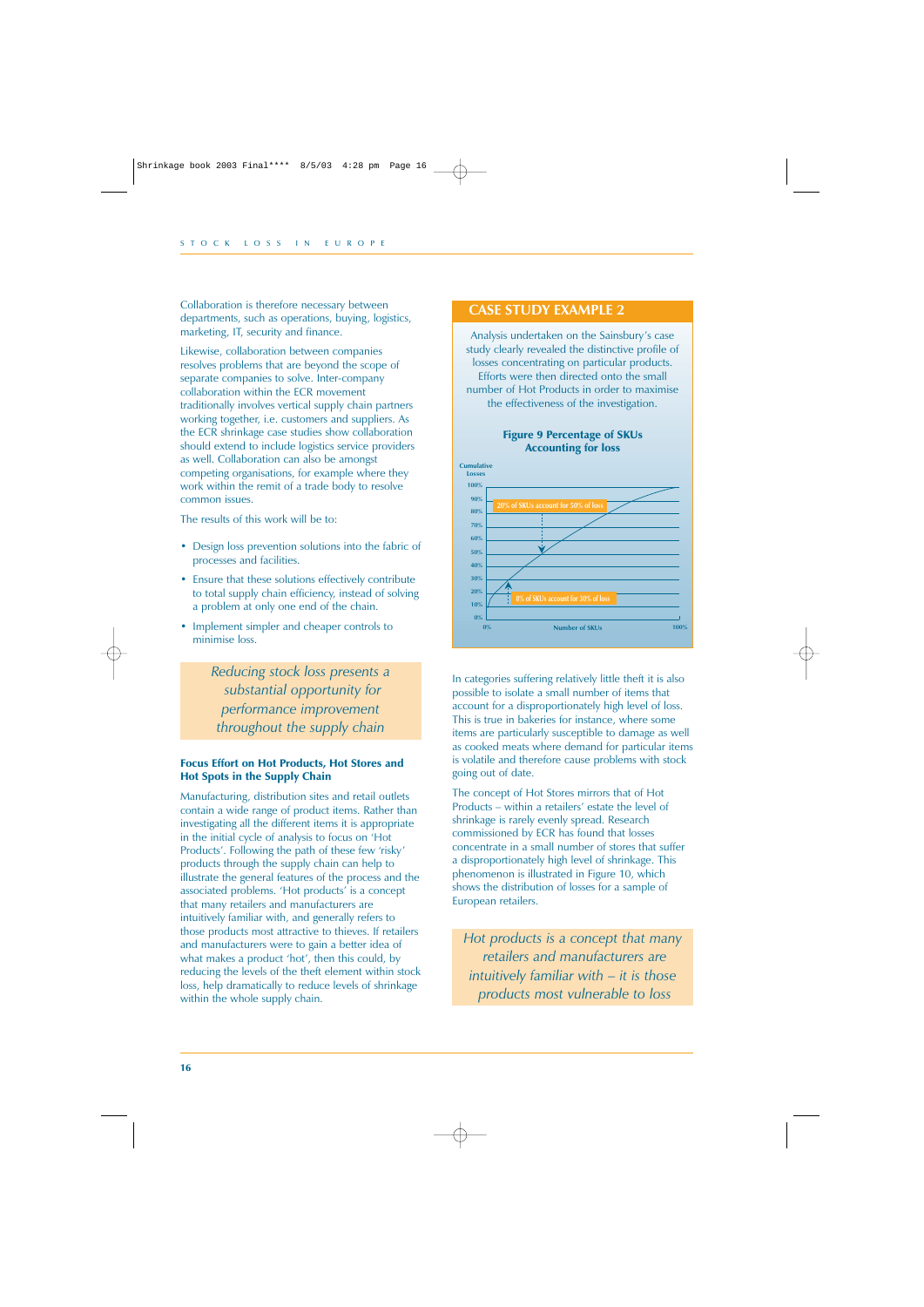Collaboration is therefore necessary between departments, such as operations, buying, logistics, marketing, IT, security and finance.

Likewise, collaboration between companies resolves problems that are beyond the scope of separate companies to solve. Inter-company collaboration within the ECR movement traditionally involves vertical supply chain partners working together, i.e. customers and suppliers. As the ECR shrinkage case studies show collaboration should extend to include logistics service providers as well. Collaboration can also be amongst competing organisations, for example where they work within the remit of a trade body to resolve common issues.

The results of this work will be to:

- Design loss prevention solutions into the fabric of processes and facilities.
- Ensure that these solutions effectively contribute to total supply chain efficiency, instead of solving a problem at only one end of the chain.
- Implement simpler and cheaper controls to minimise loss.

*Reducing stock loss presents a substantial opportunity for performance improvement throughout the supply chain*

### Focus Effort on Hot Products, Hot Stores and Hot Spots in the Supply Chain

Manufacturing, distribution sites and retail outlets contain a wide range of product items. Rather than investigating all the different items it is appropriate in the initial cycle of analysis to focus on 'Hot Products'. Following the path of these few 'risky' products through the supply chain can help to illustrate the general features of the process and the associated problems. 'Hot products' is a concept that many retailers and manufacturers are intuitively familiar with, and generally refers to those products most attractive to thieves. If retailers and manufacturers were to gain a better idea of what makes a product 'hot', then this could, by reducing the levels of the theft element within stock loss, help dramatically to reduce levels of shrinkage within the whole supply chain.

## CASE STUDY EXAMPLE 2

Analysis undertaken on the Sainsbury's case study clearly revealed the distinctive profile of losses concentrating on particular products. Efforts were then directed onto the small number of Hot Products in order to maximise the effectiveness of the investigation.

**Figure 9 Percentage of SKUs Accounting for loss**

Cumulative Losses (0%–100%) vs Number of SKUs (0%–100%)

- 20% of SKUs account for 50% of loss
- 8% of SKUs account for 30% of loss

In categories suffering relatively little theft it is also possible to isolate a small number of items that account for a disproportionately high level of loss. This is true in bakeries for instance, where some items are particularly susceptible to damage as well as cooked meats where demand for particular items is volatile and therefore cause problems with stock going out of date.

The concept of Hot Stores mirrors that of Hot Products – within a retailers' estate the level of shrinkage is rarely evenly spread. Research commissioned by ECR has found that losses concentrate in a small number of stores that suffer a disproportionately high level of shrinkage. This phenomenon is illustrated in Figure 10, which shows the distribution of losses for a sample of European retailers.

*Hot products is a concept that many retailers and manufacturers are intuitively familiar with – it is those products most vulnerable to loss*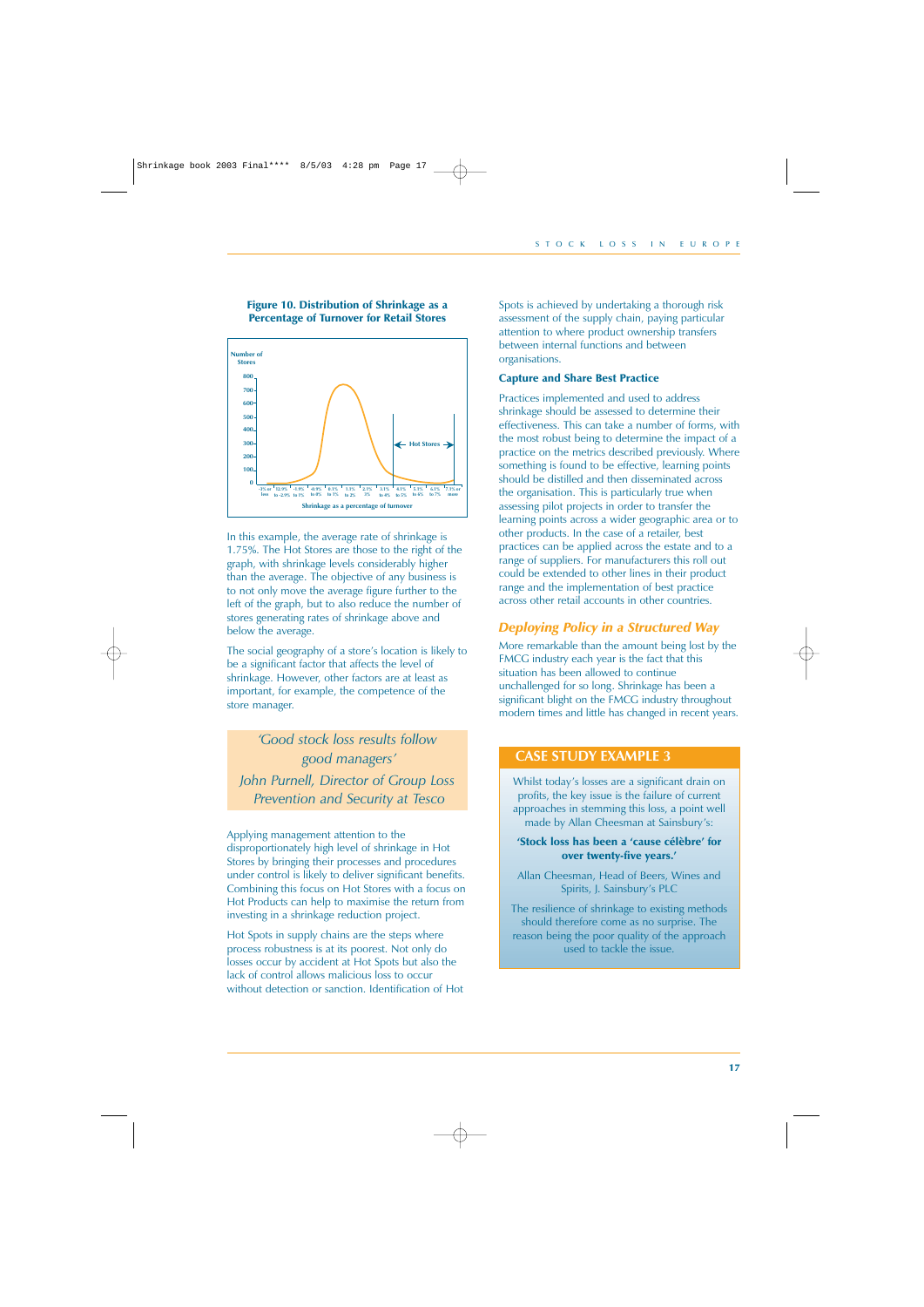**Figure 10. Distribution of Shrinkage as a Percentage of Turnover for Retail Stores**

In this example, the average rate of shrinkage is 1.75%. The Hot Stores are those to the right of the graph, with shrinkage levels considerably higher than the average. The objective of any business is to not only move the average figure further to the left of the graph, but to also reduce the number of stores generating rates of shrinkage above and below the average.

The social geography of a store's location is likely to be a significant factor that affects the level of shrinkage. However, other factors are at least as important, for example, the competence of the store manager.

> *'Good stock loss results follow good managers'*
>
> *John Purnell, Director of Group Loss Prevention and Security at Tesco*

Applying management attention to the disproportionately high level of shrinkage in Hot Stores by bringing their processes and procedures under control is likely to deliver significant benefits. Combining this focus on Hot Stores with a focus on Hot Products can help to maximise the return from investing in a shrinkage reduction project.

Hot Spots in supply chains are the steps where process robustness is at its poorest. Not only do losses occur by accident at Hot Spots but also the lack of control allows malicious loss to occur without detection or sanction. Identification of Hot Spots is achieved by undertaking a thorough risk assessment of the supply chain, paying particular attention to where product ownership transfers between internal functions and between organisations.

### Capture and Share Best Practice

Practices implemented and used to address shrinkage should be assessed to determine their effectiveness. This can take a number of forms, with the most robust being to determine the impact of a practice on the metrics described previously. Where something is found to be effective, learning points should be distilled and then disseminated across the organisation. This is particularly true when assessing pilot projects in order to transfer the learning points across a wider geographic area or to other products. In the case of a retailer, best practices can be applied across the estate and to a range of suppliers. For manufacturers this roll out could be extended to other lines in their product range and the implementation of best practice across other retail accounts in other countries.

## *Deploying Policy in a Structured Way*

More remarkable than the amount being lost by the FMCG industry each year is the fact that this situation has been allowed to continue unchallenged for so long. Shrinkage has been a significant blight on the FMCG industry throughout modern times and little has changed in recent years.

### CASE STUDY EXAMPLE 3

Whilst today's losses are a significant drain on profits, the key issue is the failure of current approaches in stemming this loss, a point well made by Allan Cheesman at Sainsbury's:

**'Stock loss has been a 'cause célèbre' for over twenty-five years.'**

Allan Cheesman, Head of Beers, Wines and Spirits, J. Sainsbury's PLC

The resilience of shrinkage to existing methods should therefore come as no surprise. The reason being the poor quality of the approach used to tackle the issue.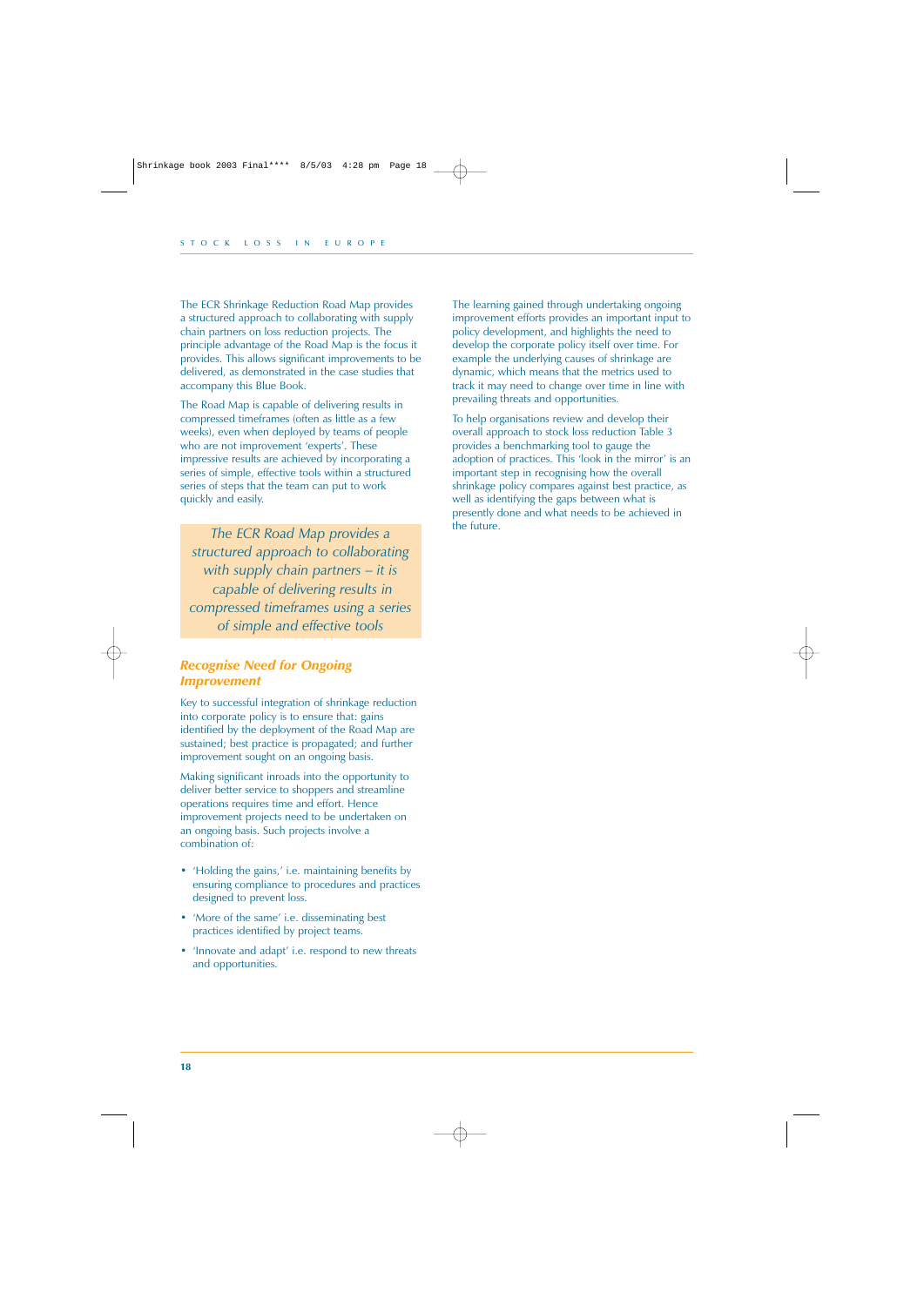The ECR Shrinkage Reduction Road Map provides a structured approach to collaborating with supply chain partners on loss reduction projects. The principle advantage of the Road Map is the focus it provides. This allows significant improvements to be delivered, as demonstrated in the case studies that accompany this Blue Book.

The Road Map is capable of delivering results in compressed timeframes (often as little as a few weeks), even when deployed by teams of people who are not improvement 'experts'. These impressive results are achieved by incorporating a series of simple, effective tools within a structured series of steps that the team can put to work quickly and easily.

*The ECR Road Map provides a structured approach to collaborating with supply chain partners – it is capable of delivering results in compressed timeframes using a series of simple and effective tools*

### Recognise Need for Ongoing Improvement

Key to successful integration of shrinkage reduction into corporate policy is to ensure that: gains identified by the deployment of the Road Map are sustained; best practice is propagated; and further improvement sought on an ongoing basis.

Making significant inroads into the opportunity to deliver better service to shoppers and streamline operations requires time and effort. Hence improvement projects need to be undertaken on an ongoing basis. Such projects involve a combination of:

- 'Holding the gains,' i.e. maintaining benefits by ensuring compliance to procedures and practices designed to prevent loss.
- 'More of the same' i.e. disseminating best practices identified by project teams.
- 'Innovate and adapt' i.e. respond to new threats and opportunities.

The learning gained through undertaking ongoing improvement efforts provides an important input to policy development, and highlights the need to develop the corporate policy itself over time. For example the underlying causes of shrinkage are dynamic, which means that the metrics used to track it may need to change over time in line with prevailing threats and opportunities.

To help organisations review and develop their overall approach to stock loss reduction Table 3 provides a benchmarking tool to gauge the adoption of practices. This 'look in the mirror' is an important step in recognising how the overall shrinkage policy compares against best practice, as well as identifying the gaps between what is presently done and what needs to be achieved in the future.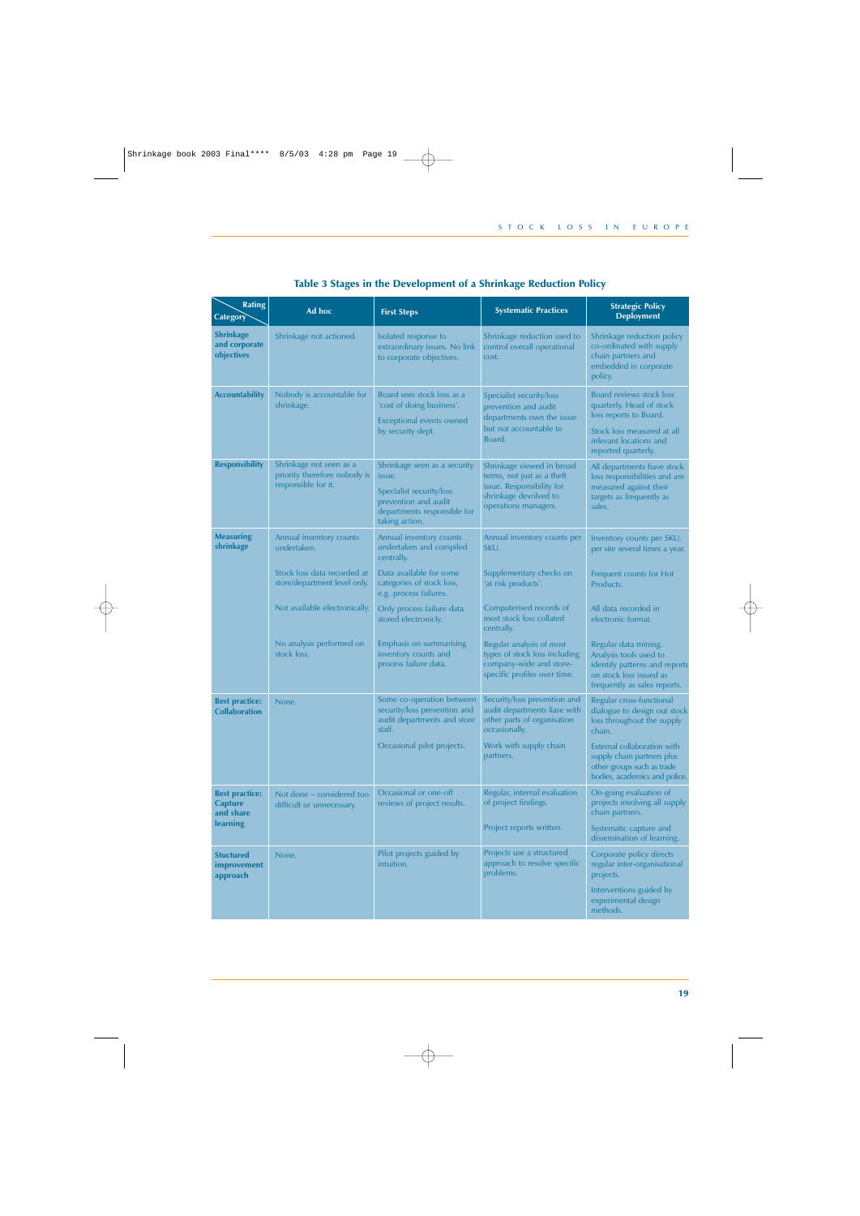**Table 3 Stages in the Development of a Shrinkage Reduction Policy**

| Category \ Rating | Ad hoc | First Steps | Systematic Practices | Strategic Policy Deployment |
|---|---|---|---|---|
| **Shrinkage and corporate objectives** | Shrinkage not actioned. | Isolated response to extraordinary issues. No link to corporate objectives. | Shrinkage reduction used to control overall operational cost. | Shrinkage reduction policy co-ordinated with supply chain partners and embedded in corporate policy. |
| **Accountability** | Nobody is accountable for shrinkage. | Board sees stock loss as a 'cost of doing business'. Exceptional events owned by security dept. | Specialist security/loss prevention and audit departments own the issue but not accountable to Board. | Board reviews stock loss quarterly. Head of stock loss reports to Board. Stock loss measured at all relevant locations and reported quarterly. |
| **Responsibility** | Shrinkage not seen as a priority therefore nobody is responsible for it. | Shrinkage seen as a security issue. Specialist security/loss prevention and audit departments responsible for taking action. | Shrinkage viewed in broad terms, not just as a theft issue. Responsibility for shrinkage devolved to operations managers. | All departments have stock loss responsibilities and are measured against their targets as frequently as sales. |
| **Measuring shrinkage** | Annual inventory counts undertaken. Stock loss data recorded at store/department level only. Not available electronically. No analysis performed on stock loss. | Annual inventory counts undertaken and compiled centrally. Data available for some categories of stock loss, e.g. process failures. Only process failure data stored electronically. Emphasis on summarising inventory counts and process failure data. | Annual inventory counts per SKU. Supplementary checks on 'at risk products'. Computerised records of most stock loss collated centrally. Regular analysis of most types of stock loss including company-wide and store-specific profiles over time. | Inventory counts per SKU, per site several times a year. Frequent counts for Hot Products. All data recorded in electronic format. Regular data mining. Analysis tools used to identify patterns and reports on stock loss issued as frequently as sales reports. |
| **Best practice: Collaboration** | None. | Some co-operation between security/loss prevention and audit departments and store staff. Occasional pilot projects. | Security/loss prevention and audit departments liase with other parts of organisation occasionally. Work with supply chain partners. | Regular cross-functional dialogue to design out stock loss throughout the supply chain. External collaboration with supply chain partners plus other groups such as trade bodies, academics and police. |
| **Best practice: Capture and share learning** | Not done – considered too difficult or unnecessary. | Occasional or one-off reviews of project results. | Regular, internal evaluation of project findings. Project reports written. | On-going evaluation of projects involving all supply chain partners. Systematic capture and dissemination of learning. |
| **Stuctured improvement approach** | None. | Pilot projects guided by intuition. | Projects use a structured approach to resolve specific problems. | Corporate policy directs regular inter-organisational projects. Interventions guided by experimental design methods. |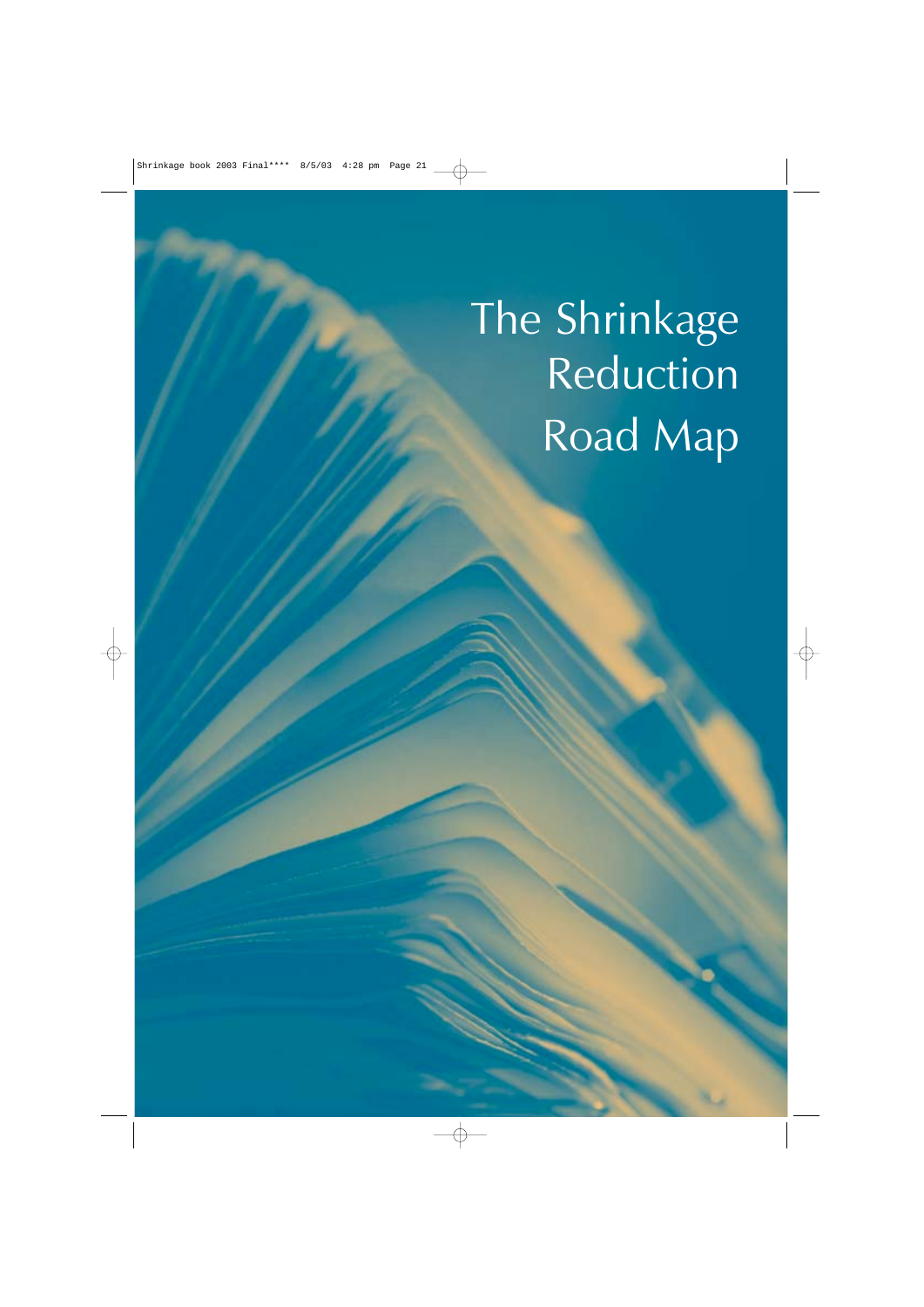# The Shrinkage Reduction Road Map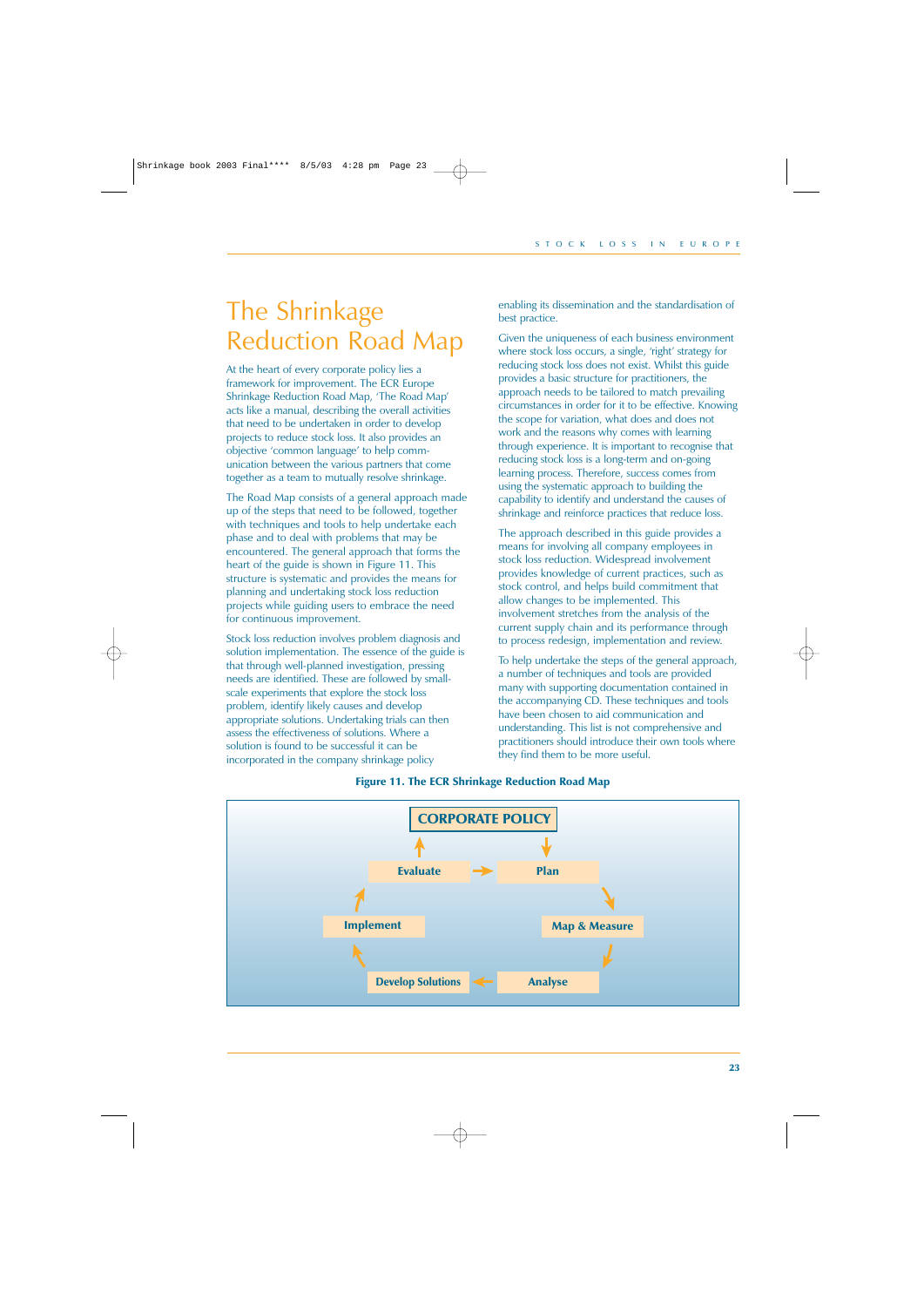# The Shrinkage Reduction Road Map

At the heart of every corporate policy lies a framework for improvement. The ECR Europe Shrinkage Reduction Road Map, 'The Road Map' acts like a manual, describing the overall activities that need to be undertaken in order to develop projects to reduce stock loss. It also provides an objective 'common language' to help communication between the various partners that come together as a team to mutually resolve shrinkage.

The Road Map consists of a general approach made up of the steps that need to be followed, together with techniques and tools to help undertake each phase and to deal with problems that may be encountered. The general approach that forms the heart of the guide is shown in Figure 11. This structure is systematic and provides the means for planning and undertaking stock loss reduction projects while guiding users to embrace the need for continuous improvement.

Stock loss reduction involves problem diagnosis and solution implementation. The essence of the guide is that through well-planned investigation, pressing needs are identified. These are followed by small-scale experiments that explore the stock loss problem, identify likely causes and develop appropriate solutions. Undertaking trials can then assess the effectiveness of solutions. Where a solution is found to be successful it can be incorporated in the company shrinkage policy enabling its dissemination and the standardisation of best practice.

Given the uniqueness of each business environment where stock loss occurs, a single, 'right' strategy for reducing stock loss does not exist. Whilst this guide provides a basic structure for practitioners, the approach needs to be tailored to match prevailing circumstances in order for it to be effective. Knowing the scope for variation, what does and does not work and the reasons why comes with learning through experience. It is important to recognise that reducing stock loss is a long-term and on-going learning process. Therefore, success comes from using the systematic approach to building the capability to identify and understand the causes of shrinkage and reinforce practices that reduce loss.

The approach described in this guide provides a means for involving all company employees in stock loss reduction. Widespread involvement provides knowledge of current practices, such as stock control, and helps build commitment that allow changes to be implemented. This involvement stretches from the analysis of the current supply chain and its performance through to process redesign, implementation and review.

To help undertake the steps of the general approach, a number of techniques and tools are provided many with supporting documentation contained in the accompanying CD. These techniques and tools have been chosen to aid communication and understanding. This list is not comprehensive and practitioners should introduce their own tools where they find them to be more useful.

**Figure 11. The ECR Shrinkage Reduction Road Map**

CORPORATE POLICY → Plan → Map & Measure → Analyse → Develop Solutions → Implement → Evaluate → CORPORATE POLICY (Evaluate → Plan)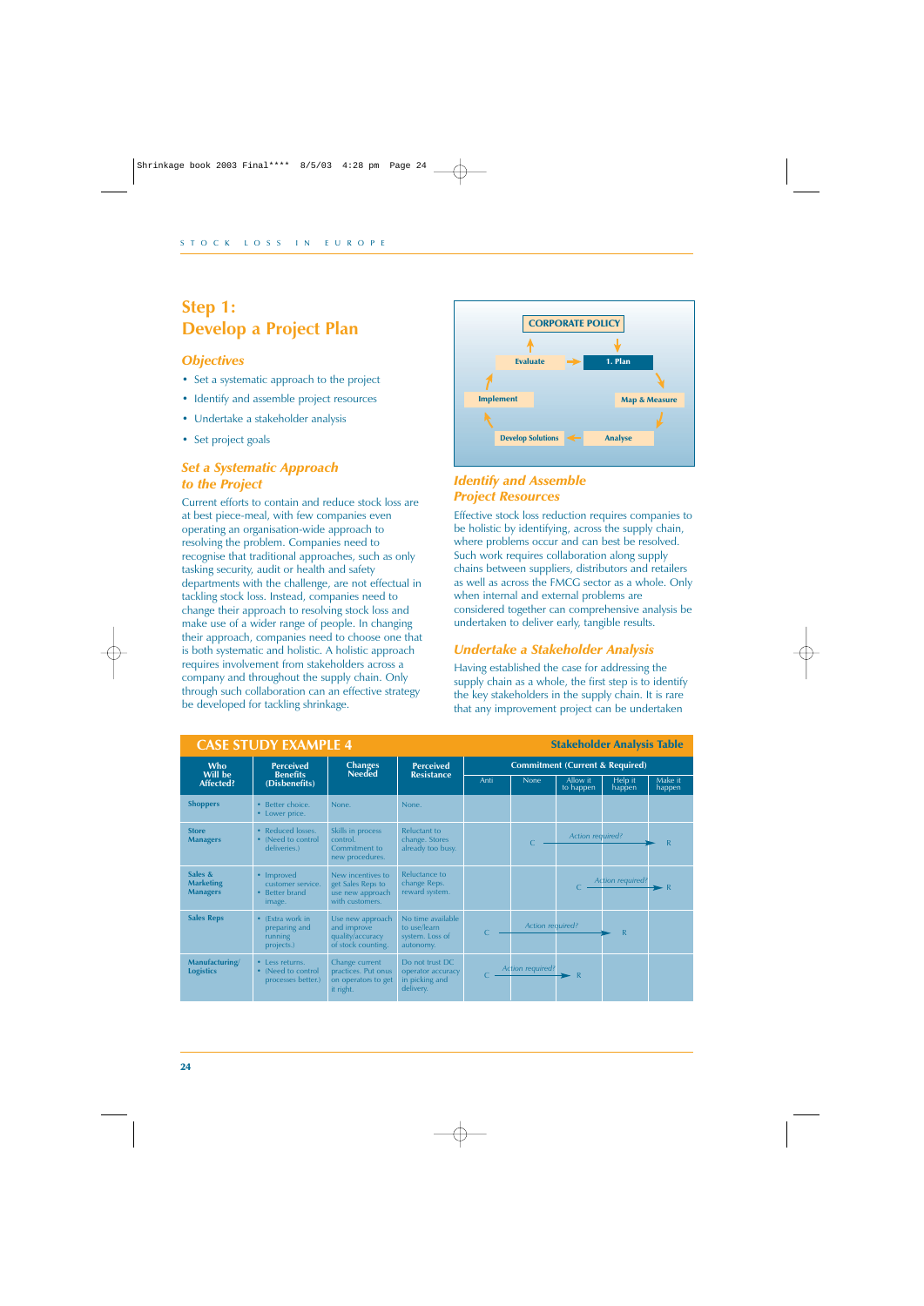## Step 1:
## Develop a Project Plan

### *Objectives*

- Set a systematic approach to the project
- Identify and assemble project resources
- Undertake a stakeholder analysis
- Set project goals

### *Set a Systematic Approach to the Project*

Current efforts to contain and reduce stock loss are at best piece-meal, with few companies even operating an organisation-wide approach to resolving the problem. Companies need to recognise that traditional approaches, such as only tasking security, audit or health and safety departments with the challenge, are not effectual in tackling stock loss. Instead, companies need to change their approach to resolving stock loss and make use of a wider range of people. In changing their approach, companies need to choose one that is both systematic and holistic. A holistic approach requires involvement from stakeholders across a company and throughout the supply chain. Only through such collaboration can an effective strategy be developed for tackling shrinkage.

CORPORATE POLICY

Evaluate → 1. Plan → Map & Measure → Analyse → Develop Solutions → Implement → Evaluate

### *Identify and Assemble Project Resources*

Effective stock loss reduction requires companies to be holistic by identifying, across the supply chain, where problems occur and can best be resolved. Such work requires collaboration along supply chains between suppliers, distributors and retailers as well as across the FMCG sector as a whole. Only when internal and external problems are considered together can comprehensive analysis be undertaken to deliver early, tangible results.

### *Undertake a Stakeholder Analysis*

Having established the case for addressing the supply chain as a whole, the first step is to identify the key stakeholders in the supply chain. It is rare that any improvement project can be undertaken

**CASE STUDY EXAMPLE 4** — **Stakeholder Analysis Table**

| Who Will be Affected? | Perceived Benefits (Disbenefits) | Changes Needed | Perceived Resistance | Commitment (Current & Required) | | | | |
|---|---|---|---|---|---|---|---|---|
| | | | | Anti | None | Allow it to happen | Help it happen | Make it happen |
| **Shoppers** | • Better choice.<br>• Lower price. | None. | None. | | | | | |
| **Store Managers** | • Reduced losses.<br>• (Need to control deliveries.) | Skills in process control. Commitment to new procedures. | Reluctant to change. Stores already too busy. | | C | *Action required?* → | → | R |
| **Sales & Marketing Managers** | • Improved customer service.<br>• Better brand image. | New incentives to get Sales Reps to use new approach with customers. | Reluctance to change Reps. reward system. | | | C | *Action required?* → | R |
| **Sales Reps** | • (Extra work in preparing and running projects.) | Use new approach and improve quality/accuracy of stock counting. | No time available to use/learn system. Loss of autonomy. | C | *Action required?* → | → | R | |
| **Manufacturing/ Logistics** | • Less returns.<br>• (Need to control processes better.) | Change current practices. Put onus on operators to get it right. | Do not trust DC operator accuracy in picking and delivery. | C | *Action required?* → | R | | |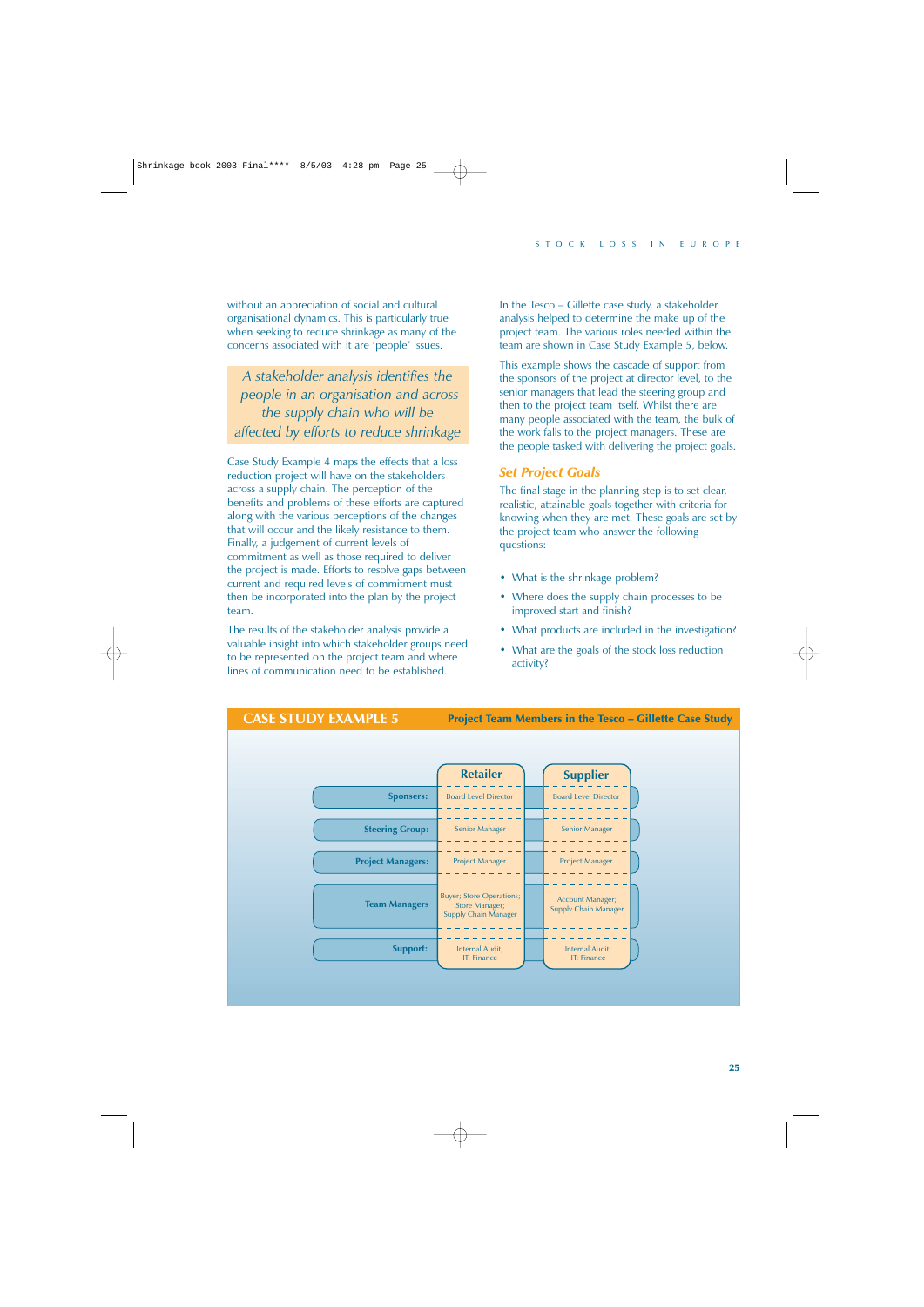without an appreciation of social and cultural organisational dynamics. This is particularly true when seeking to reduce shrinkage as many of the concerns associated with it are 'people' issues.

*A stakeholder analysis identifies the people in an organisation and across the supply chain who will be affected by efforts to reduce shrinkage*

Case Study Example 4 maps the effects that a loss reduction project will have on the stakeholders across a supply chain. The perception of the benefits and problems of these efforts are captured along with the various perceptions of the changes that will occur and the likely resistance to them. Finally, a judgement of current levels of commitment as well as those required to deliver the project is made. Efforts to resolve gaps between current and required levels of commitment must then be incorporated into the plan by the project team.

The results of the stakeholder analysis provide a valuable insight into which stakeholder groups need to be represented on the project team and where lines of communication need to be established.

In the Tesco – Gillette case study, a stakeholder analysis helped to determine the make up of the project team. The various roles needed within the team are shown in Case Study Example 5, below.

This example shows the cascade of support from the sponsors of the project at director level, to the senior managers that lead the steering group and then to the project team itself. Whilst there are many people associated with the team, the bulk of the work falls to the project managers. These are the people tasked with delivering the project goals.

## Set Project Goals

The final stage in the planning step is to set clear, realistic, attainable goals together with criteria for knowing when they are met. These goals are set by the project team who answer the following questions:

- What is the shrinkage problem?
- Where does the supply chain processes to be improved start and finish?
- What products are included in the investigation?
- What are the goals of the stock loss reduction activity?

## CASE STUDY EXAMPLE 5 — Project Team Members in the Tesco – Gillette Case Study

| | Retailer | Supplier |
|---|---|---|
| **Sponsors:** | Board Level Director | Board Level Director |
| **Steering Group:** | Senior Manager | Senior Manager |
| **Project Managers:** | Project Manager | Project Manager |
| **Team Managers** | Buyer; Store Operations; Store Manager; Supply Chain Manager | Account Manager; Supply Chain Manager |
| **Support:** | Internal Audit; IT; Finance | Internal Audit; IT; Finance |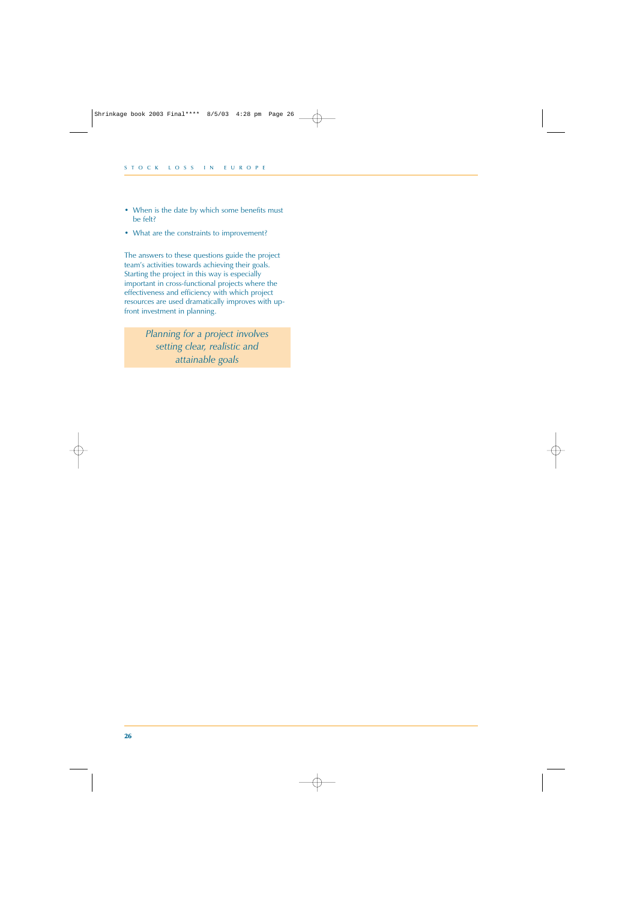- When is the date by which some benefits must be felt?
- What are the constraints to improvement?

The answers to these questions guide the project team's activities towards achieving their goals. Starting the project in this way is especially important in cross-functional projects where the effectiveness and efficiency with which project resources are used dramatically improves with up-front investment in planning.

*Planning for a project involves setting clear, realistic and attainable goals*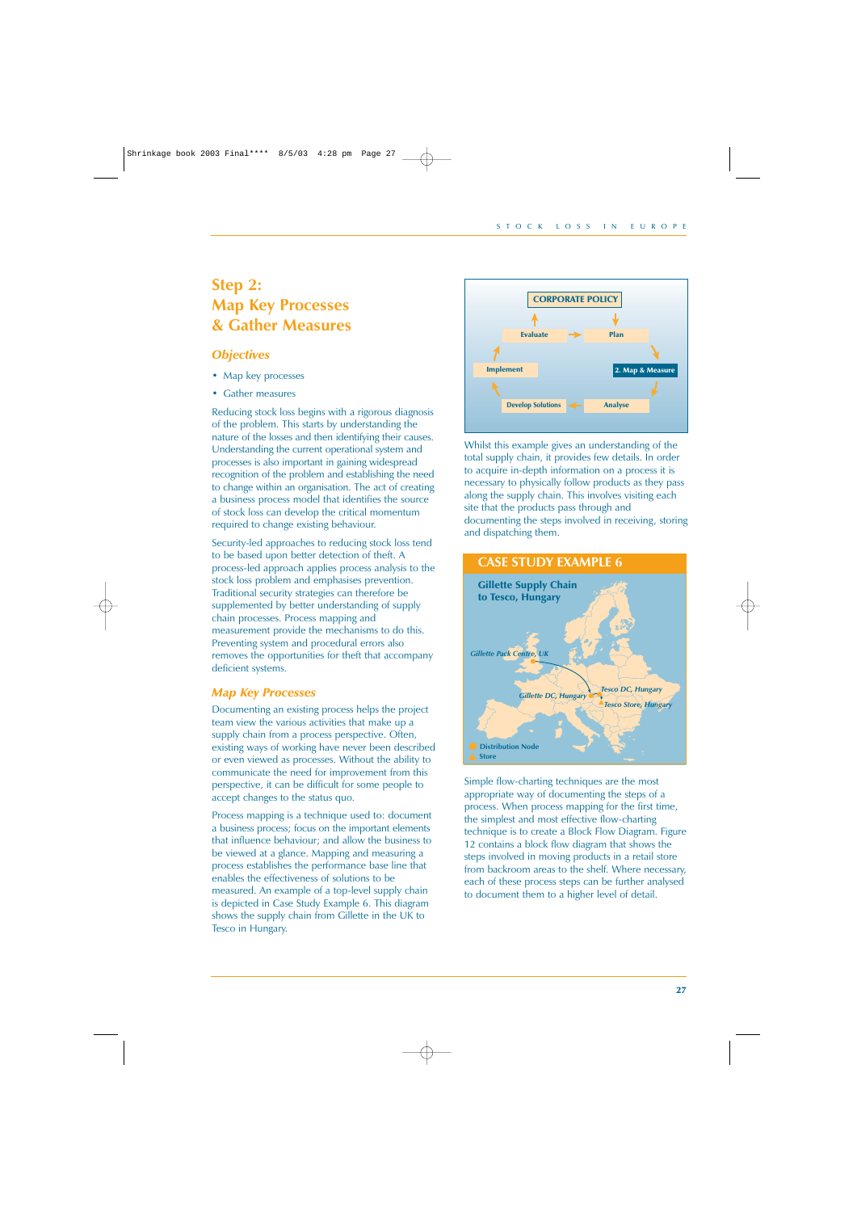# Step 2: Map Key Processes & Gather Measures

### *Objectives*

- Map key processes
- Gather measures

Reducing stock loss begins with a rigorous diagnosis of the problem. This starts by understanding the nature of the losses and then identifying their causes. Understanding the current operational system and processes is also important in gaining widespread recognition of the problem and establishing the need to change within an organisation. The act of creating a business process model that identifies the source of stock loss can develop the critical momentum required to change existing behaviour.

Security-led approaches to reducing stock loss tend to be based upon better detection of theft. A process-led approach applies process analysis to the stock loss problem and emphasises prevention. Traditional security strategies can therefore be supplemented by better understanding of supply chain processes. Process mapping and measurement provide the mechanisms to do this. Preventing system and procedural errors also removes the opportunities for theft that accompany deficient systems.

### *Map Key Processes*

Documenting an existing process helps the project team view the various activities that make up a supply chain from a process perspective. Often, existing ways of working have never been described or even viewed as processes. Without the ability to communicate the need for improvement from this perspective, it can be difficult for some people to accept changes to the status quo.

Process mapping is a technique used to: document a business process; focus on the important elements that influence behaviour; and allow the business to be viewed at a glance. Mapping and measuring a process establishes the performance base line that enables the effectiveness of solutions to be measured. An example of a top-level supply chain is depicted in Case Study Example 6. This diagram shows the supply chain from Gillette in the UK to Tesco in Hungary.

CORPORATE POLICY

Evaluate → Plan → 2. Map & Measure → Analyse → Develop Solutions → Implement → Evaluate

Whilst this example gives an understanding of the total supply chain, it provides few details. In order to acquire in-depth information on a process it is necessary to physically follow products as they pass along the supply chain. This involves visiting each site that the products pass through and documenting the steps involved in receiving, storing and dispatching them.

**CASE STUDY EXAMPLE 6**

**Gillette Supply Chain to Tesco, Hungary**

Gillette Pack Centre, UK

Gillette DC, Hungary

Tesco DC, Hungary

Tesco Store, Hungary

Distribution Node

Store

Simple flow-charting techniques are the most appropriate way of documenting the steps of a process. When process mapping for the first time, the simplest and most effective flow-charting technique is to create a Block Flow Diagram. Figure 12 contains a block flow diagram that shows the steps involved in moving products in a retail store from backroom areas to the shelf. Where necessary, each of these process steps can be further analysed to document them to a higher level of detail.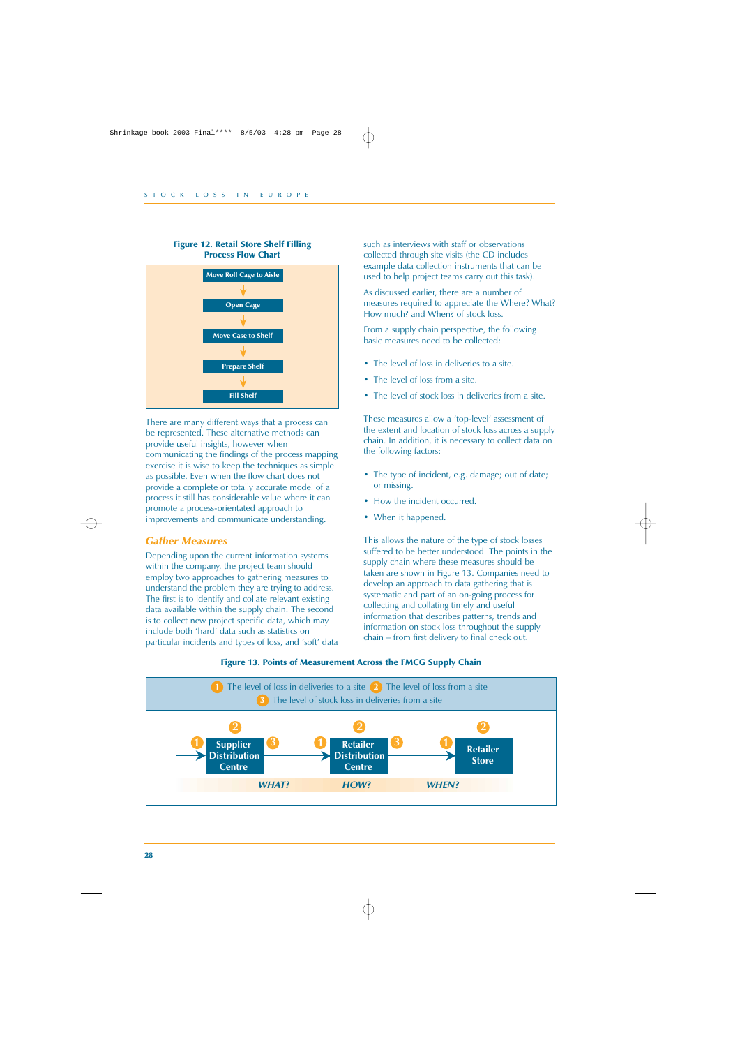**Figure 12. Retail Store Shelf Filling Process Flow Chart**

Move Roll Cage to Aisle → Open Cage → Move Case to Shelf → Prepare Shelf → Fill Shelf

There are many different ways that a process can be represented. These alternative methods can provide useful insights, however when communicating the findings of the process mapping exercise it is wise to keep the techniques as simple as possible. Even when the flow chart does not provide a complete or totally accurate model of a process it still has considerable value where it can promote a process-orientated approach to improvements and communicate understanding.

## Gather Measures

Depending upon the current information systems within the company, the project team should employ two approaches to gathering measures to understand the problem they are trying to address. The first is to identify and collate relevant existing data available within the supply chain. The second is to collect new project specific data, which may include both 'hard' data such as statistics on particular incidents and types of loss, and 'soft' data such as interviews with staff or observations collected through site visits (the CD includes example data collection instruments that can be used to help project teams carry out this task).

As discussed earlier, there are a number of measures required to appreciate the Where? What? How much? and When? of stock loss.

From a supply chain perspective, the following basic measures need to be collected:

- The level of loss in deliveries to a site.
- The level of loss from a site.
- The level of stock loss in deliveries from a site.

These measures allow a 'top-level' assessment of the extent and location of stock loss across a supply chain. In addition, it is necessary to collect data on the following factors:

- The type of incident, e.g. damage; out of date; or missing.
- How the incident occurred.
- When it happened.

This allows the nature of the type of stock losses suffered to be better understood. The points in the supply chain where these measures should be taken are shown in Figure 13. Companies need to develop an approach to data gathering that is systematic and part of an on-going process for collecting and collating timely and useful information that describes patterns, trends and information on stock loss throughout the supply chain – from first delivery to final check out.

**Figure 13. Points of Measurement Across the FMCG Supply Chain**

1 The level of loss in deliveries to a site 2 The level of loss from a site
3 The level of stock loss in deliveries from a site

→ 1 Supplier Distribution Centre (2) 3 → 1 Retailer Distribution Centre (2) 3 → 1 Retailer Store (2)

WHAT? HOW? WHEN?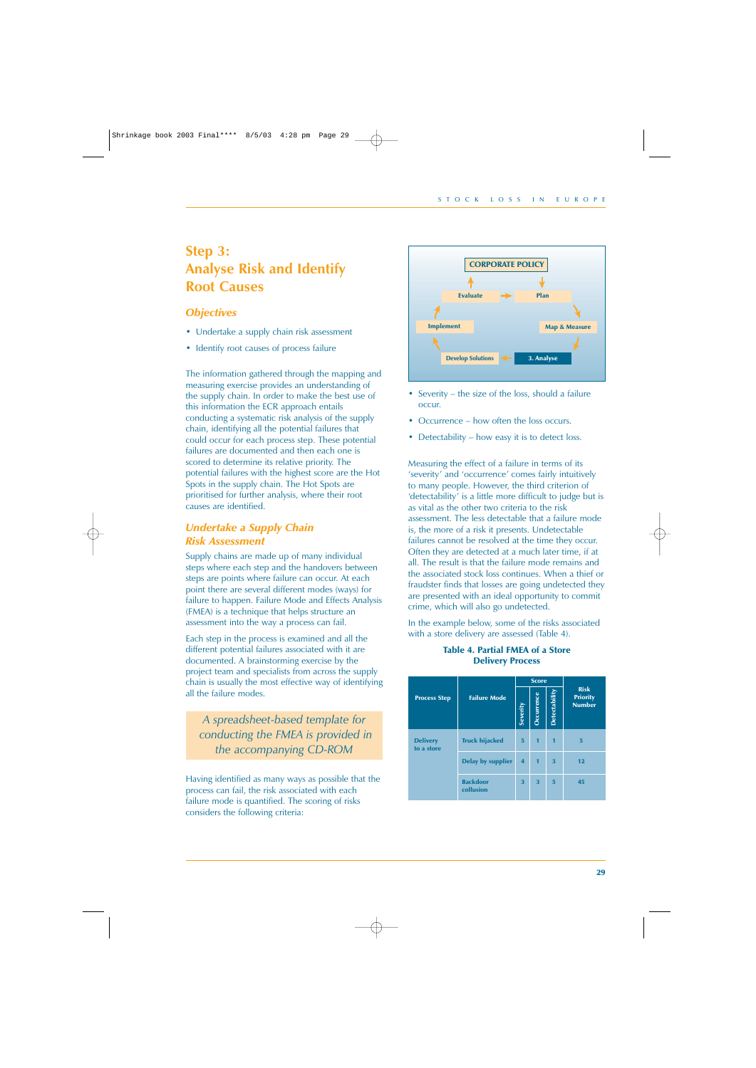## Step 3: Analyse Risk and Identify Root Causes

### *Objectives*

- Undertake a supply chain risk assessment
- Identify root causes of process failure

The information gathered through the mapping and measuring exercise provides an understanding of the supply chain. In order to make the best use of this information the ECR approach entails conducting a systematic risk analysis of the supply chain, identifying all the potential failures that could occur for each process step. These potential failures are documented and then each one is scored to determine its relative priority. The potential failures with the highest score are the Hot Spots in the supply chain. The Hot Spots are prioritised for further analysis, where their root causes are identified.

### *Undertake a Supply Chain Risk Assessment*

Supply chains are made up of many individual steps where each step and the handovers between steps are points where failure can occur. At each point there are several different modes (ways) for failure to happen. Failure Mode and Effects Analysis (FMEA) is a technique that helps structure an assessment into the way a process can fail.

Each step in the process is examined and all the different potential failures associated with it are documented. A brainstorming exercise by the project team and specialists from across the supply chain is usually the most effective way of identifying all the failure modes.

*A spreadsheet-based template for conducting the FMEA is provided in the accompanying CD-ROM*

Having identified as many ways as possible that the process can fail, the risk associated with each failure mode is quantified. The scoring of risks considers the following criteria:

CORPORATE POLICY → Plan → Map & Measure → 3. Analyse → Develop Solutions → Implement → Evaluate → Plan

- Severity – the size of the loss, should a failure occur.
- Occurrence – how often the loss occurs.
- Detectability – how easy it is to detect loss.

Measuring the effect of a failure in terms of its 'severity' and 'occurrence' comes fairly intuitively to many people. However, the third criterion of 'detectability' is a little more difficult to judge but is as vital as the other two criteria to the risk assessment. The less detectable that a failure mode is, the more of a risk it presents. Undetectable failures cannot be resolved at the time they occur. Often they are detected at a much later time, if at all. The result is that the failure mode remains and the associated stock loss continues. When a thief or fraudster finds that losses are going undetected they are presented with an ideal opportunity to commit crime, which will also go undetected.

In the example below, some of the risks associated with a store delivery are assessed (Table 4).

**Table 4. Partial FMEA of a Store Delivery Process**

| Process Step | Failure Mode | Score: Severity | Score: Occurrence | Score: Detectability | Risk Priority Number |
|---|---|---|---|---|---|
| Delivery to a store | Truck hijacked | 5 | 1 | 1 | 5 |
| | Delay by supplier | 4 | 1 | 3 | 12 |
| | Backdoor collusion | 3 | 3 | 5 | 45 |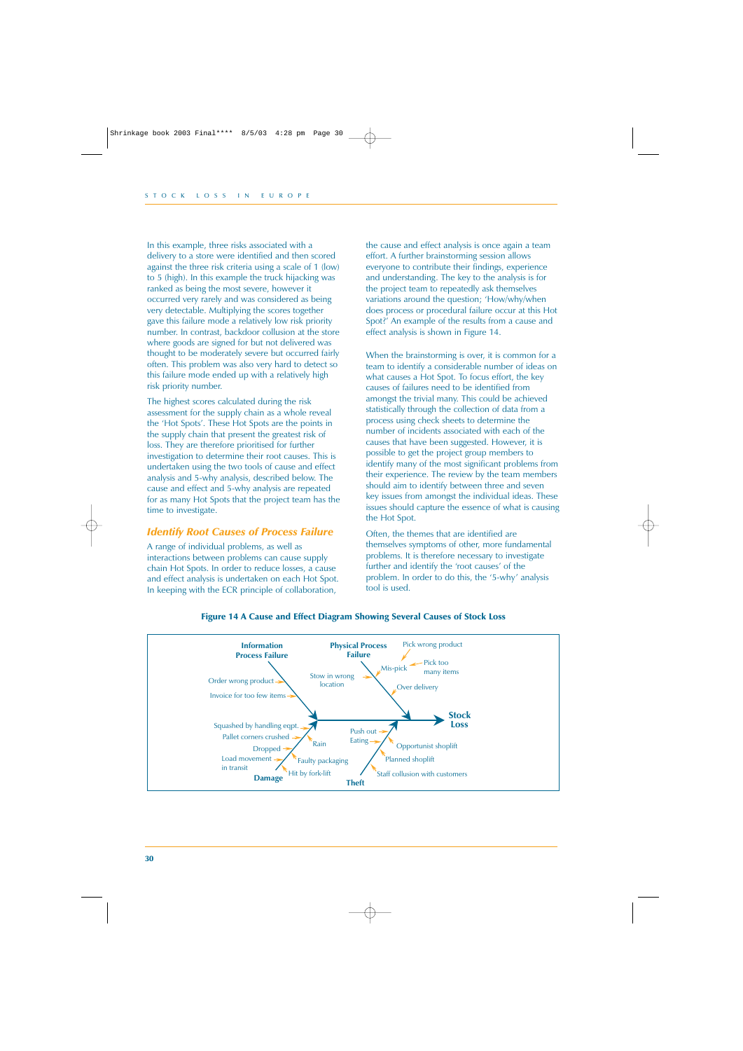In this example, three risks associated with a delivery to a store were identified and then scored against the three risk criteria using a scale of 1 (low) to 5 (high). In this example the truck hijacking was ranked as being the most severe, however it occurred very rarely and was considered as being very detectable. Multiplying the scores together gave this failure mode a relatively low risk priority number. In contrast, backdoor collusion at the store where goods are signed for but not delivered was thought to be moderately severe but occurred fairly often. This problem was also very hard to detect so this failure mode ended up with a relatively high risk priority number.

The highest scores calculated during the risk assessment for the supply chain as a whole reveal the 'Hot Spots'. These Hot Spots are the points in the supply chain that present the greatest risk of loss. They are therefore prioritised for further investigation to determine their root causes. This is undertaken using the two tools of cause and effect analysis and 5-why analysis, described below. The cause and effect and 5-why analysis are repeated for as many Hot Spots that the project team has the time to investigate.

## *Identify Root Causes of Process Failure*

A range of individual problems, as well as interactions between problems can cause supply chain Hot Spots. In order to reduce losses, a cause and effect analysis is undertaken on each Hot Spot. In keeping with the ECR principle of collaboration, the cause and effect analysis is once again a team effort. A further brainstorming session allows everyone to contribute their findings, experience and understanding. The key to the analysis is for the project team to repeatedly ask themselves variations around the question; 'How/why/when does process or procedural failure occur at this Hot Spot?' An example of the results from a cause and effect analysis is shown in Figure 14.

When the brainstorming is over, it is common for a team to identify a considerable number of ideas on what causes a Hot Spot. To focus effort, the key causes of failures need to be identified from amongst the trivial many. This could be achieved statistically through the collection of data from a process using check sheets to determine the number of incidents associated with each of the causes that have been suggested. However, it is possible to get the project group members to identify many of the most significant problems from their experience. The review by the team members should aim to identify between three and seven key issues from amongst the individual ideas. These issues should capture the essence of what is causing the Hot Spot.

Often, the themes that are identified are themselves symptoms of other, more fundamental problems. It is therefore necessary to investigate further and identify the 'root causes' of the problem. In order to do this, the '5-why' analysis tool is used.

**Figure 14 A Cause and Effect Diagram Showing Several Causes of Stock Loss**

**Stock Loss**

- **Information Process Failure**
  - Order wrong product
  - Invoice for too few items
- **Physical Process Failure**
  - Stow in wrong location
  - Mis-pick
    - Pick wrong product
    - Pick too many items
  - Over delivery
- **Damage**
  - Squashed by handling eqpt.
  - Pallet corners crushed
  - Rain
  - Dropped
  - Load movement in transit
  - Faulty packaging
  - Hit by fork-lift
- **Theft**
  - Push out
  - Eating
  - Opportunist shoplift
  - Planned shoplift
  - Staff collusion with customers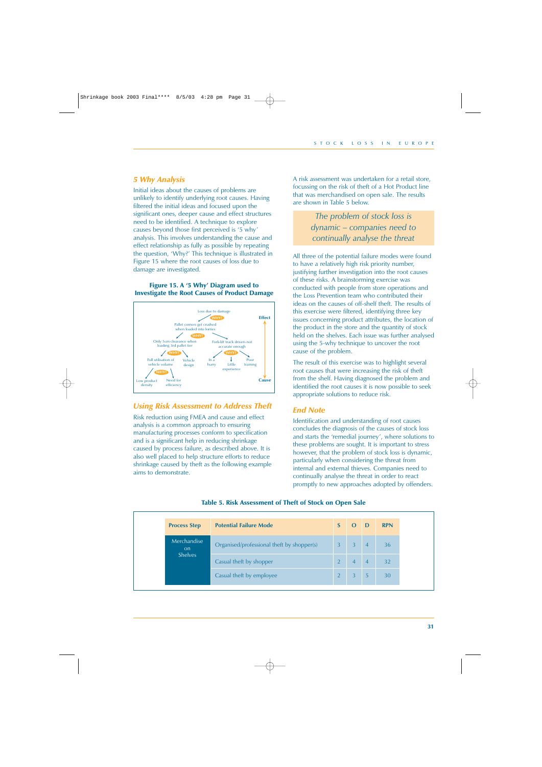## *5 Why Analysis*

Initial ideas about the causes of problems are unlikely to identify underlying root causes. Having filtered the initial ideas and focused upon the significant ones, deeper cause and effect structures need to be identified. A technique to explore causes beyond those first perceived is '5 why' analysis. This involves understanding the cause and effect relationship as fully as possible by repeating the question, 'Why?' This technique is illustrated in Figure 15 where the root causes of loss due to damage are investigated.

**Figure 15. A '5 Why' Diagram used to Investigate the Root Causes of Product Damage**

Loss due to damage
WHY?
Pallet corners get crushed when loaded into lorries
WHY?
Only 5cm clearance when loading 3rd pallet tier — Fork-lift truck drivers not accurate enough
WHY? — WHY?
Full utilisation of vehicle volume — Vehicle design — In a hurry — Little experience — Poor training
WHY?
Low product density — Need for efficiency

Effect ↑ Cause

## *Using Risk Assessment to Address Theft*

Risk reduction using FMEA and cause and effect analysis is a common approach to ensuring manufacturing processes conform to specification and is a significant help in reducing shrinkage caused by process failure, as described above. It is also well placed to help structure efforts to reduce shrinkage caused by theft as the following example aims to demonstrate.

A risk assessment was undertaken for a retail store, focussing on the risk of theft of a Hot Product line that was merchandised on open sale. The results are shown in Table 5 below.

> *The problem of stock loss is dynamic – companies need to continually analyse the threat*

All three of the potential failure modes were found to have a relatively high risk priority number, justifying further investigation into the root causes of these risks. A brainstorming exercise was conducted with people from store operations and the Loss Prevention team who contributed their ideas on the causes of off-shelf theft. The results of this exercise were filtered, identifying three key issues concerning product attributes, the location of the product in the store and the quantity of stock held on the shelves. Each issue was further analysed using the 5-why technique to uncover the root cause of the problem.

The result of this exercise was to highlight several root causes that were increasing the risk of theft from the shelf. Having diagnosed the problem and identified the root causes it is now possible to seek appropriate solutions to reduce risk.

## *End Note*

Identification and understanding of root causes concludes the diagnosis of the causes of stock loss and starts the 'remedial journey', where solutions to these problems are sought. It is important to stress however, that the problem of stock loss is dynamic, particularly when considering the threat from internal and external thieves. Companies need to continually analyse the threat in order to react promptly to new approaches adopted by offenders.

**Table 5. Risk Assessment of Theft of Stock on Open Sale**

| Process Step | Potential Failure Mode | S | O | D | RPN |
|---|---|---|---|---|---|
| Merchandise on Shelves | Organised/professional theft by shopper(s) | 3 | 3 | 4 | 36 |
| | Casual theft by shopper | 2 | 4 | 4 | 32 |
| | Casual theft by employee | 2 | 3 | 5 | 30 |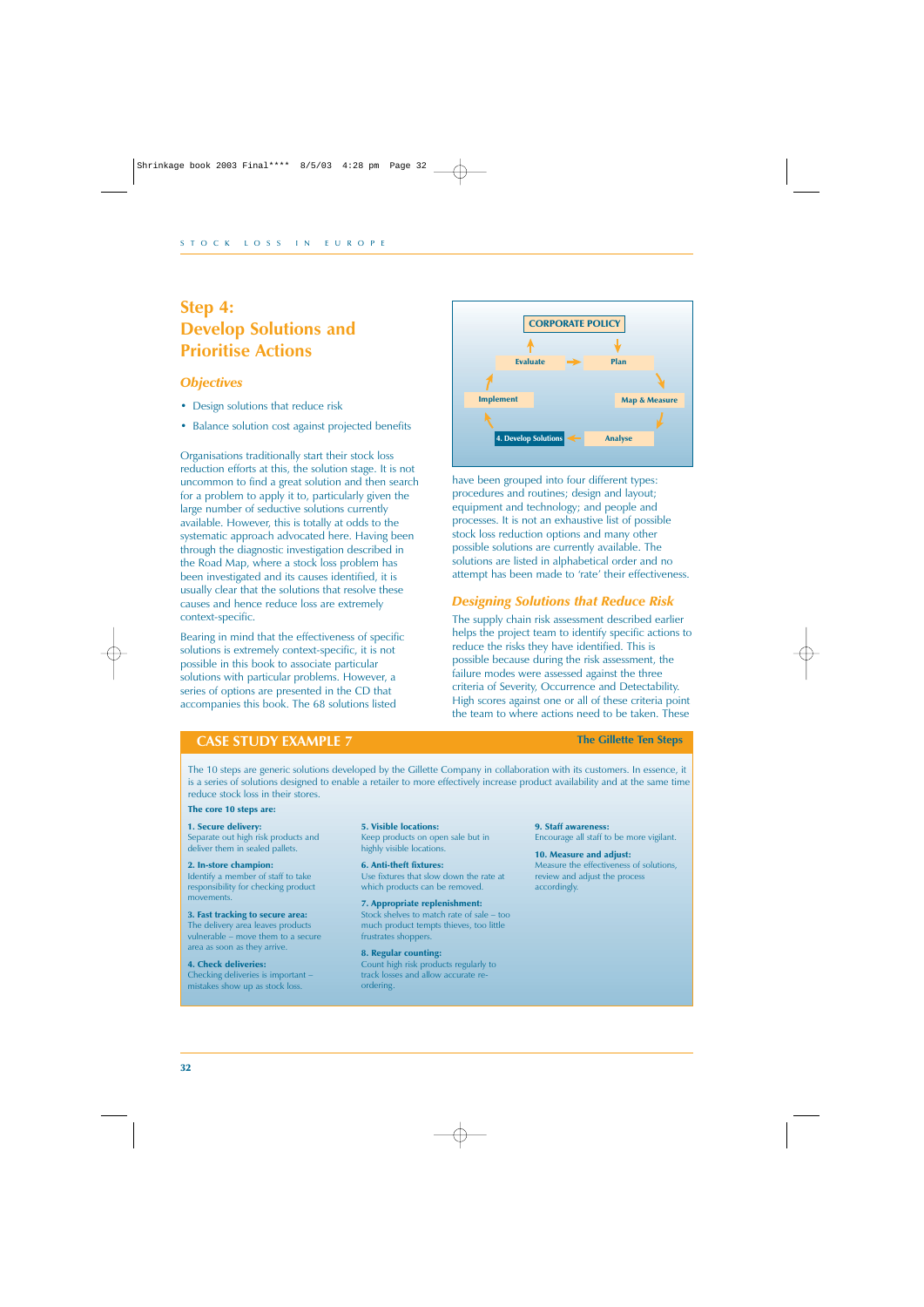## Step 4: Develop Solutions and Prioritise Actions

### *Objectives*

- Design solutions that reduce risk
- Balance solution cost against projected benefits

CORPORATE POLICY

Evaluate → Plan → Map & Measure → Analyse → 4. Develop Solutions → Implement → Evaluate

Organisations traditionally start their stock loss reduction efforts at this, the solution stage. It is not uncommon to find a great solution and then search for a problem to apply it to, particularly given the large number of seductive solutions currently available. However, this is totally at odds to the systematic approach advocated here. Having been through the diagnostic investigation described in the Road Map, where a stock loss problem has been investigated and its causes identified, it is usually clear that the solutions that resolve these causes and hence reduce loss are extremely context-specific.

Bearing in mind that the effectiveness of specific solutions is extremely context-specific, it is not possible in this book to associate particular solutions with particular problems. However, a series of options are presented in the CD that accompanies this book. The 68 solutions listed have been grouped into four different types: procedures and routines; design and layout; equipment and technology; and people and processes. It is not an exhaustive list of possible stock loss reduction options and many other possible solutions are currently available. The solutions are listed in alphabetical order and no attempt has been made to 'rate' their effectiveness.

### *Designing Solutions that Reduce Risk*

The supply chain risk assessment described earlier helps the project team to identify specific actions to reduce the risks they have identified. This is possible because during the risk assessment, the failure modes were assessed against the three criteria of Severity, Occurrence and Detectability. High scores against one or all of these criteria point the team to where actions need to be taken. These

## CASE STUDY EXAMPLE 7 — The Gillette Ten Steps

The 10 steps are generic solutions developed by the Gillette Company in collaboration with its customers. In essence, it is a series of solutions designed to enable a retailer to more effectively increase product availability and at the same time reduce stock loss in their stores.

**The core 10 steps are:**

**1. Secure delivery:**
Separate out high risk products and deliver them in sealed pallets.

**2. In-store champion:**
Identify a member of staff to take responsibility for checking product movements.

**3. Fast tracking to secure area:**
The delivery area leaves products vulnerable – move them to a secure area as soon as they arrive.

**4. Check deliveries:**
Checking deliveries is important – mistakes show up as stock loss.

**5. Visible locations:**
Keep products on open sale but in highly visible locations.

**6. Anti-theft fixtures:**
Use fixtures that slow down the rate at which products can be removed.

**7. Appropriate replenishment:**
Stock shelves to match rate of sale – too much product tempts thieves, too little frustrates shoppers.

**8. Regular counting:**
Count high risk products regularly to track losses and allow accurate re-ordering.

**9. Staff awareness:**
Encourage all staff to be more vigilant.

**10. Measure and adjust:**
Measure the effectiveness of solutions, review and adjust the process accordingly.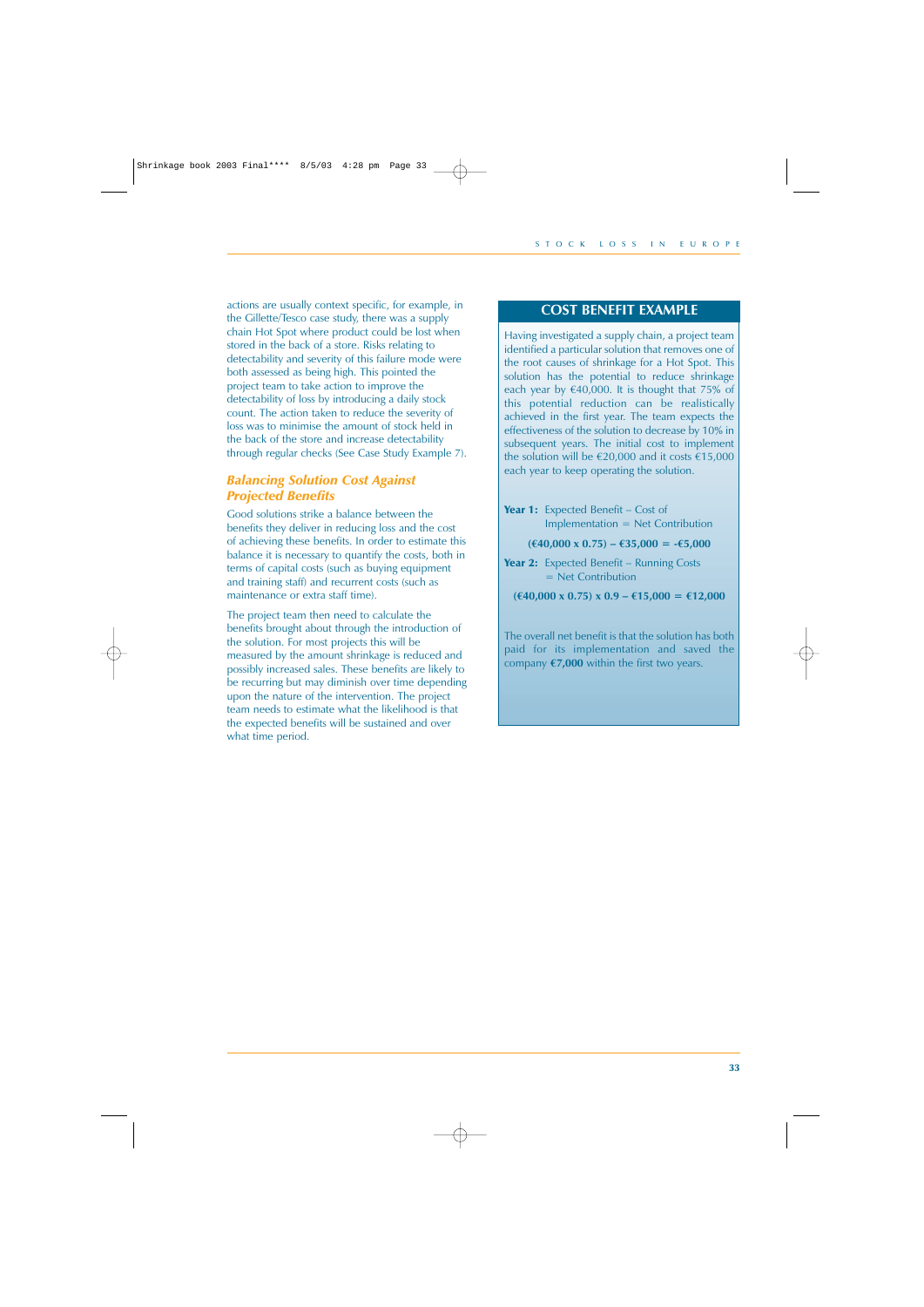actions are usually context specific, for example, in the Gillette/Tesco case study, there was a supply chain Hot Spot where product could be lost when stored in the back of a store. Risks relating to detectability and severity of this failure mode were both assessed as being high. This pointed the project team to take action to improve the detectability of loss by introducing a daily stock count. The action taken to reduce the severity of loss was to minimise the amount of stock held in the back of the store and increase detectability through regular checks (See Case Study Example 7).

## *Balancing Solution Cost Against Projected Benefits*

Good solutions strike a balance between the benefits they deliver in reducing loss and the cost of achieving these benefits. In order to estimate this balance it is necessary to quantify the costs, both in terms of capital costs (such as buying equipment and training staff) and recurrent costs (such as maintenance or extra staff time).

The project team then need to calculate the benefits brought about through the introduction of the solution. For most projects this will be measured by the amount shrinkage is reduced and possibly increased sales. These benefits are likely to be recurring but may diminish over time depending upon the nature of the intervention. The project team needs to estimate what the likelihood is that the expected benefits will be sustained and over what time period.

## COST BENEFIT EXAMPLE

Having investigated a supply chain, a project team identified a particular solution that removes one of the root causes of shrinkage for a Hot Spot. This solution has the potential to reduce shrinkage each year by €40,000. It is thought that 75% of this potential reduction can be realistically achieved in the first year. The team expects the effectiveness of the solution to decrease by 10% in subsequent years. The initial cost to implement the solution will be €20,000 and it costs €15,000 each year to keep operating the solution.

**Year 1:** Expected Benefit – Cost of Implementation = Net Contribution

**(€40,000 x 0.75) – €35,000 = -€5,000**

**Year 2:** Expected Benefit – Running Costs = Net Contribution

**(€40,000 x 0.75) x 0.9 – €15,000 = €12,000**

The overall net benefit is that the solution has both paid for its implementation and saved the company **€7,000** within the first two years.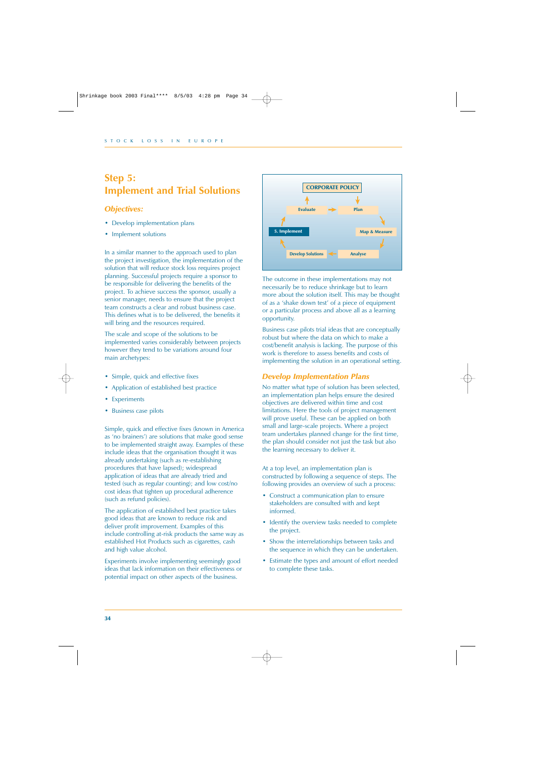## Step 5:
## Implement and Trial Solutions

### *Objectives:*

- Develop implementation plans
- Implement solutions

In a similar manner to the approach used to plan the project investigation, the implementation of the solution that will reduce stock loss requires project planning. Successful projects require a sponsor to be responsible for delivering the benefits of the project. To achieve success the sponsor, usually a senior manager, needs to ensure that the project team constructs a clear and robust business case. This defines what is to be delivered, the benefits it will bring and the resources required.

The scale and scope of the solutions to be implemented varies considerably between projects however they tend to be variations around four main archetypes:

- Simple, quick and effective fixes
- Application of established best practice
- Experiments
- Business case pilots

Simple, quick and effective fixes (known in America as 'no brainers') are solutions that make good sense to be implemented straight away. Examples of these include ideas that the organisation thought it was already undertaking (such as re-establishing procedures that have lapsed); widespread application of ideas that are already tried and tested (such as regular counting); and low cost/no cost ideas that tighten up procedural adherence (such as refund policies).

The application of established best practice takes good ideas that are known to reduce risk and deliver profit improvement. Examples of this include controlling at-risk products the same way as established Hot Products such as cigarettes, cash and high value alcohol.

Experiments involve implementing seemingly good ideas that lack information on their effectiveness or potential impact on other aspects of the business.

CORPORATE POLICY
Evaluate → Plan → Map & Measure → Analyse → Develop Solutions → 5. Implement → Evaluate

The outcome in these implementations may not necessarily be to reduce shrinkage but to learn more about the solution itself. This may be thought of as a 'shake down test' of a piece of equipment or a particular process and above all as a learning opportunity.

Business case pilots trial ideas that are conceptually robust but where the data on which to make a cost/benefit analysis is lacking. The purpose of this work is therefore to assess benefits and costs of implementing the solution in an operational setting.

### *Develop Implementation Plans*

No matter what type of solution has been selected, an implementation plan helps ensure the desired objectives are delivered within time and cost limitations. Here the tools of project management will prove useful. These can be applied on both small and large-scale projects. Where a project team undertakes planned change for the first time, the plan should consider not just the task but also the learning necessary to deliver it.

At a top level, an implementation plan is constructed by following a sequence of steps. The following provides an overview of such a process:

- Construct a communication plan to ensure stakeholders are consulted with and kept informed.
- Identify the overview tasks needed to complete the project.
- Show the interrelationships between tasks and the sequence in which they can be undertaken.
- Estimate the types and amount of effort needed to complete these tasks.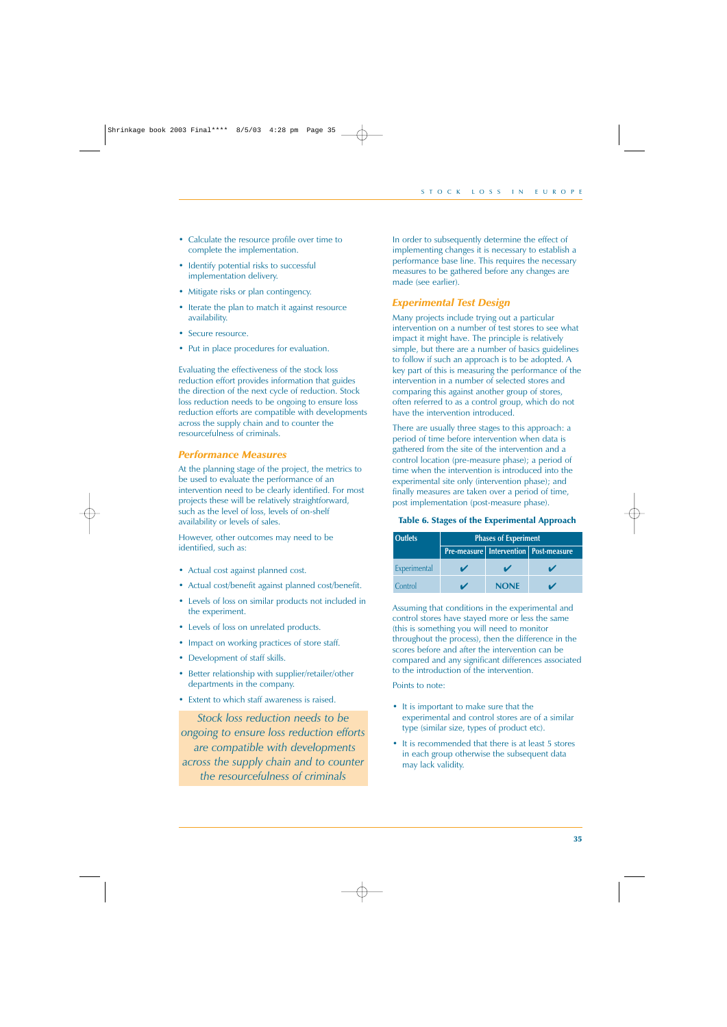- Calculate the resource profile over time to complete the implementation.
- Identify potential risks to successful implementation delivery.
- Mitigate risks or plan contingency.
- Iterate the plan to match it against resource availability.
- Secure resource.
- Put in place procedures for evaluation.

Evaluating the effectiveness of the stock loss reduction effort provides information that guides the direction of the next cycle of reduction. Stock loss reduction needs to be ongoing to ensure loss reduction efforts are compatible with developments across the supply chain and to counter the resourcefulness of criminals.

## *Performance Measures*

At the planning stage of the project, the metrics to be used to evaluate the performance of an intervention need to be clearly identified. For most projects these will be relatively straightforward, such as the level of loss, levels of on-shelf availability or levels of sales.

However, other outcomes may need to be identified, such as:

- Actual cost against planned cost.
- Actual cost/benefit against planned cost/benefit.
- Levels of loss on similar products not included in the experiment.
- Levels of loss on unrelated products.
- Impact on working practices of store staff.
- Development of staff skills.
- Better relationship with supplier/retailer/other departments in the company.
- Extent to which staff awareness is raised.

*Stock loss reduction needs to be ongoing to ensure loss reduction efforts are compatible with developments across the supply chain and to counter the resourcefulness of criminals*

In order to subsequently determine the effect of implementing changes it is necessary to establish a performance base line. This requires the necessary measures to be gathered before any changes are made (see earlier).

## *Experimental Test Design*

Many projects include trying out a particular intervention on a number of test stores to see what impact it might have. The principle is relatively simple, but there are a number of basics guidelines to follow if such an approach is to be adopted. A key part of this is measuring the performance of the intervention in a number of selected stores and comparing this against another group of stores, often referred to as a control group, which do not have the intervention introduced.

There are usually three stages to this approach: a period of time before intervention when data is gathered from the site of the intervention and a control location (pre-measure phase); a period of time when the intervention is introduced into the experimental site only (intervention phase); and finally measures are taken over a period of time, post implementation (post-measure phase).

**Table 6. Stages of the Experimental Approach**

| Outlets | Phases of Experiment | | |
|---|---|---|---|
| | Pre-measure | Intervention | Post-measure |
| Experimental | ✔ | ✔ | ✔ |
| Control | ✔ | NONE | ✔ |

Assuming that conditions in the experimental and control stores have stayed more or less the same (this is something you will need to monitor throughout the process), then the difference in the scores before and after the intervention can be compared and any significant differences associated to the introduction of the intervention.

Points to note:

- It is important to make sure that the experimental and control stores are of a similar type (similar size, types of product etc).
- It is recommended that there is at least 5 stores in each group otherwise the subsequent data may lack validity.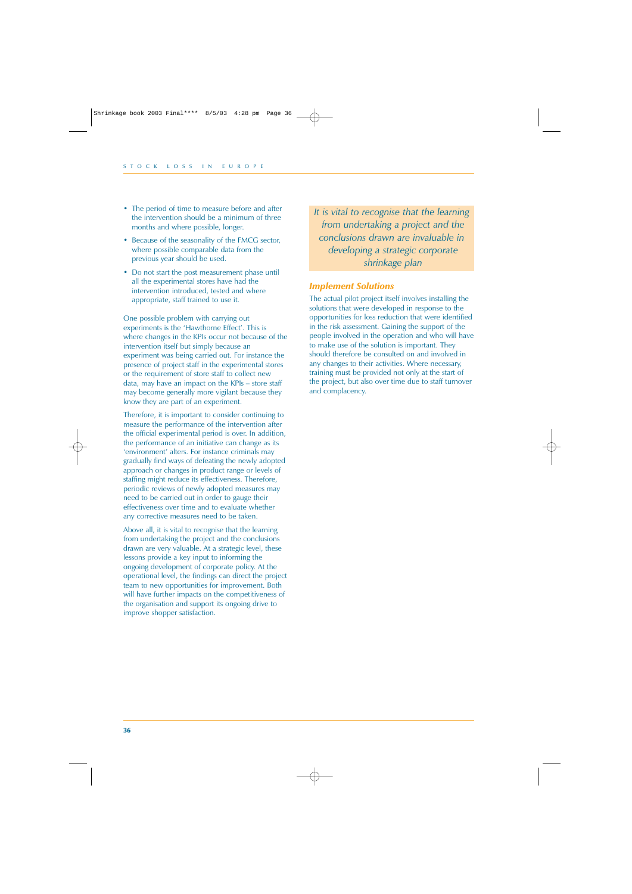- The period of time to measure before and after the intervention should be a minimum of three months and where possible, longer.
- Because of the seasonality of the FMCG sector, where possible comparable data from the previous year should be used.
- Do not start the post measurement phase until all the experimental stores have had the intervention introduced, tested and where appropriate, staff trained to use it.

One possible problem with carrying out experiments is the 'Hawthorne Effect'. This is where changes in the KPIs occur not because of the intervention itself but simply because an experiment was being carried out. For instance the presence of project staff in the experimental stores or the requirement of store staff to collect new data, may have an impact on the KPIs – store staff may become generally more vigilant because they know they are part of an experiment.

Therefore, it is important to consider continuing to measure the performance of the intervention after the official experimental period is over. In addition, the performance of an initiative can change as its 'environment' alters. For instance criminals may gradually find ways of defeating the newly adopted approach or changes in product range or levels of staffing might reduce its effectiveness. Therefore, periodic reviews of newly adopted measures may need to be carried out in order to gauge their effectiveness over time and to evaluate whether any corrective measures need to be taken.

Above all, it is vital to recognise that the learning from undertaking the project and the conclusions drawn are very valuable. At a strategic level, these lessons provide a key input to informing the ongoing development of corporate policy. At the operational level, the findings can direct the project team to new opportunities for improvement. Both will have further impacts on the competitiveness of the organisation and support its ongoing drive to improve shopper satisfaction.

*It is vital to recognise that the learning from undertaking a project and the conclusions drawn are invaluable in developing a strategic corporate shrinkage plan*

### Implement Solutions

The actual pilot project itself involves installing the solutions that were developed in response to the opportunities for loss reduction that were identified in the risk assessment. Gaining the support of the people involved in the operation and who will have to make use of the solution is important. They should therefore be consulted on and involved in any changes to their activities. Where necessary, training must be provided not only at the start of the project, but also over time due to staff turnover and complacency.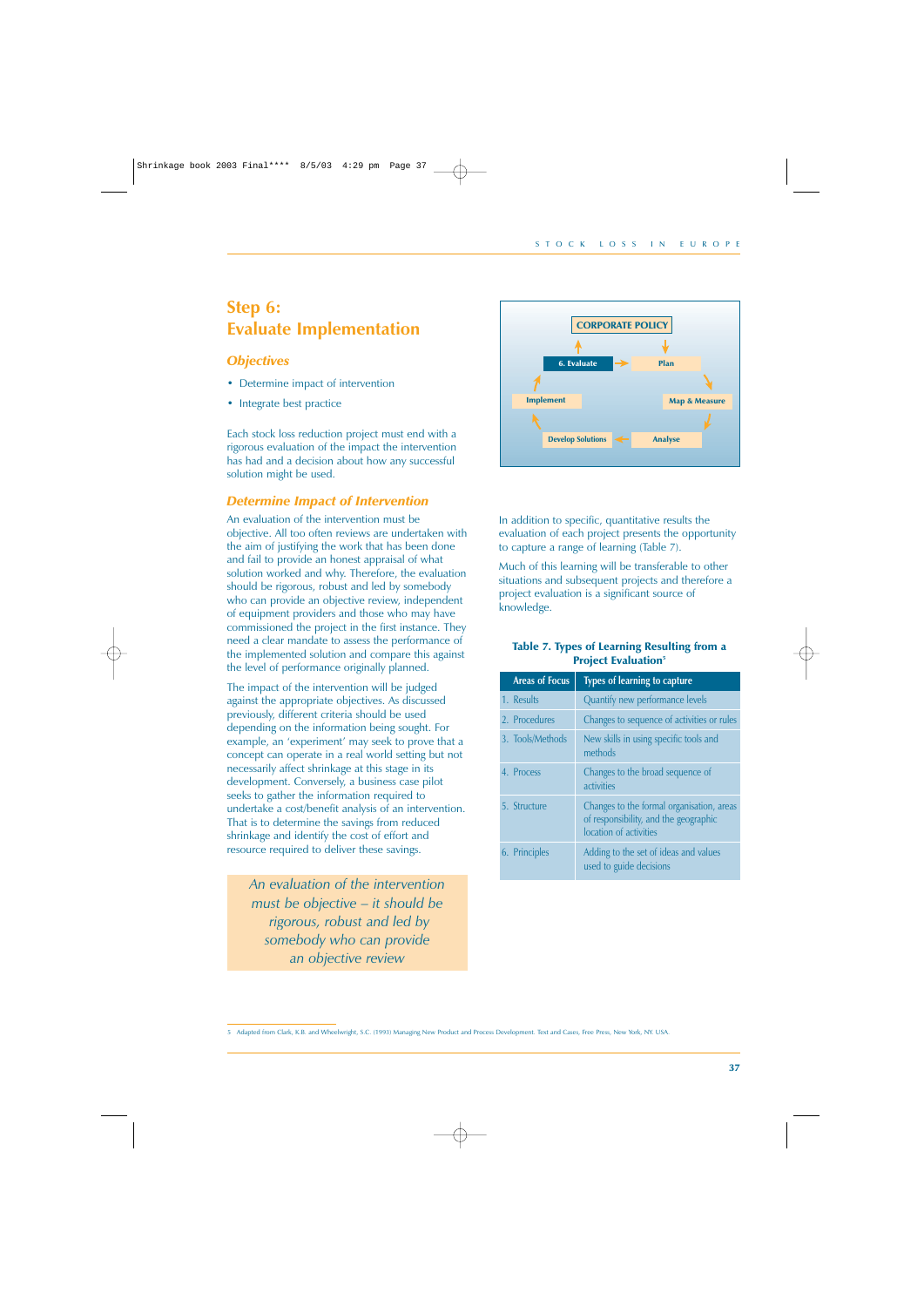# Step 6:
# Evaluate Implementation

### *Objectives*

- Determine impact of intervention
- Integrate best practice

Each stock loss reduction project must end with a rigorous evaluation of the impact the intervention has had and a decision about how any successful solution might be used.

### *Determine Impact of Intervention*

An evaluation of the intervention must be objective. All too often reviews are undertaken with the aim of justifying the work that has been done and fail to provide an honest appraisal of what solution worked and why. Therefore, the evaluation should be rigorous, robust and led by somebody who can provide an objective review, independent of equipment providers and those who may have commissioned the project in the first instance. They need a clear mandate to assess the performance of the implemented solution and compare this against the level of performance originally planned.

The impact of the intervention will be judged against the appropriate objectives. As discussed previously, different criteria should be used depending on the information being sought. For example, an 'experiment' may seek to prove that a concept can operate in a real world setting but not necessarily affect shrinkage at this stage in its development. Conversely, a business case pilot seeks to gather the information required to undertake a cost/benefit analysis of an intervention. That is to determine the savings from reduced shrinkage and identify the cost of effort and resource required to deliver these savings.

*An evaluation of the intervention must be objective – it should be rigorous, robust and led by somebody who can provide an objective review*

CORPORATE POLICY

6. Evaluate → Plan → Map & Measure → Analyse → Develop Solutions → Implement → 6. Evaluate

In addition to specific, quantitative results the evaluation of each project presents the opportunity to capture a range of learning (Table 7).

Much of this learning will be transferable to other situations and subsequent projects and therefore a project evaluation is a significant source of knowledge.

**Table 7. Types of Learning Resulting from a Project Evaluation[5]**

| Areas of Focus | Types of learning to capture |
|---|---|
| 1. Results | Quantify new performance levels |
| 2. Procedures | Changes to sequence of activities or rules |
| 3. Tools/Methods | New skills in using specific tools and methods |
| 4. Process | Changes to the broad sequence of activities |
| 5. Structure | Changes to the formal organisation, areas of responsibility, and the geographic location of activities |
| 6. Principles | Adding to the set of ideas and values used to guide decisions |

5 Adapted from Clark, K.B. and Wheelwright, S.C. (1993) Managing New Product and Process Development. Text and Cases, Free Press, New York, NY. USA.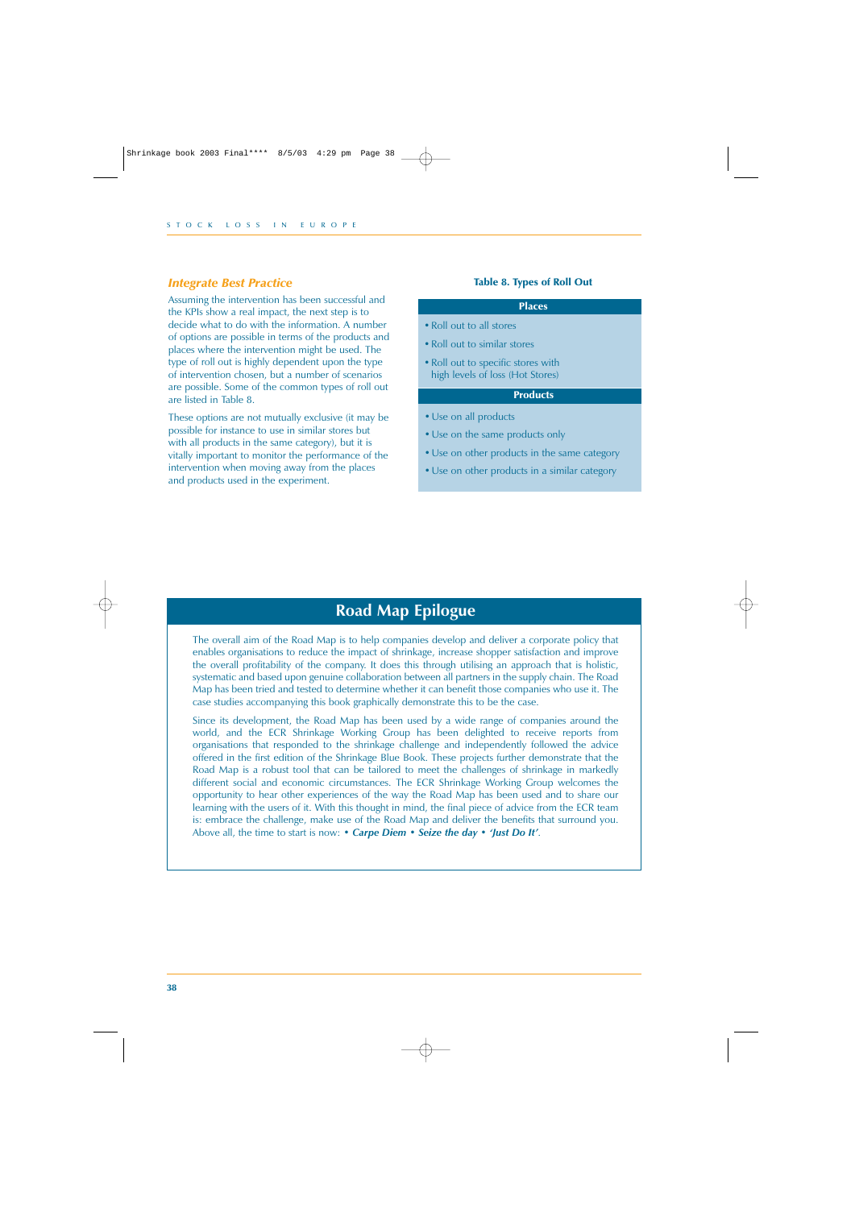## *Integrate Best Practice*

Assuming the intervention has been successful and the KPIs show a real impact, the next step is to decide what to do with the information. A number of options are possible in terms of the products and places where the intervention might be used. The type of roll out is highly dependent upon the type of intervention chosen, but a number of scenarios are possible. Some of the common types of roll out are listed in Table 8.

These options are not mutually exclusive (it may be possible for instance to use in similar stores but with all products in the same category), but it is vitally important to monitor the performance of the intervention when moving away from the places and products used in the experiment.

**Table 8. Types of Roll Out**

| Places |
|---|
| • Roll out to all stores |
| • Roll out to similar stores |
| • Roll out to specific stores with high levels of loss (Hot Stores) |
| **Products** |
| • Use on all products |
| • Use on the same products only |
| • Use on other products in the same category |
| • Use on other products in a similar category |

## Road Map Epilogue

The overall aim of the Road Map is to help companies develop and deliver a corporate policy that enables organisations to reduce the impact of shrinkage, increase shopper satisfaction and improve the overall profitability of the company. It does this through utilising an approach that is holistic, systematic and based upon genuine collaboration between all partners in the supply chain. The Road Map has been tried and tested to determine whether it can benefit those companies who use it. The case studies accompanying this book graphically demonstrate this to be the case.

Since its development, the Road Map has been used by a wide range of companies around the world, and the ECR Shrinkage Working Group has been delighted to receive reports from organisations that responded to the shrinkage challenge and independently followed the advice offered in the first edition of the Shrinkage Blue Book. These projects further demonstrate that the Road Map is a robust tool that can be tailored to meet the challenges of shrinkage in markedly different social and economic circumstances. The ECR Shrinkage Working Group welcomes the opportunity to hear other experiences of the way the Road Map has been used and to share our learning with the users of it. With this thought in mind, the final piece of advice from the ECR team is: embrace the challenge, make use of the Road Map and deliver the benefits that surround you. Above all, the time to start is now: ***• Carpe Diem • Seize the day • 'Just Do It'***.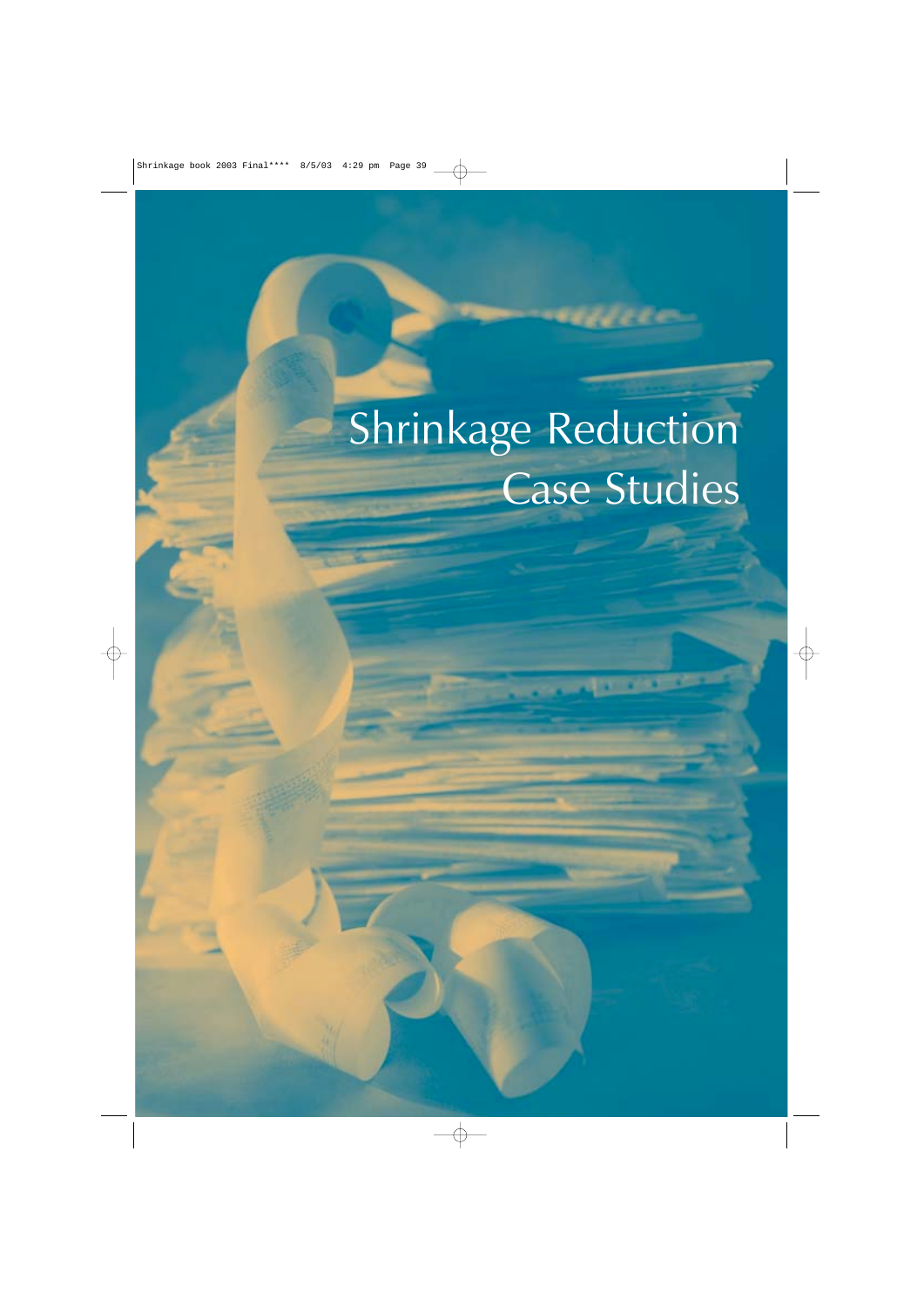# Shrinkage Reduction Case Studies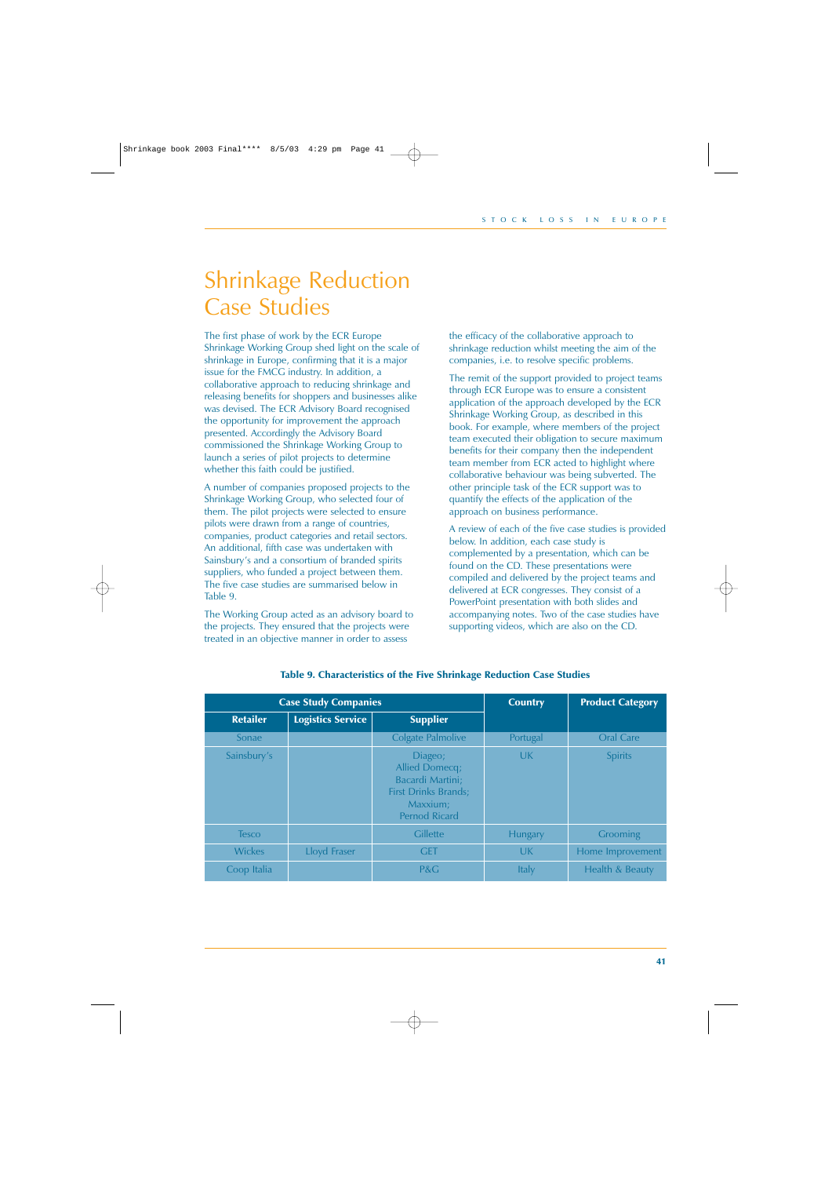# Shrinkage Reduction Case Studies

The first phase of work by the ECR Europe Shrinkage Working Group shed light on the scale of shrinkage in Europe, confirming that it is a major issue for the FMCG industry. In addition, a collaborative approach to reducing shrinkage and releasing benefits for shoppers and businesses alike was devised. The ECR Advisory Board recognised the opportunity for improvement the approach presented. Accordingly the Advisory Board commissioned the Shrinkage Working Group to launch a series of pilot projects to determine whether this faith could be justified.

A number of companies proposed projects to the Shrinkage Working Group, who selected four of them. The pilot projects were selected to ensure pilots were drawn from a range of countries, companies, product categories and retail sectors. An additional, fifth case was undertaken with Sainsbury's and a consortium of branded spirits suppliers, who funded a project between them. The five case studies are summarised below in Table 9.

The Working Group acted as an advisory board to the projects. They ensured that the projects were treated in an objective manner in order to assess the efficacy of the collaborative approach to shrinkage reduction whilst meeting the aim of the companies, i.e. to resolve specific problems.

The remit of the support provided to project teams through ECR Europe was to ensure a consistent application of the approach developed by the ECR Shrinkage Working Group, as described in this book. For example, where members of the project team executed their obligation to secure maximum benefits for their company then the independent team member from ECR acted to highlight where collaborative behaviour was being subverted. The other principle task of the ECR support was to quantify the effects of the application of the approach on business performance.

A review of each of the five case studies is provided below. In addition, each case study is complemented by a presentation, which can be found on the CD. These presentations were compiled and delivered by the project teams and delivered at ECR congresses. They consist of a PowerPoint presentation with both slides and accompanying notes. Two of the case studies have supporting videos, which are also on the CD.

**Table 9. Characteristics of the Five Shrinkage Reduction Case Studies**

| Case Study Companies | | | Country | Product Category |
|---|---|---|---|---|
| **Retailer** | **Logistics Service** | **Supplier** | | |
| Sonae | | Colgate Palmolive | Portugal | Oral Care |
| Sainsbury's | | Diageo; Allied Domecq; Bacardi Martini; First Drinks Brands; Maxxium; Pernod Ricard | UK | Spirits |
| Tesco | | Gillette | Hungary | Grooming |
| Wickes | Lloyd Fraser | GET | UK | Home Improvement |
| Coop Italia | | P&G | Italy | Health & Beauty |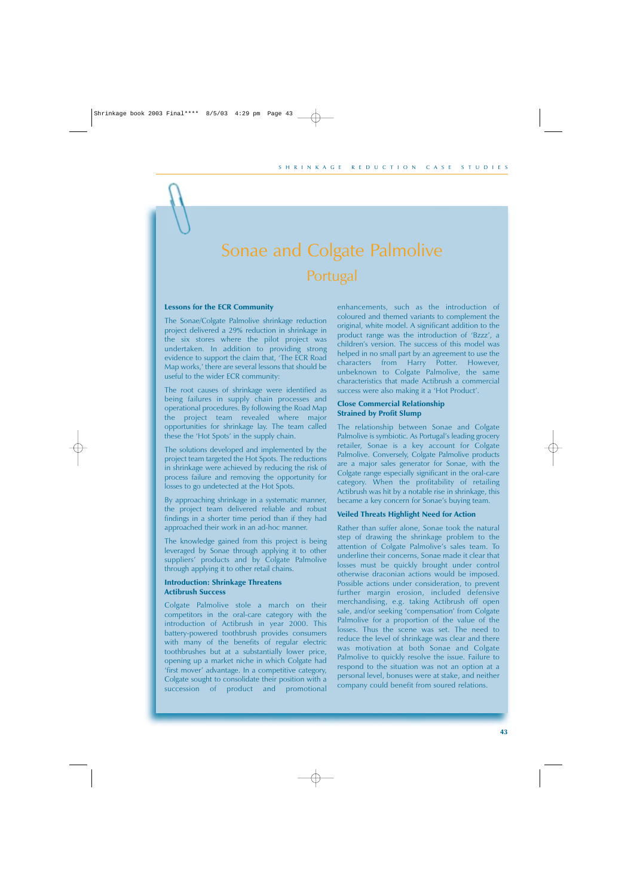# Sonae and Colgate Palmolive

## Portugal

### Lessons for the ECR Community

The Sonae/Colgate Palmolive shrinkage reduction project delivered a 29% reduction in shrinkage in the six stores where the pilot project was undertaken. In addition to providing strong evidence to support the claim that, 'The ECR Road Map works,' there are several lessons that should be useful to the wider ECR community:

The root causes of shrinkage were identified as being failures in supply chain processes and operational procedures. By following the Road Map the project team revealed where major opportunities for shrinkage lay. The team called these the 'Hot Spots' in the supply chain.

The solutions developed and implemented by the project team targeted the Hot Spots. The reductions in shrinkage were achieved by reducing the risk of process failure and removing the opportunity for losses to go undetected at the Hot Spots.

By approaching shrinkage in a systematic manner, the project team delivered reliable and robust findings in a shorter time period than if they had approached their work in an ad-hoc manner.

The knowledge gained from this project is being leveraged by Sonae through applying it to other suppliers' products and by Colgate Palmolive through applying it to other retail chains.

### Introduction: Shrinkage Threatens Actibrush Success

Colgate Palmolive stole a march on their competitors in the oral-care category with the introduction of Actibrush in year 2000. This battery-powered toothbrush provides consumers with many of the benefits of regular electric toothbrushes but at a substantially lower price, opening up a market niche in which Colgate had 'first mover' advantage. In a competitive category, Colgate sought to consolidate their position with a succession of product and promotional enhancements, such as the introduction of coloured and themed variants to complement the original, white model. A significant addition to the product range was the introduction of 'Bzzz', a children's version. The success of this model was helped in no small part by an agreement to use the characters from Harry Potter. However, unbeknown to Colgate Palmolive, the same characteristics that made Actibrush a commercial success were also making it a 'Hot Product'.

### Close Commercial Relationship Strained by Profit Slump

The relationship between Sonae and Colgate Palmolive is symbiotic. As Portugal's leading grocery retailer, Sonae is a key account for Colgate Palmolive. Conversely, Colgate Palmolive products are a major sales generator for Sonae, with the Colgate range especially significant in the oral-care category. When the profitability of retailing Actibrush was hit by a notable rise in shrinkage, this became a key concern for Sonae's buying team.

### Veiled Threats Highlight Need for Action

Rather than suffer alone, Sonae took the natural step of drawing the shrinkage problem to the attention of Colgate Palmolive's sales team. To underline their concerns, Sonae made it clear that losses must be quickly brought under control otherwise draconian actions would be imposed. Possible actions under consideration, to prevent further margin erosion, included defensive merchandising, e.g. taking Actibrush off open sale, and/or seeking 'compensation' from Colgate Palmolive for a proportion of the value of the losses. Thus the scene was set. The need to reduce the level of shrinkage was clear and there was motivation at both Sonae and Colgate Palmolive to quickly resolve the issue. Failure to respond to the situation was not an option at a personal level, bonuses were at stake, and neither company could benefit from soured relations.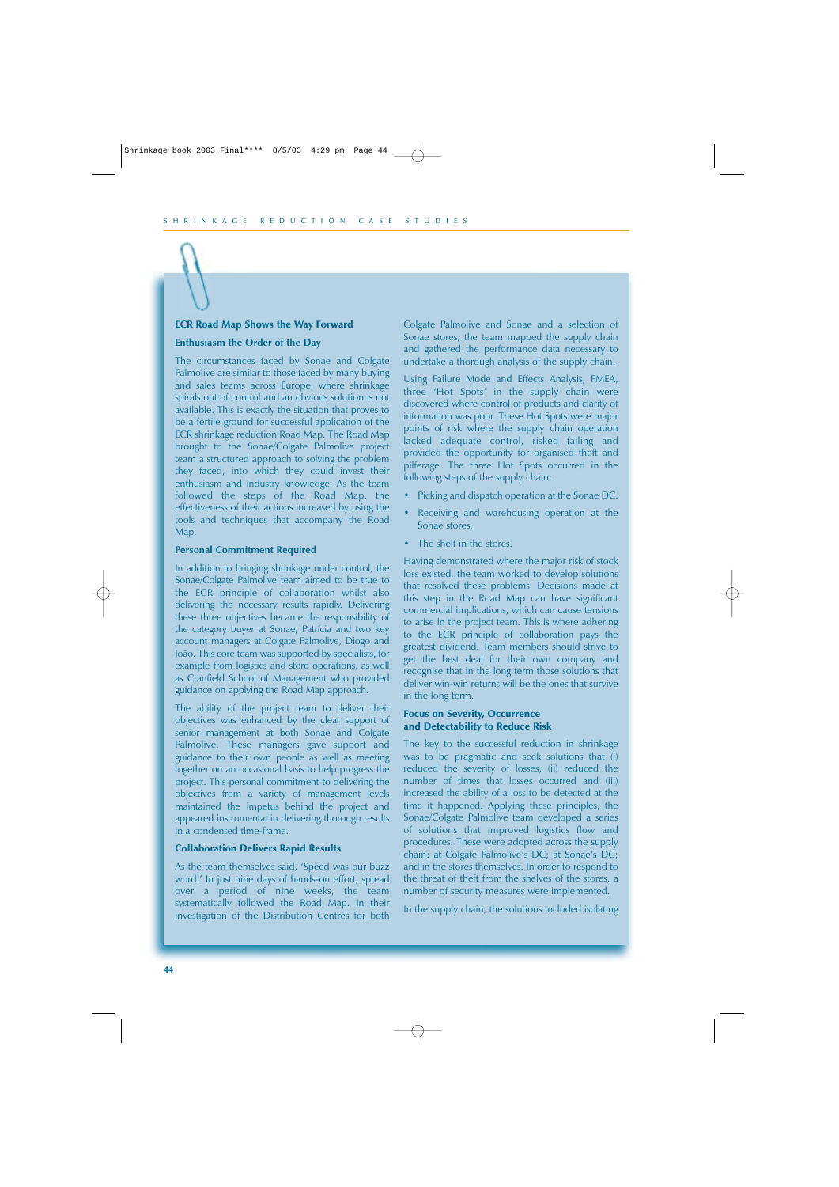## ECR Road Map Shows the Way Forward

### Enthusiasm the Order of the Day

The circumstances faced by Sonae and Colgate Palmolive are similar to those faced by many buying and sales teams across Europe, where shrinkage spirals out of control and an obvious solution is not available. This is exactly the situation that proves to be a fertile ground for successful application of the ECR shrinkage reduction Road Map. The Road Map brought to the Sonae/Colgate Palmolive project team a structured approach to solving the problem they faced, into which they could invest their enthusiasm and industry knowledge. As the team followed the steps of the Road Map, the effectiveness of their actions increased by using the tools and techniques that accompany the Road Map.

### Personal Commitment Required

In addition to bringing shrinkage under control, the Sonae/Colgate Palmolive team aimed to be true to the ECR principle of collaboration whilst also delivering the necessary results rapidly. Delivering these three objectives became the responsibility of the category buyer at Sonae, Patrícia and two key account managers at Colgate Palmolive, Diogo and João. This core team was supported by specialists, for example from logistics and store operations, as well as Cranfield School of Management who provided guidance on applying the Road Map approach.

The ability of the project team to deliver their objectives was enhanced by the clear support of senior management at both Sonae and Colgate Palmolive. These managers gave support and guidance to their own people as well as meeting together on an occasional basis to help progress the project. This personal commitment to delivering the objectives from a variety of management levels maintained the impetus behind the project and appeared instrumental in delivering thorough results in a condensed time-frame.

### Collaboration Delivers Rapid Results

As the team themselves said, 'Speed was our buzz word.' In just nine days of hands-on effort, spread over a period of nine weeks, the team systematically followed the Road Map. In their investigation of the Distribution Centres for both Colgate Palmolive and Sonae and a selection of Sonae stores, the team mapped the supply chain and gathered the performance data necessary to undertake a thorough analysis of the supply chain.

Using Failure Mode and Effects Analysis, FMEA, three 'Hot Spots' in the supply chain were discovered where control of products and clarity of information was poor. These Hot Spots were major points of risk where the supply chain operation lacked adequate control, risked failing and provided the opportunity for organised theft and pilferage. The three Hot Spots occurred in the following steps of the supply chain:

- Picking and dispatch operation at the Sonae DC.
- Receiving and warehousing operation at the Sonae stores.
- The shelf in the stores.

Having demonstrated where the major risk of stock loss existed, the team worked to develop solutions that resolved these problems. Decisions made at this step in the Road Map can have significant commercial implications, which can cause tensions to arise in the project team. This is where adhering to the ECR principle of collaboration pays the greatest dividend. Team members should strive to get the best deal for their own company and recognise that in the long term those solutions that deliver win-win returns will be the ones that survive in the long term.

### Focus on Severity, Occurrence and Detectability to Reduce Risk

The key to the successful reduction in shrinkage was to be pragmatic and seek solutions that (i) reduced the severity of losses, (ii) reduced the number of times that losses occurred and (iii) increased the ability of a loss to be detected at the time it happened. Applying these principles, the Sonae/Colgate Palmolive team developed a series of solutions that improved logistics flow and procedures. These were adopted across the supply chain: at Colgate Palmolive's DC; at Sonae's DC; and in the stores themselves. In order to respond to the threat of theft from the shelves of the stores, a number of security measures were implemented.

In the supply chain, the solutions included isolating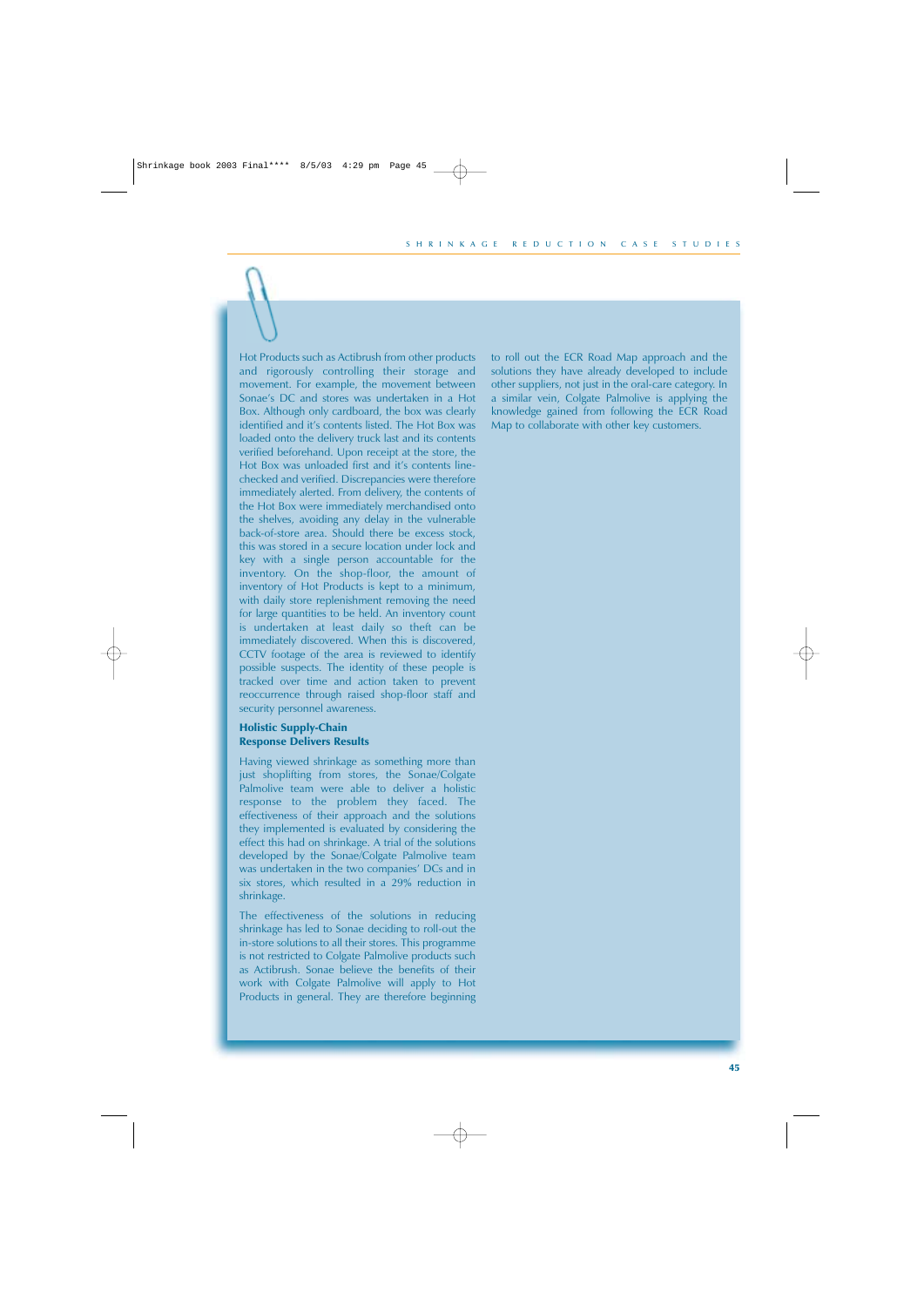Hot Products such as Actibrush from other products and rigorously controlling their storage and movement. For example, the movement between Sonae's DC and stores was undertaken in a Hot Box. Although only cardboard, the box was clearly identified and it's contents listed. The Hot Box was loaded onto the delivery truck last and its contents verified beforehand. Upon receipt at the store, the Hot Box was unloaded first and it's contents line-checked and verified. Discrepancies were therefore immediately alerted. From delivery, the contents of the Hot Box were immediately merchandised onto the shelves, avoiding any delay in the vulnerable back-of-store area. Should there be excess stock, this was stored in a secure location under lock and key with a single person accountable for the inventory. On the shop-floor, the amount of inventory of Hot Products is kept to a minimum, with daily store replenishment removing the need for large quantities to be held. An inventory count is undertaken at least daily so theft can be immediately discovered. When this is discovered, CCTV footage of the area is reviewed to identify possible suspects. The identity of these people is tracked over time and action taken to prevent reoccurrence through raised shop-floor staff and security personnel awareness.

**Holistic Supply-Chain Response Delivers Results**

Having viewed shrinkage as something more than just shoplifting from stores, the Sonae/Colgate Palmolive team were able to deliver a holistic response to the problem they faced. The effectiveness of their approach and the solutions they implemented is evaluated by considering the effect this had on shrinkage. A trial of the solutions developed by the Sonae/Colgate Palmolive team was undertaken in the two companies' DCs and in six stores, which resulted in a 29% reduction in shrinkage.

The effectiveness of the solutions in reducing shrinkage has led to Sonae deciding to roll-out the in-store solutions to all their stores. This programme is not restricted to Colgate Palmolive products such as Actibrush. Sonae believe the benefits of their work with Colgate Palmolive will apply to Hot Products in general. They are therefore beginning to roll out the ECR Road Map approach and the solutions they have already developed to include other suppliers, not just in the oral-care category. In a similar vein, Colgate Palmolive is applying the knowledge gained from following the ECR Road Map to collaborate with other key customers.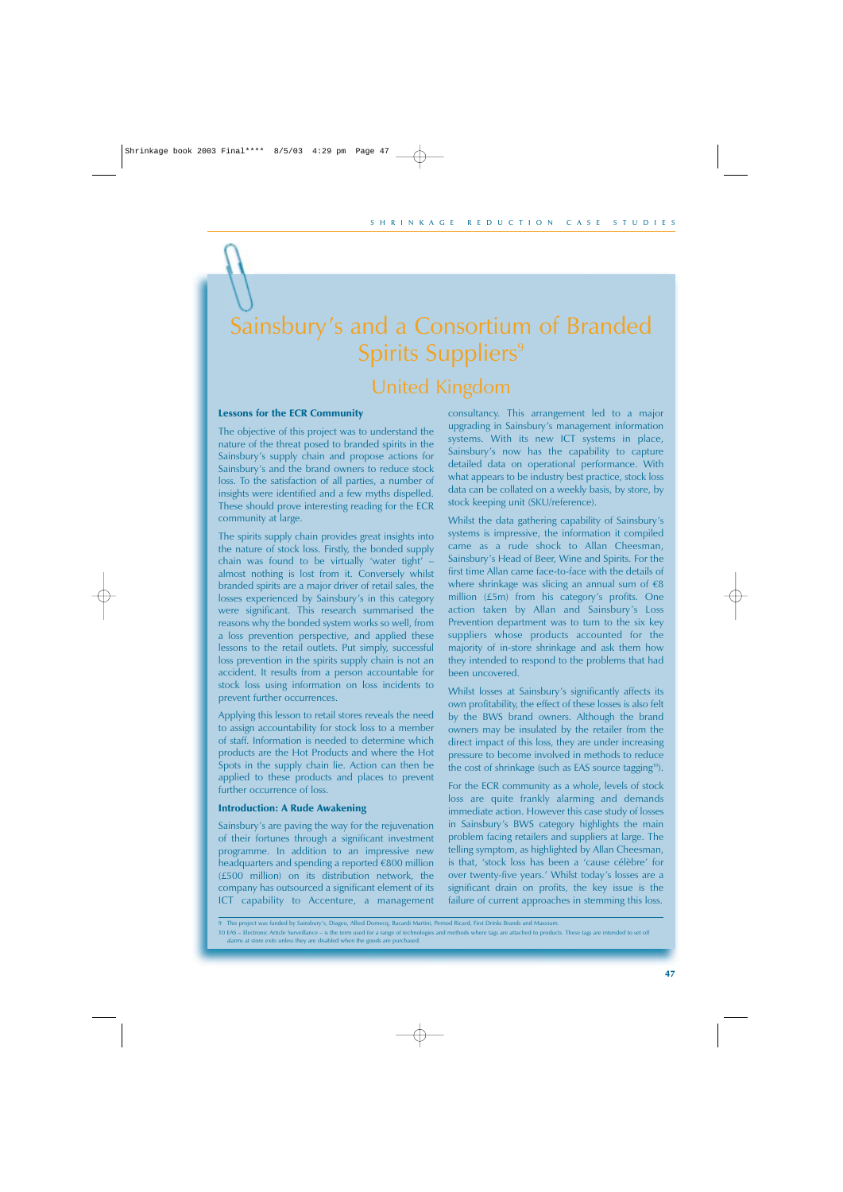# Sainsbury's and a Consortium of Branded Spirits Suppliers[9]

## United Kingdom

### Lessons for the ECR Community

The objective of this project was to understand the nature of the threat posed to branded spirits in the Sainsbury's supply chain and propose actions for Sainsbury's and the brand owners to reduce stock loss. To the satisfaction of all parties, a number of insights were identified and a few myths dispelled. These should prove interesting reading for the ECR community at large.

The spirits supply chain provides great insights into the nature of stock loss. Firstly, the bonded supply chain was found to be virtually 'water tight' – almost nothing is lost from it. Conversely whilst branded spirits are a major driver of retail sales, the losses experienced by Sainsbury's in this category were significant. This research summarised the reasons why the bonded system works so well, from a loss prevention perspective, and applied these lessons to the retail outlets. Put simply, successful loss prevention in the spirits supply chain is not an accident. It results from a person accountable for stock loss using information on loss incidents to prevent further occurrences.

Applying this lesson to retail stores reveals the need to assign accountability for stock loss to a member of staff. Information is needed to determine which products are the Hot Products and where the Hot Spots in the supply chain lie. Action can then be applied to these products and places to prevent further occurrence of loss.

### Introduction: A Rude Awakening

Sainsbury's are paving the way for the rejuvenation of their fortunes through a significant investment programme. In addition to an impressive new headquarters and spending a reported €800 million (£500 million) on its distribution network, the company has outsourced a significant element of its ICT capability to Accenture, a management consultancy. This arrangement led to a major upgrading in Sainsbury's management information systems. With its new ICT systems in place, Sainsbury's now has the capability to capture detailed data on operational performance. With what appears to be industry best practice, stock loss data can be collated on a weekly basis, by store, by stock keeping unit (SKU/reference).

Whilst the data gathering capability of Sainsbury's systems is impressive, the information it compiled came as a rude shock to Allan Cheesman, Sainsbury's Head of Beer, Wine and Spirits. For the first time Allan came face-to-face with the details of where shrinkage was slicing an annual sum of €8 million (£5m) from his category's profits. One action taken by Allan and Sainsbury's Loss Prevention department was to turn to the six key suppliers whose products accounted for the majority of in-store shrinkage and ask them how they intended to respond to the problems that had been uncovered.

Whilst losses at Sainsbury's significantly affects its own profitability, the effect of these losses is also felt by the BWS brand owners. Although the brand owners may be insulated by the retailer from the direct impact of this loss, they are under increasing pressure to become involved in methods to reduce the cost of shrinkage (such as EAS source tagging[10]).

For the ECR community as a whole, levels of stock loss are quite frankly alarming and demands immediate action. However this case study of losses in Sainsbury's BWS category highlights the main problem facing retailers and suppliers at large. The telling symptom, as highlighted by Allan Cheesman, is that, 'stock loss has been a 'cause célèbre' for over twenty-five years.' Whilst today's losses are a significant drain on profits, the key issue is the failure of current approaches in stemming this loss.

---

9 This project was funded by Sainsbury's, Diageo, Allied Domecq, Bacardi Martini, Pernod Ricard, First Drinks Brands and Maxxium.

10 EAS – Electronic Article Surveillance – is the term used for a range of technologies and methods where tags are attached to products. These tags are intended to set off alarms at store exits unless they are disabled when the goods are purchased.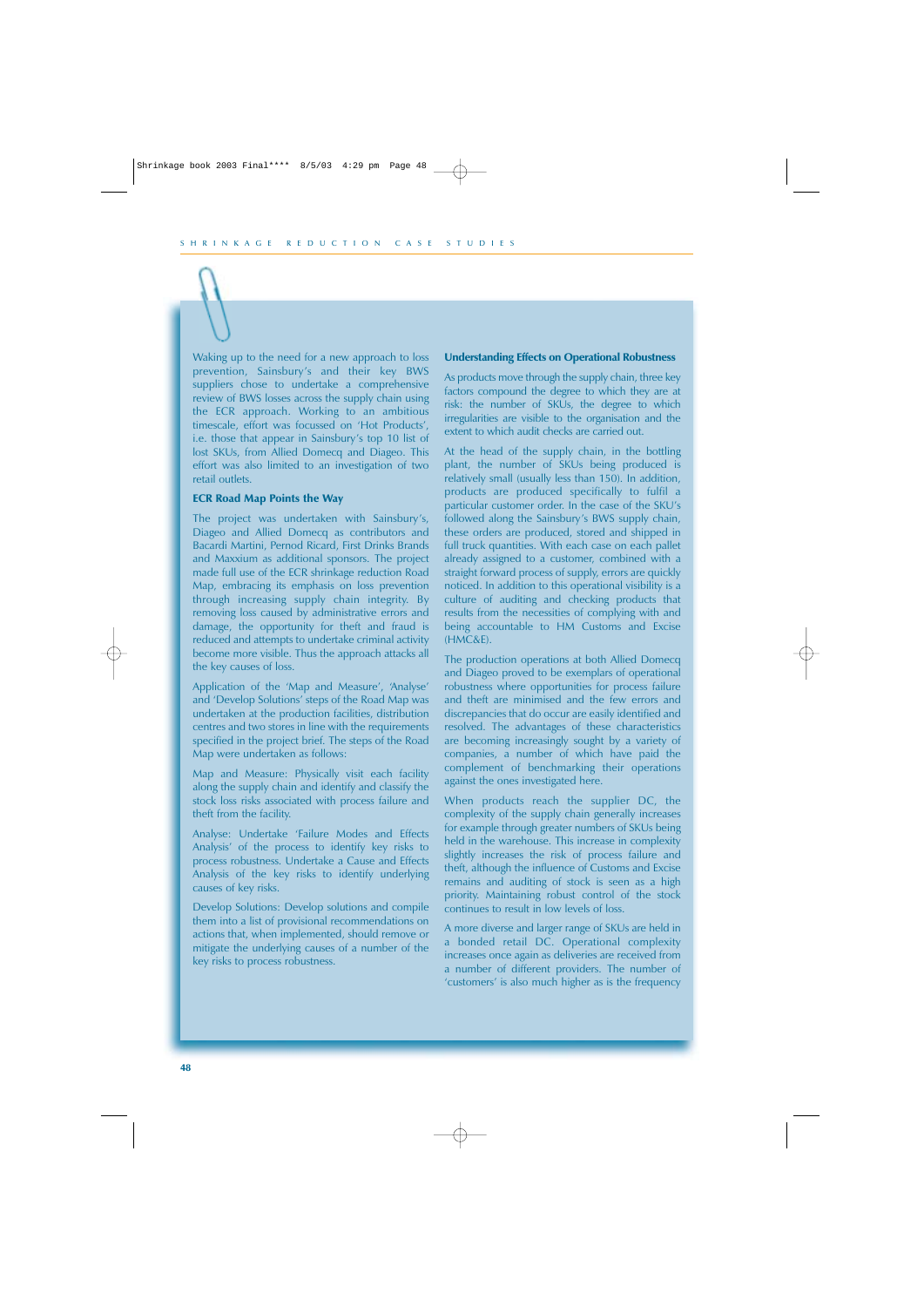Waking up to the need for a new approach to loss prevention, Sainsbury's and their key BWS suppliers chose to undertake a comprehensive review of BWS losses across the supply chain using the ECR approach. Working to an ambitious timescale, effort was focussed on 'Hot Products', i.e. those that appear in Sainsbury's top 10 list of lost SKUs, from Allied Domecq and Diageo. This effort was also limited to an investigation of two retail outlets.

**ECR Road Map Points the Way**

The project was undertaken with Sainsbury's, Diageo and Allied Domecq as contributors and Bacardi Martini, Pernod Ricard, First Drinks Brands and Maxxium as additional sponsors. The project made full use of the ECR shrinkage reduction Road Map, embracing its emphasis on loss prevention through increasing supply chain integrity. By removing loss caused by administrative errors and damage, the opportunity for theft and fraud is reduced and attempts to undertake criminal activity become more visible. Thus the approach attacks all the key causes of loss.

Application of the 'Map and Measure', 'Analyse' and 'Develop Solutions' steps of the Road Map was undertaken at the production facilities, distribution centres and two stores in line with the requirements specified in the project brief. The steps of the Road Map were undertaken as follows:

Map and Measure: Physically visit each facility along the supply chain and identify and classify the stock loss risks associated with process failure and theft from the facility.

Analyse: Undertake 'Failure Modes and Effects Analysis' of the process to identify key risks to process robustness. Undertake a Cause and Effects Analysis of the key risks to identify underlying causes of key risks.

Develop Solutions: Develop solutions and compile them into a list of provisional recommendations on actions that, when implemented, should remove or mitigate the underlying causes of a number of the key risks to process robustness.

**Understanding Effects on Operational Robustness**

As products move through the supply chain, three key factors compound the degree to which they are at risk: the number of SKUs, the degree to which irregularities are visible to the organisation and the extent to which audit checks are carried out.

At the head of the supply chain, in the bottling plant, the number of SKUs being produced is relatively small (usually less than 150). In addition, products are produced specifically to fulfil a particular customer order. In the case of the SKU's followed along the Sainsbury's BWS supply chain, these orders are produced, stored and shipped in full truck quantities. With each case on each pallet already assigned to a customer, combined with a straight forward process of supply, errors are quickly noticed. In addition to this operational visibility is a culture of auditing and checking products that results from the necessities of complying with and being accountable to HM Customs and Excise (HMC&E).

The production operations at both Allied Domecq and Diageo proved to be exemplars of operational robustness where opportunities for process failure and theft are minimised and the few errors and discrepancies that do occur are easily identified and resolved. The advantages of these characteristics are becoming increasingly sought by a variety of companies, a number of which have paid the complement of benchmarking their operations against the ones investigated here.

When products reach the supplier DC, the complexity of the supply chain generally increases for example through greater numbers of SKUs being held in the warehouse. This increase in complexity slightly increases the risk of process failure and theft, although the influence of Customs and Excise remains and auditing of stock is seen as a high priority. Maintaining robust control of the stock continues to result in low levels of loss.

A more diverse and larger range of SKUs are held in a bonded retail DC. Operational complexity increases once again as deliveries are received from a number of different providers. The number of 'customers' is also much higher as is the frequency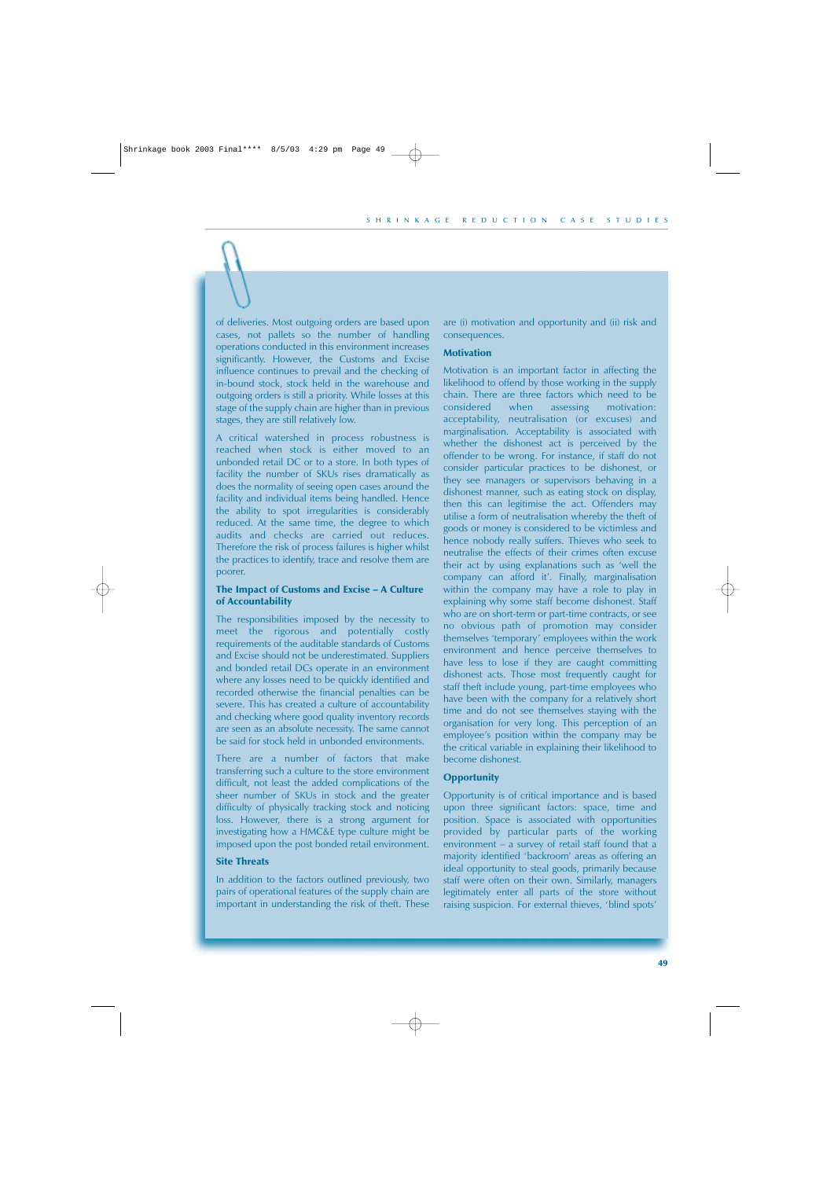of deliveries. Most outgoing orders are based upon cases, not pallets so the number of handling operations conducted in this environment increases significantly. However, the Customs and Excise influence continues to prevail and the checking of in-bound stock, stock held in the warehouse and outgoing orders is still a priority. While losses at this stage of the supply chain are higher than in previous stages, they are still relatively low.

A critical watershed in process robustness is reached when stock is either moved to an unbonded retail DC or to a store. In both types of facility the number of SKUs rises dramatically as does the normality of seeing open cases around the facility and individual items being handled. Hence the ability to spot irregularities is considerably reduced. At the same time, the degree to which audits and checks are carried out reduces. Therefore the risk of process failures is higher whilst the practices to identify, trace and resolve them are poorer.

### The Impact of Customs and Excise – A Culture of Accountability

The responsibilities imposed by the necessity to meet the rigorous and potentially costly requirements of the auditable standards of Customs and Excise should not be underestimated. Suppliers and bonded retail DCs operate in an environment where any losses need to be quickly identified and recorded otherwise the financial penalties can be severe. This has created a culture of accountability and checking where good quality inventory records are seen as an absolute necessity. The same cannot be said for stock held in unbonded environments.

There are a number of factors that make transferring such a culture to the store environment difficult, not least the added complications of the sheer number of SKUs in stock and the greater difficulty of physically tracking stock and noticing loss. However, there is a strong argument for investigating how a HMC&E type culture might be imposed upon the post bonded retail environment.

### Site Threats

In addition to the factors outlined previously, two pairs of operational features of the supply chain are important in understanding the risk of theft. These are (i) motivation and opportunity and (ii) risk and consequences.

### Motivation

Motivation is an important factor in affecting the likelihood to offend by those working in the supply chain. There are three factors which need to be considered when assessing motivation: acceptability, neutralisation (or excuses) and marginalisation. Acceptability is associated with whether the dishonest act is perceived by the offender to be wrong. For instance, if staff do not consider particular practices to be dishonest, or they see managers or supervisors behaving in a dishonest manner, such as eating stock on display, then this can legitimise the act. Offenders may utilise a form of neutralisation whereby the theft of goods or money is considered to be victimless and hence nobody really suffers. Thieves who seek to neutralise the effects of their crimes often excuse their act by using explanations such as 'well the company can afford it'. Finally, marginalisation within the company may have a role to play in explaining why some staff become dishonest. Staff who are on short-term or part-time contracts, or see no obvious path of promotion may consider themselves 'temporary' employees within the work environment and hence perceive themselves to have less to lose if they are caught committing dishonest acts. Those most frequently caught for staff theft include young, part-time employees who have been with the company for a relatively short time and do not see themselves staying with the organisation for very long. This perception of an employee's position within the company may be the critical variable in explaining their likelihood to become dishonest.

### Opportunity

Opportunity is of critical importance and is based upon three significant factors: space, time and position. Space is associated with opportunities provided by particular parts of the working environment – a survey of retail staff found that a majority identified 'backroom' areas as offering an ideal opportunity to steal goods, primarily because staff were often on their own. Similarly, managers legitimately enter all parts of the store without raising suspicion. For external thieves, 'blind spots'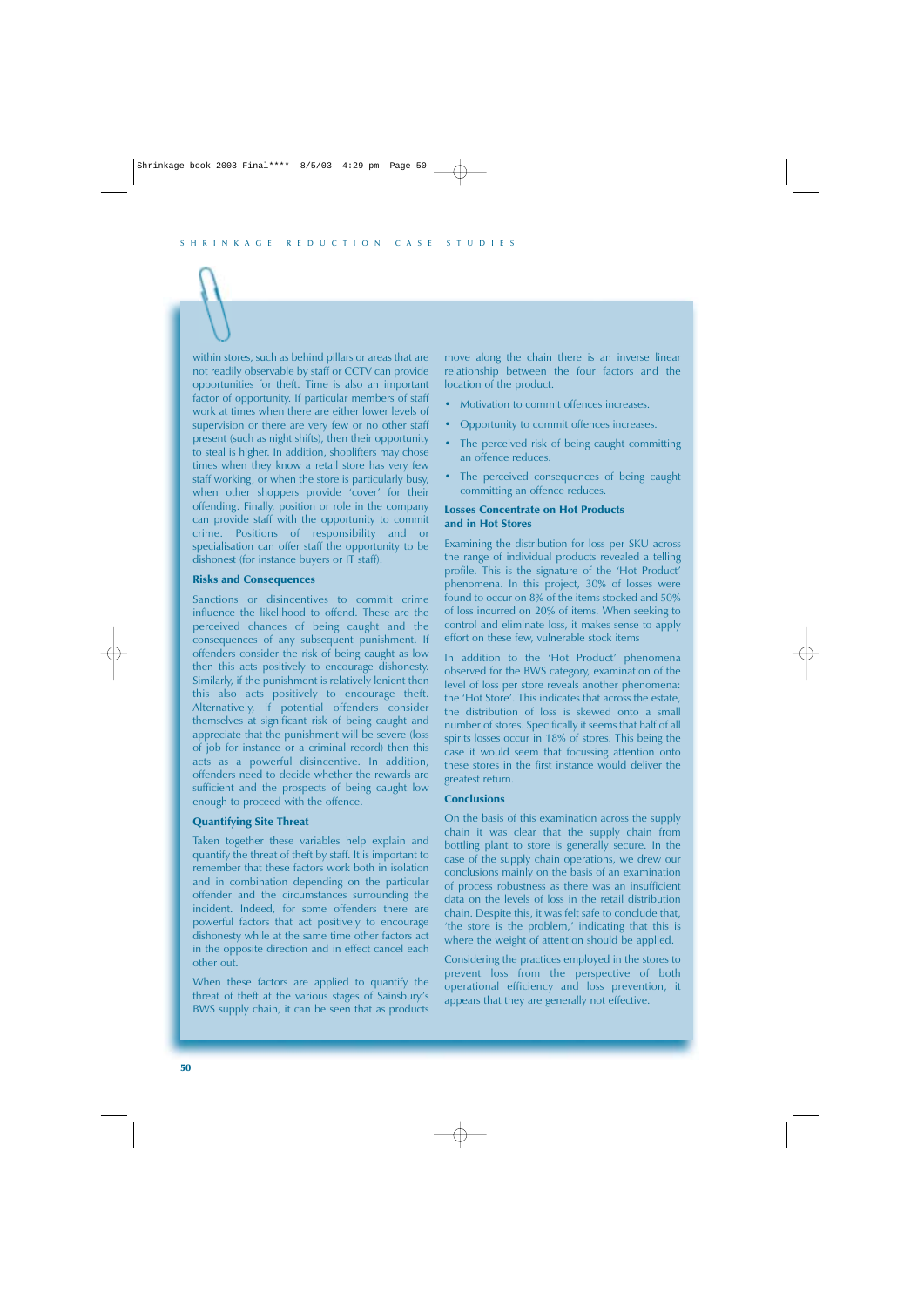within stores, such as behind pillars or areas that are not readily observable by staff or CCTV can provide opportunities for theft. Time is also an important factor of opportunity. If particular members of staff work at times when there are either lower levels of supervision or there are very few or no other staff present (such as night shifts), then their opportunity to steal is higher. In addition, shoplifters may chose times when they know a retail store has very few staff working, or when the store is particularly busy, when other shoppers provide 'cover' for their offending. Finally, position or role in the company can provide staff with the opportunity to commit crime. Positions of responsibility and or specialisation can offer staff the opportunity to be dishonest (for instance buyers or IT staff).

### Risks and Consequences

Sanctions or disincentives to commit crime influence the likelihood to offend. These are the perceived chances of being caught and the consequences of any subsequent punishment. If offenders consider the risk of being caught as low then this acts positively to encourage dishonesty. Similarly, if the punishment is relatively lenient then this also acts positively to encourage theft. Alternatively, if potential offenders consider themselves at significant risk of being caught and appreciate that the punishment will be severe (loss of job for instance or a criminal record) then this acts as a powerful disincentive. In addition, offenders need to decide whether the rewards are sufficient and the prospects of being caught low enough to proceed with the offence.

### Quantifying Site Threat

Taken together these variables help explain and quantify the threat of theft by staff. It is important to remember that these factors work both in isolation and in combination depending on the particular offender and the circumstances surrounding the incident. Indeed, for some offenders there are powerful factors that act positively to encourage dishonesty while at the same time other factors act in the opposite direction and in effect cancel each other out.

When these factors are applied to quantify the threat of theft at the various stages of Sainsbury's BWS supply chain, it can be seen that as products move along the chain there is an inverse linear relationship between the four factors and the location of the product.

- Motivation to commit offences increases.
- Opportunity to commit offences increases.
- The perceived risk of being caught committing an offence reduces.
- The perceived consequences of being caught committing an offence reduces.

### Losses Concentrate on Hot Products and in Hot Stores

Examining the distribution for loss per SKU across the range of individual products revealed a telling profile. This is the signature of the 'Hot Product' phenomena. In this project, 30% of losses were found to occur on 8% of the items stocked and 50% of loss incurred on 20% of items. When seeking to control and eliminate loss, it makes sense to apply effort on these few, vulnerable stock items

In addition to the 'Hot Product' phenomena observed for the BWS category, examination of the level of loss per store reveals another phenomena: the 'Hot Store'. This indicates that across the estate, the distribution of loss is skewed onto a small number of stores. Specifically it seems that half of all spirits losses occur in 18% of stores. This being the case it would seem that focussing attention onto these stores in the first instance would deliver the greatest return.

### Conclusions

On the basis of this examination across the supply chain it was clear that the supply chain from bottling plant to store is generally secure. In the case of the supply chain operations, we drew our conclusions mainly on the basis of an examination of process robustness as there was an insufficient data on the levels of loss in the retail distribution chain. Despite this, it was felt safe to conclude that, 'the store is the problem,' indicating that this is where the weight of attention should be applied.

Considering the practices employed in the stores to prevent loss from the perspective of both operational efficiency and loss prevention, it appears that they are generally not effective.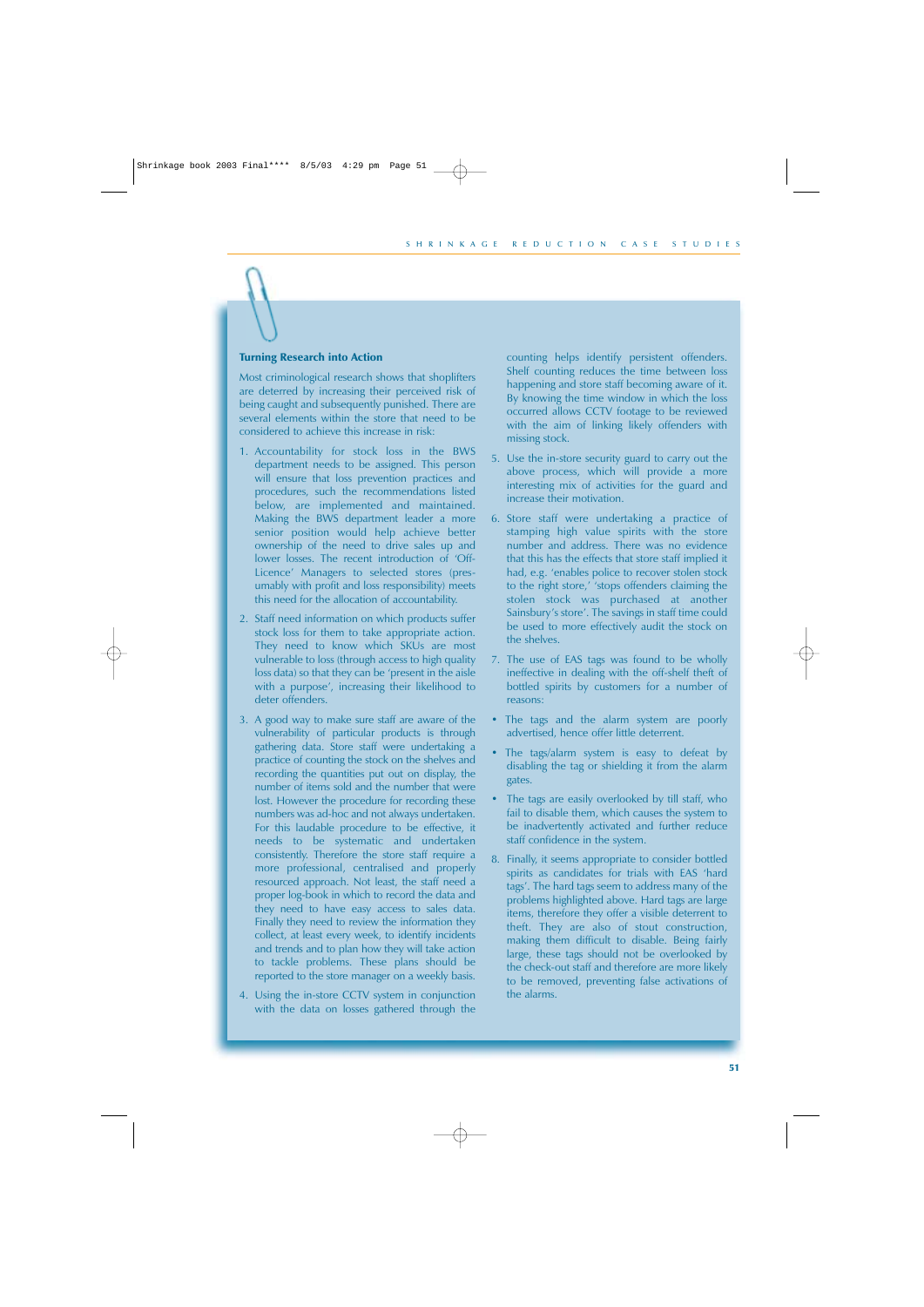### Turning Research into Action

Most criminological research shows that shoplifters are deterred by increasing their perceived risk of being caught and subsequently punished. There are several elements within the store that need to be considered to achieve this increase in risk:

1. Accountability for stock loss in the BWS department needs to be assigned. This person will ensure that loss prevention practices and procedures, such the recommendations listed below, are implemented and maintained. Making the BWS department leader a more senior position would help achieve better ownership of the need to drive sales up and lower losses. The recent introduction of 'Off-Licence' Managers to selected stores (presumably with profit and loss responsibility) meets this need for the allocation of accountability.

2. Staff need information on which products suffer stock loss for them to take appropriate action. They need to know which SKUs are most vulnerable to loss (through access to high quality loss data) so that they can be 'present in the aisle with a purpose', increasing their likelihood to deter offenders.

3. A good way to make sure staff are aware of the vulnerability of particular products is through gathering data. Store staff were undertaking a practice of counting the stock on the shelves and recording the quantities put out on display, the number of items sold and the number that were lost. However the procedure for recording these numbers was ad-hoc and not always undertaken. For this laudable procedure to be effective, it needs to be systematic and undertaken consistently. Therefore the store staff require a more professional, centralised and properly resourced approach. Not least, the staff need a proper log-book in which to record the data and they need to have easy access to sales data. Finally they need to review the information they collect, at least every week, to identify incidents and trends and to plan how they will take action to tackle problems. These plans should be reported to the store manager on a weekly basis.

4. Using the in-store CCTV system in conjunction with the data on losses gathered through the counting helps identify persistent offenders. Shelf counting reduces the time between loss happening and store staff becoming aware of it. By knowing the time window in which the loss occurred allows CCTV footage to be reviewed with the aim of linking likely offenders with missing stock.

5. Use the in-store security guard to carry out the above process, which will provide a more interesting mix of activities for the guard and increase their motivation.

6. Store staff were undertaking a practice of stamping high value spirits with the store number and address. There was no evidence that this has the effects that store staff implied it had, e.g. 'enables police to recover stolen stock to the right store,' 'stops offenders claiming the stolen stock was purchased at another Sainsbury's store'. The savings in staff time could be used to more effectively audit the stock on the shelves.

7. The use of EAS tags was found to be wholly ineffective in dealing with the off-shelf theft of bottled spirits by customers for a number of reasons:

- The tags and the alarm system are poorly advertised, hence offer little deterrent.
- The tags/alarm system is easy to defeat by disabling the tag or shielding it from the alarm gates.
- The tags are easily overlooked by till staff, who fail to disable them, which causes the system to be inadvertently activated and further reduce staff confidence in the system.

8. Finally, it seems appropriate to consider bottled spirits as candidates for trials with EAS 'hard tags'. The hard tags seem to address many of the problems highlighted above. Hard tags are large items, therefore they offer a visible deterrent to theft. They are also of stout construction, making them difficult to disable. Being fairly large, these tags should not be overlooked by the check-out staff and therefore are more likely to be removed, preventing false activations of the alarms.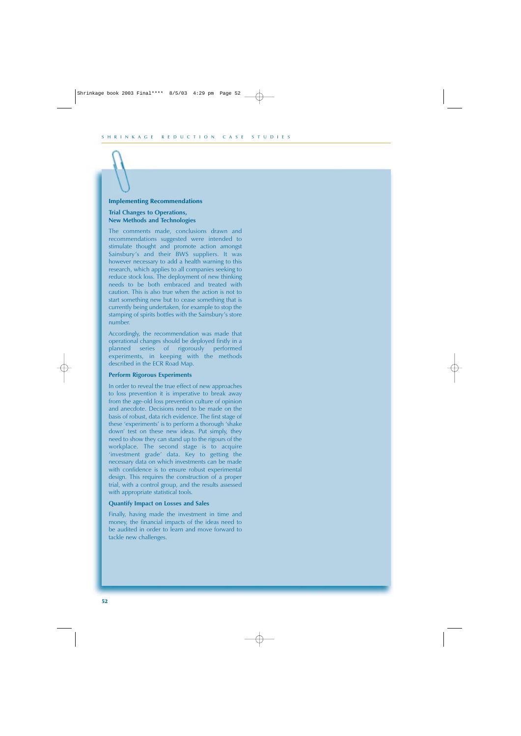## Implementing Recommendations

### Trial Changes to Operations, New Methods and Technologies

The comments made, conclusions drawn and recommendations suggested were intended to stimulate thought and promote action amongst Sainsbury's and their BWS suppliers. It was however necessary to add a health warning to this research, which applies to all companies seeking to reduce stock loss. The deployment of new thinking needs to be both embraced and treated with caution. This is also true when the action is not to start something new but to cease something that is currently being undertaken, for example to stop the stamping of spirits bottles with the Sainsbury's store number.

Accordingly, the recommendation was made that operational changes should be deployed firstly in a planned series of rigorously performed experiments, in keeping with the methods described in the ECR Road Map.

### Perform Rigorous Experiments

In order to reveal the true effect of new approaches to loss prevention it is imperative to break away from the age-old loss prevention culture of opinion and anecdote. Decisions need to be made on the basis of robust, data rich evidence. The first stage of these 'experiments' is to perform a thorough 'shake down' test on these new ideas. Put simply, they need to show they can stand up to the rigours of the workplace. The second stage is to acquire 'investment grade' data. Key to getting the necessary data on which investments can be made with confidence is to ensure robust experimental design. This requires the construction of a proper trial, with a control group, and the results assessed with appropriate statistical tools.

### Quantify Impact on Losses and Sales

Finally, having made the investment in time and money, the financial impacts of the ideas need to be audited in order to learn and move forward to tackle new challenges.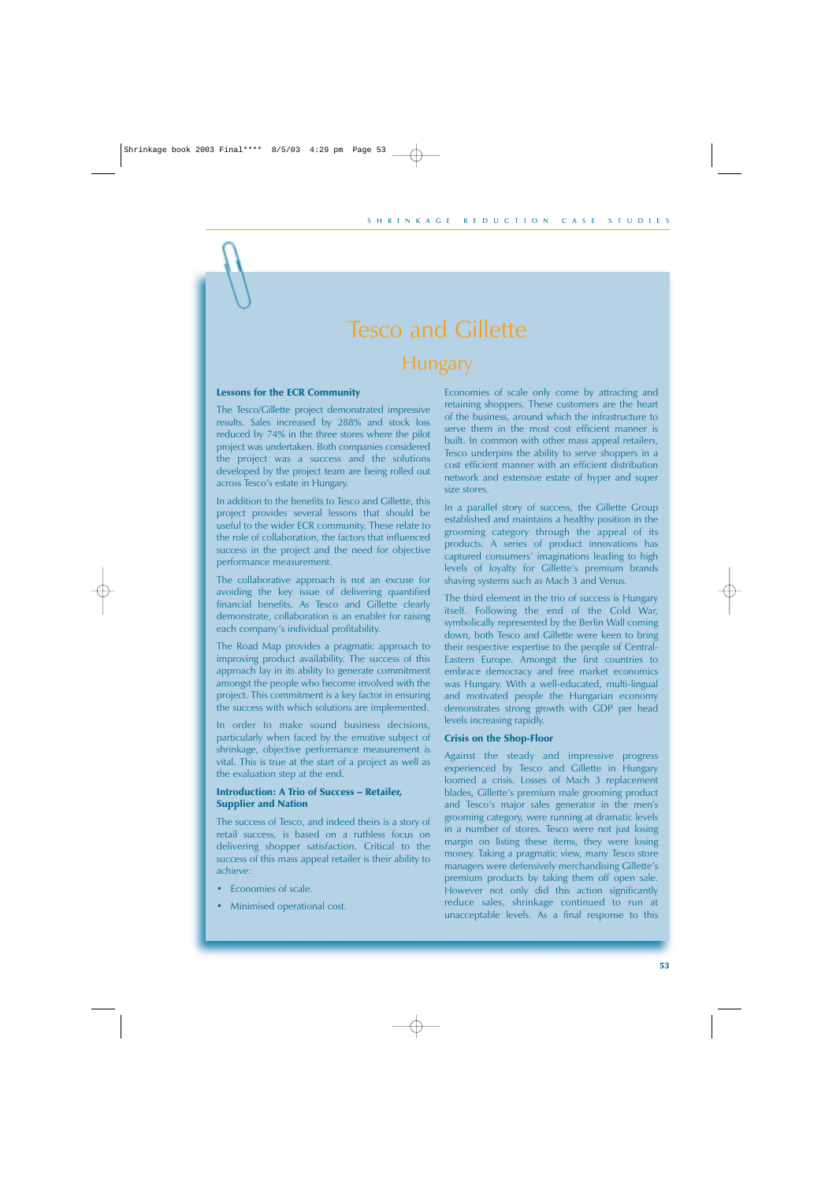# Tesco and Gillette

## Hungary

### Lessons for the ECR Community

The Tesco/Gillette project demonstrated impressive results. Sales increased by 288% and stock loss reduced by 74% in the three stores where the pilot project was undertaken. Both companies considered the project was a success and the solutions developed by the project team are being rolled out across Tesco's estate in Hungary.

In addition to the benefits to Tesco and Gillette, this project provides several lessons that should be useful to the wider ECR community. These relate to the role of collaboration, the factors that influenced success in the project and the need for objective performance measurement.

The collaborative approach is not an excuse for avoiding the key issue of delivering quantified financial benefits. As Tesco and Gillette clearly demonstrate, collaboration is an enabler for raising each company's individual profitability.

The Road Map provides a pragmatic approach to improving product availability. The success of this approach lay in its ability to generate commitment amongst the people who become involved with the project. This commitment is a key factor in ensuring the success with which solutions are implemented.

In order to make sound business decisions, particularly when faced by the emotive subject of shrinkage, objective performance measurement is vital. This is true at the start of a project as well as the evaluation step at the end.

### Introduction: A Trio of Success – Retailer, Supplier and Nation

The success of Tesco, and indeed theirs is a story of retail success, is based on a ruthless focus on delivering shopper satisfaction. Critical to the success of this mass appeal retailer is their ability to achieve:

- Economies of scale.
- Minimised operational cost.

Economies of scale only come by attracting and retaining shoppers. These customers are the heart of the business, around which the infrastructure to serve them in the most cost efficient manner is built. In common with other mass appeal retailers, Tesco underpins the ability to serve shoppers in a cost efficient manner with an efficient distribution network and extensive estate of hyper and super size stores.

In a parallel story of success, the Gillette Group established and maintains a healthy position in the grooming category through the appeal of its products. A series of product innovations has captured consumers' imaginations leading to high levels of loyalty for Gillette's premium brands shaving systems such as Mach 3 and Venus.

The third element in the trio of success is Hungary itself. Following the end of the Cold War, symbolically represented by the Berlin Wall coming down, both Tesco and Gillette were keen to bring their respective expertise to the people of Central-Eastern Europe. Amongst the first countries to embrace democracy and free market economics was Hungary. With a well-educated, multi-lingual and motivated people the Hungarian economy demonstrates strong growth with GDP per head levels increasing rapidly.

### Crisis on the Shop-Floor

Against the steady and impressive progress experienced by Tesco and Gillette in Hungary loomed a crisis. Losses of Mach 3 replacement blades, Gillette's premium male grooming product and Tesco's major sales generator in the men's grooming category, were running at dramatic levels in a number of stores. Tesco were not just losing margin on listing these items, they were losing money. Taking a pragmatic view, many Tesco store managers were defensively merchandising Gillette's premium products by taking them off open sale. However not only did this action significantly reduce sales, shrinkage continued to run at unacceptable levels. As a final response to this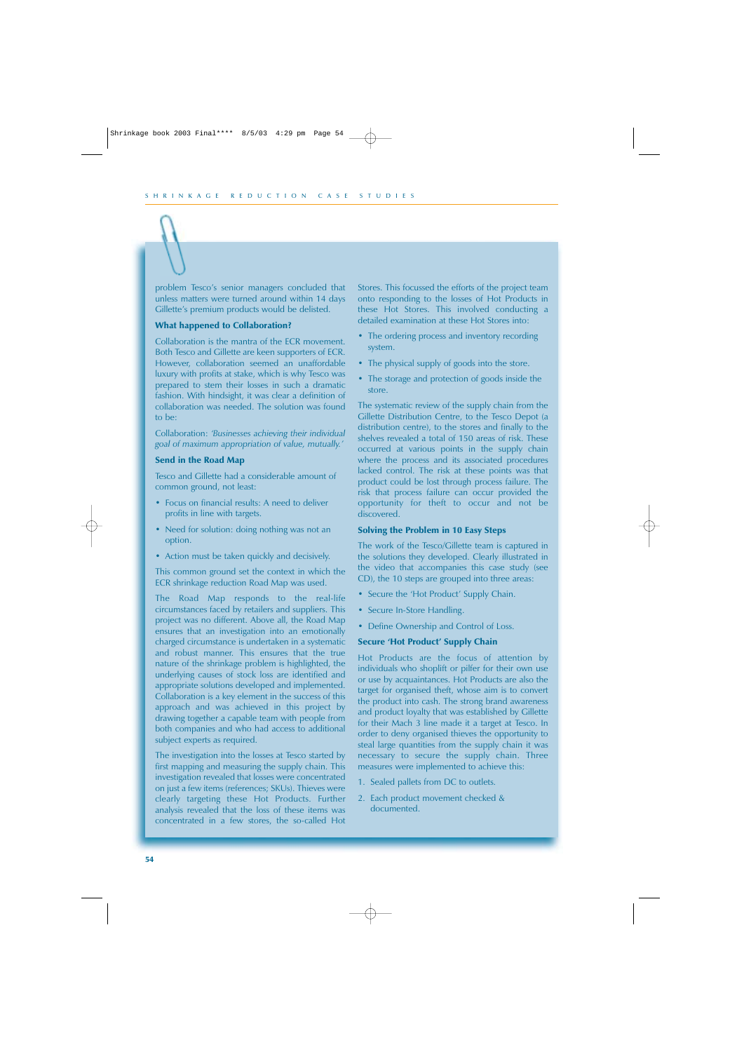problem Tesco's senior managers concluded that unless matters were turned around within 14 days Gillette's premium products would be delisted.

### What happened to Collaboration?

Collaboration is the mantra of the ECR movement. Both Tesco and Gillette are keen supporters of ECR. However, collaboration seemed an unaffordable luxury with profits at stake, which is why Tesco was prepared to stem their losses in such a dramatic fashion. With hindsight, it was clear a definition of collaboration was needed. The solution was found to be:

Collaboration: *'Businesses achieving their individual goal of maximum appropriation of value, mutually.'*

### Send in the Road Map

Tesco and Gillette had a considerable amount of common ground, not least:

- Focus on financial results: A need to deliver profits in line with targets.
- Need for solution: doing nothing was not an option.
- Action must be taken quickly and decisively.

This common ground set the context in which the ECR shrinkage reduction Road Map was used.

The Road Map responds to the real-life circumstances faced by retailers and suppliers. This project was no different. Above all, the Road Map ensures that an investigation into an emotionally charged circumstance is undertaken in a systematic and robust manner. This ensures that the true nature of the shrinkage problem is highlighted, the underlying causes of stock loss are identified and appropriate solutions developed and implemented. Collaboration is a key element in the success of this approach and was achieved in this project by drawing together a capable team with people from both companies and who had access to additional subject experts as required.

The investigation into the losses at Tesco started by first mapping and measuring the supply chain. This investigation revealed that losses were concentrated on just a few items (references; SKUs). Thieves were clearly targeting these Hot Products. Further analysis revealed that the loss of these items was concentrated in a few stores, the so-called Hot Stores. This focussed the efforts of the project team onto responding to the losses of Hot Products in these Hot Stores. This involved conducting a detailed examination at these Hot Stores into:

- The ordering process and inventory recording system.
- The physical supply of goods into the store.
- The storage and protection of goods inside the store.

The systematic review of the supply chain from the Gillette Distribution Centre, to the Tesco Depot (a distribution centre), to the stores and finally to the shelves revealed a total of 150 areas of risk. These occurred at various points in the supply chain where the process and its associated procedures lacked control. The risk at these points was that product could be lost through process failure. The risk that process failure can occur provided the opportunity for theft to occur and not be discovered.

### Solving the Problem in 10 Easy Steps

The work of the Tesco/Gillette team is captured in the solutions they developed. Clearly illustrated in the video that accompanies this case study (see CD), the 10 steps are grouped into three areas:

- Secure the 'Hot Product' Supply Chain.
- Secure In-Store Handling.
- Define Ownership and Control of Loss.

### Secure 'Hot Product' Supply Chain

Hot Products are the focus of attention by individuals who shoplift or pilfer for their own use or use by acquaintances. Hot Products are also the target for organised theft, whose aim is to convert the product into cash. The strong brand awareness and product loyalty that was established by Gillette for their Mach 3 line made it a target at Tesco. In order to deny organised thieves the opportunity to steal large quantities from the supply chain it was necessary to secure the supply chain. Three measures were implemented to achieve this:

1. Sealed pallets from DC to outlets.
2. Each product movement checked & documented.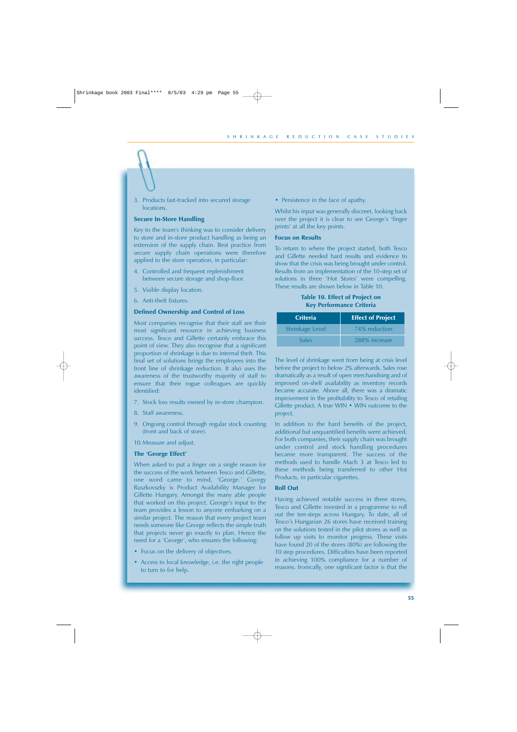3. Products fast-tracked into secured storage locations.

### Secure In-Store Handling

Key to the team's thinking was to consider delivery to store and in-store product handling as being an extension of the supply chain. Best practice from secure supply chain operations were therefore applied to the store operation, in particular:

4. Controlled and frequent replenishment between secure storage and shop-floor.
5. Visible display location.
6. Anti-theft fixtures.

### Defined Ownership and Control of Loss

Most companies recognise that their staff are their most significant resource in achieving business success. Tesco and Gillette certainly embrace this point of view. They also recognise that a significant proportion of shrinkage is due to internal theft. This final set of solutions brings the employees into the front line of shrinkage reduction. It also uses the awareness of the trustworthy majority of staff to ensure that their rogue colleagues are quickly identified:

7. Stock loss results owned by in-store champion.
8. Staff awareness.
9. Ongoing control through regular stock counting (front and back of store).
10. Measure and adjust.

### The 'George Effect'

When asked to put a finger on a single reason for the success of the work between Tesco and Gillette, one word came to mind, 'George.' Gyorgy Ruszkovszky is Product Availability Manager for Gillette Hungary. Amongst the many able people that worked on this project, George's input to the team provides a lesson to anyone embarking on a similar project. The reason that every project team needs someone like George reflects the simple truth that projects never go exactly to plan. Hence the need for a 'George', who ensures the following:

- Focus on the delivery of objectives.
- Access to local knowledge, i.e. the right people to turn to for help.
- Persistence in the face of apathy.

Whilst his input was generally discreet, looking back over the project it is clear to see George's 'finger prints' at all the key points.

### Focus on Results

To return to where the project started, both Tesco and Gillette needed hard results and evidence to show that the crisis was being brought under control. Results from an implementation of the 10-step set of solutions in three 'Hot Stores' were compelling. These results are shown below in Table 10.

**Table 10. Effect of Project on Key Performance Criteria**

| Criteria | Effect of Project |
|---|---|
| Shrinkage Level | 74% reduction |
| Sales | 288% increase |

The level of shrinkage went from being at crisis level before the project to below 2% afterwards. Sales rose dramatically as a result of open merchandising and of improved on-shelf availability as inventory records became accurate. Above all, there was a dramatic improvement in the profitability to Tesco of retailing Gillette product. A true WIN • WIN outcome to the project.

In addition to the hard benefits of the project, additional but unquantified benefits were achieved. For both companies, their supply chain was brought under control and stock handling procedures became more transparent. The success of the methods used to handle Mach 3 at Tesco led to these methods being transferred to other Hot Products, in particular cigarettes.

### Roll Out

Having achieved notable success in three stores, Tesco and Gillette invested in a programme to roll out the ten-steps across Hungary. To date, all of Tesco's Hungarian 26 stores have received training on the solutions tested in the pilot stores as well as follow up visits to monitor progress. These visits have found 20 of the stores (80%) are following the 10 step procedures. Difficulties have been reported in achieving 100% compliance for a number of reasons. Ironically, one significant factor is that the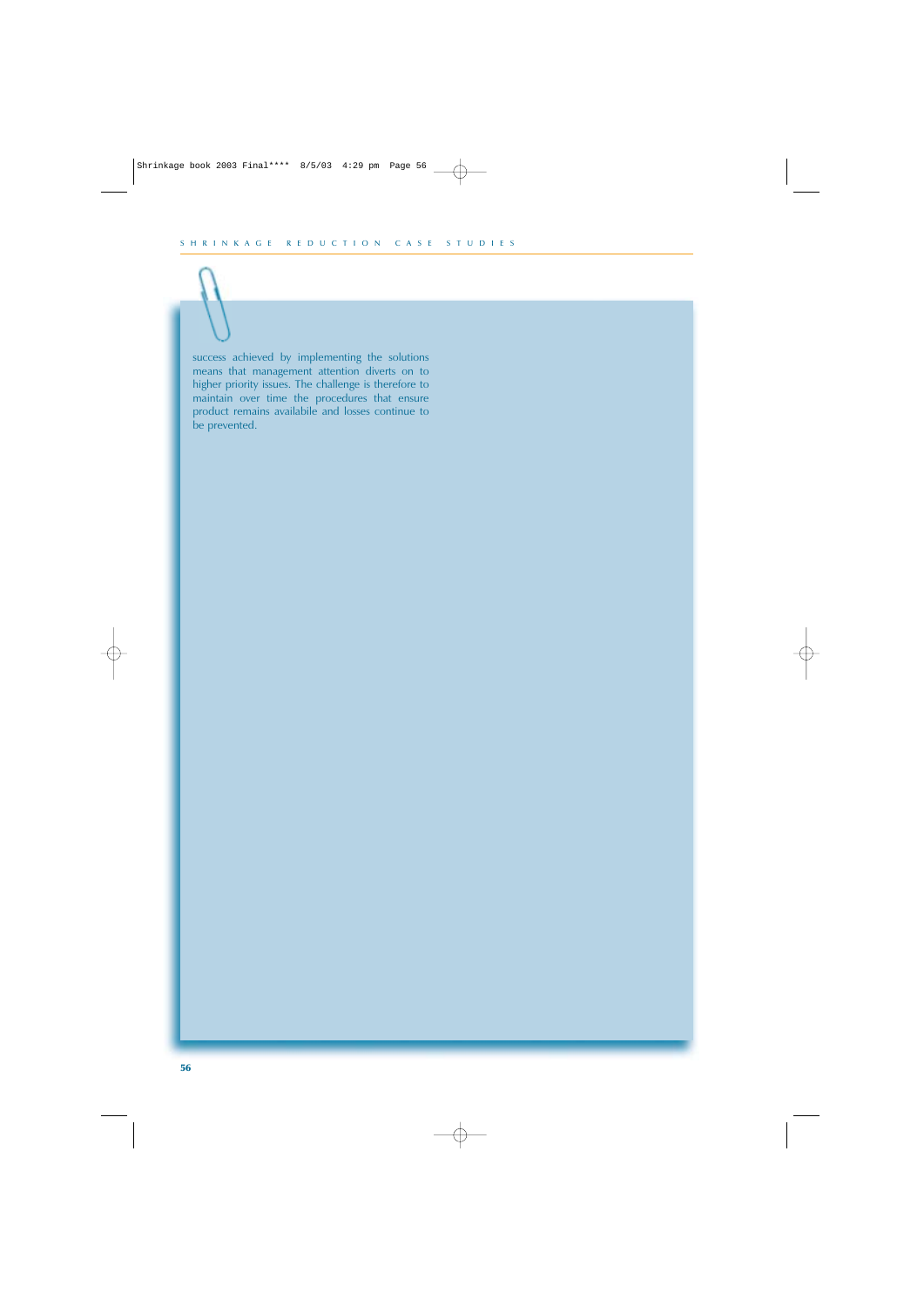success achieved by implementing the solutions means that management attention diverts on to higher priority issues. The challenge is therefore to maintain over time the procedures that ensure product remains availabile and losses continue to be prevented.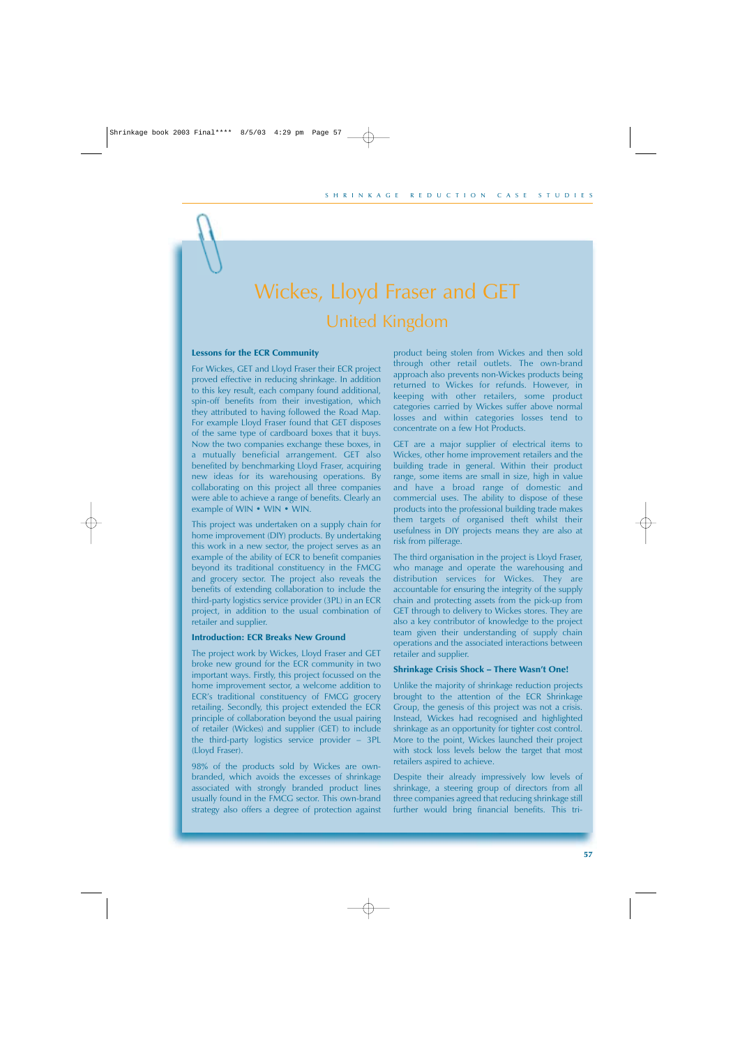# Wickes, Lloyd Fraser and GET

## United Kingdom

### Lessons for the ECR Community

For Wickes, GET and Lloyd Fraser their ECR project proved effective in reducing shrinkage. In addition to this key result, each company found additional, spin-off benefits from their investigation, which they attributed to having followed the Road Map. For example Lloyd Fraser found that GET disposes of the same type of cardboard boxes that it buys. Now the two companies exchange these boxes, in a mutually beneficial arrangement. GET also benefited by benchmarking Lloyd Fraser, acquiring new ideas for its warehousing operations. By collaborating on this project all three companies were able to achieve a range of benefits. Clearly an example of WIN • WIN • WIN.

This project was undertaken on a supply chain for home improvement (DIY) products. By undertaking this work in a new sector, the project serves as an example of the ability of ECR to benefit companies beyond its traditional constituency in the FMCG and grocery sector. The project also reveals the benefits of extending collaboration to include the third-party logistics service provider (3PL) in an ECR project, in addition to the usual combination of retailer and supplier.

### Introduction: ECR Breaks New Ground

The project work by Wickes, Lloyd Fraser and GET broke new ground for the ECR community in two important ways. Firstly, this project focussed on the home improvement sector, a welcome addition to ECR's traditional constituency of FMCG grocery retailing. Secondly, this project extended the ECR principle of collaboration beyond the usual pairing of retailer (Wickes) and supplier (GET) to include the third-party logistics service provider – 3PL (Lloyd Fraser).

98% of the products sold by Wickes are own-branded, which avoids the excesses of shrinkage associated with strongly branded product lines usually found in the FMCG sector. This own-brand strategy also offers a degree of protection against product being stolen from Wickes and then sold through other retail outlets. The own-brand approach also prevents non-Wickes products being returned to Wickes for refunds. However, in keeping with other retailers, some product categories carried by Wickes suffer above normal losses and within categories losses tend to concentrate on a few Hot Products.

GET are a major supplier of electrical items to Wickes, other home improvement retailers and the building trade in general. Within their product range, some items are small in size, high in value and have a broad range of domestic and commercial uses. The ability to dispose of these products into the professional building trade makes them targets of organised theft whilst their usefulness in DIY projects means they are also at risk from pilferage.

The third organisation in the project is Lloyd Fraser, who manage and operate the warehousing and distribution services for Wickes. They are accountable for ensuring the integrity of the supply chain and protecting assets from the pick-up from GET through to delivery to Wickes stores. They are also a key contributor of knowledge to the project team given their understanding of supply chain operations and the associated interactions between retailer and supplier.

### Shrinkage Crisis Shock – There Wasn't One!

Unlike the majority of shrinkage reduction projects brought to the attention of the ECR Shrinkage Group, the genesis of this project was not a crisis. Instead, Wickes had recognised and highlighted shrinkage as an opportunity for tighter cost control. More to the point, Wickes launched their project with stock loss levels below the target that most retailers aspired to achieve.

Despite their already impressively low levels of shrinkage, a steering group of directors from all three companies agreed that reducing shrinkage still further would bring financial benefits. This tri-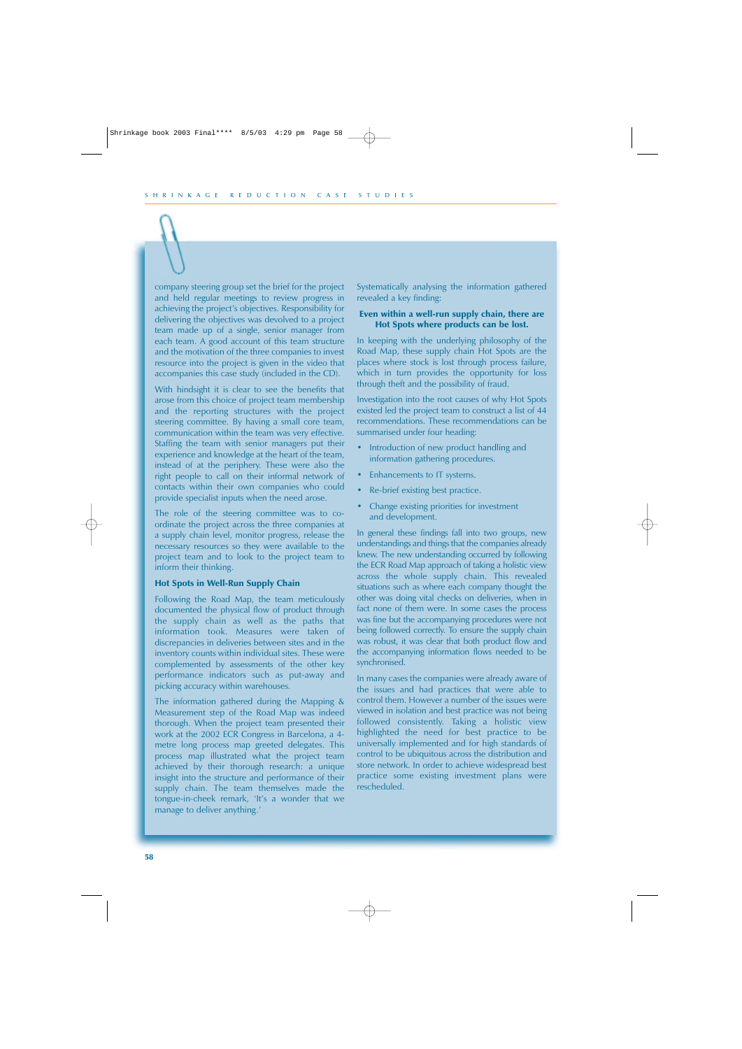company steering group set the brief for the project and held regular meetings to review progress in achieving the project's objectives. Responsibility for delivering the objectives was devolved to a project team made up of a single, senior manager from each team. A good account of this team structure and the motivation of the three companies to invest resource into the project is given in the video that accompanies this case study (included in the CD).

With hindsight it is clear to see the benefits that arose from this choice of project team membership and the reporting structures with the project steering committee. By having a small core team, communication within the team was very effective. Staffing the team with senior managers put their experience and knowledge at the heart of the team, instead of at the periphery. These were also the right people to call on their informal network of contacts within their own companies who could provide specialist inputs when the need arose.

The role of the steering committee was to co-ordinate the project across the three companies at a supply chain level, monitor progress, release the necessary resources so they were available to the project team and to look to the project team to inform their thinking.

### Hot Spots in Well-Run Supply Chain

Following the Road Map, the team meticulously documented the physical flow of product through the supply chain as well as the paths that information took. Measures were taken of discrepancies in deliveries between sites and in the inventory counts within individual sites. These were complemented by assessments of the other key performance indicators such as put-away and picking accuracy within warehouses.

The information gathered during the Mapping & Measurement step of the Road Map was indeed thorough. When the project team presented their work at the 2002 ECR Congress in Barcelona, a 4-metre long process map greeted delegates. This process map illustrated what the project team achieved by their thorough research: a unique insight into the structure and performance of their supply chain. The team themselves made the tongue-in-cheek remark, 'It's a wonder that we manage to deliver anything.'

Systematically analysing the information gathered revealed a key finding:

**Even within a well-run supply chain, there are Hot Spots where products can be lost.**

In keeping with the underlying philosophy of the Road Map, these supply chain Hot Spots are the places where stock is lost through process failure, which in turn provides the opportunity for loss through theft and the possibility of fraud.

Investigation into the root causes of why Hot Spots existed led the project team to construct a list of 44 recommendations. These recommendations can be summarised under four heading:

- Introduction of new product handling and information gathering procedures.
- Enhancements to IT systems.
- Re-brief existing best practice.
- Change existing priorities for investment and development.

In general these findings fall into two groups, new understandings and things that the companies already knew. The new understanding occurred by following the ECR Road Map approach of taking a holistic view across the whole supply chain. This revealed situations such as where each company thought the other was doing vital checks on deliveries, when in fact none of them were. In some cases the process was fine but the accompanying procedures were not being followed correctly. To ensure the supply chain was robust, it was clear that both product flow and the accompanying information flows needed to be synchronised.

In many cases the companies were already aware of the issues and had practices that were able to control them. However a number of the issues were viewed in isolation and best practice was not being followed consistently. Taking a holistic view highlighted the need for best practice to be universally implemented and for high standards of control to be ubiquitous across the distribution and store network. In order to achieve widespread best practice some existing investment plans were rescheduled.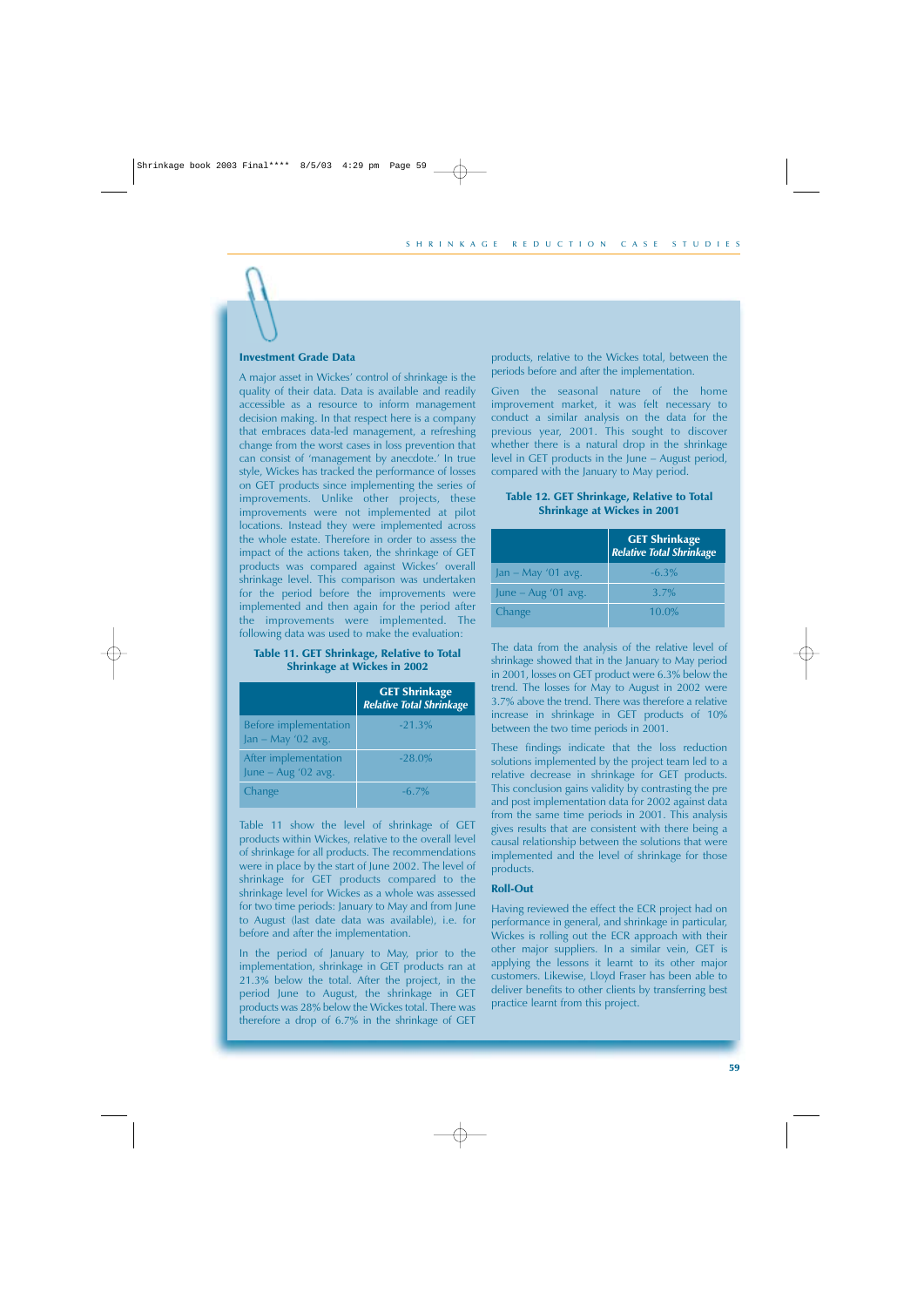### Investment Grade Data

A major asset in Wickes' control of shrinkage is the quality of their data. Data is available and readily accessible as a resource to inform management decision making. In that respect here is a company that embraces data-led management, a refreshing change from the worst cases in loss prevention that can consist of 'management by anecdote.' In true style, Wickes has tracked the performance of losses on GET products since implementing the series of improvements. Unlike other projects, these improvements were not implemented at pilot locations. Instead they were implemented across the whole estate. Therefore in order to assess the impact of the actions taken, the shrinkage of GET products was compared against Wickes' overall shrinkage level. This comparison was undertaken for the period before the improvements were implemented and then again for the period after the improvements were implemented. The following data was used to make the evaluation:

**Table 11. GET Shrinkage, Relative to Total Shrinkage at Wickes in 2002**

| | GET Shrinkage *Relative Total Shrinkage* |
|---|---|
| Before implementation Jan – May '02 avg. | -21.3% |
| After implementation June – Aug '02 avg. | -28.0% |
| Change | -6.7% |

Table 11 show the level of shrinkage of GET products within Wickes, relative to the overall level of shrinkage for all products. The recommendations were in place by the start of June 2002. The level of shrinkage for GET products compared to the shrinkage level for Wickes as a whole was assessed for two time periods: January to May and from June to August (last date data was available), i.e. for before and after the implementation.

In the period of January to May, prior to the implementation, shrinkage in GET products ran at 21.3% below the total. After the project, in the period June to August, the shrinkage in GET products was 28% below the Wickes total. There was therefore a drop of 6.7% in the shrinkage of GET products, relative to the Wickes total, between the periods before and after the implementation.

Given the seasonal nature of the home improvement market, it was felt necessary to conduct a similar analysis on the data for the previous year, 2001. This sought to discover whether there is a natural drop in the shrinkage level in GET products in the June – August period, compared with the January to May period.

**Table 12. GET Shrinkage, Relative to Total Shrinkage at Wickes in 2001**

| | GET Shrinkage *Relative Total Shrinkage* |
|---|---|
| Jan – May '01 avg. | -6.3% |
| June – Aug '01 avg. | 3.7% |
| Change | 10.0% |

The data from the analysis of the relative level of shrinkage showed that in the January to May period in 2001, losses on GET product were 6.3% below the trend. The losses for May to August in 2002 were 3.7% above the trend. There was therefore a relative increase in shrinkage in GET products of 10% between the two time periods in 2001.

These findings indicate that the loss reduction solutions implemented by the project team led to a relative decrease in shrinkage for GET products. This conclusion gains validity by contrasting the pre and post implementation data for 2002 against data from the same time periods in 2001. This analysis gives results that are consistent with there being a causal relationship between the solutions that were implemented and the level of shrinkage for those products.

### Roll-Out

Having reviewed the effect the ECR project had on performance in general, and shrinkage in particular, Wickes is rolling out the ECR approach with their other major suppliers. In a similar vein, GET is applying the lessons it learnt to its other major customers. Likewise, Lloyd Fraser has been able to deliver benefits to other clients by transferring best practice learnt from this project.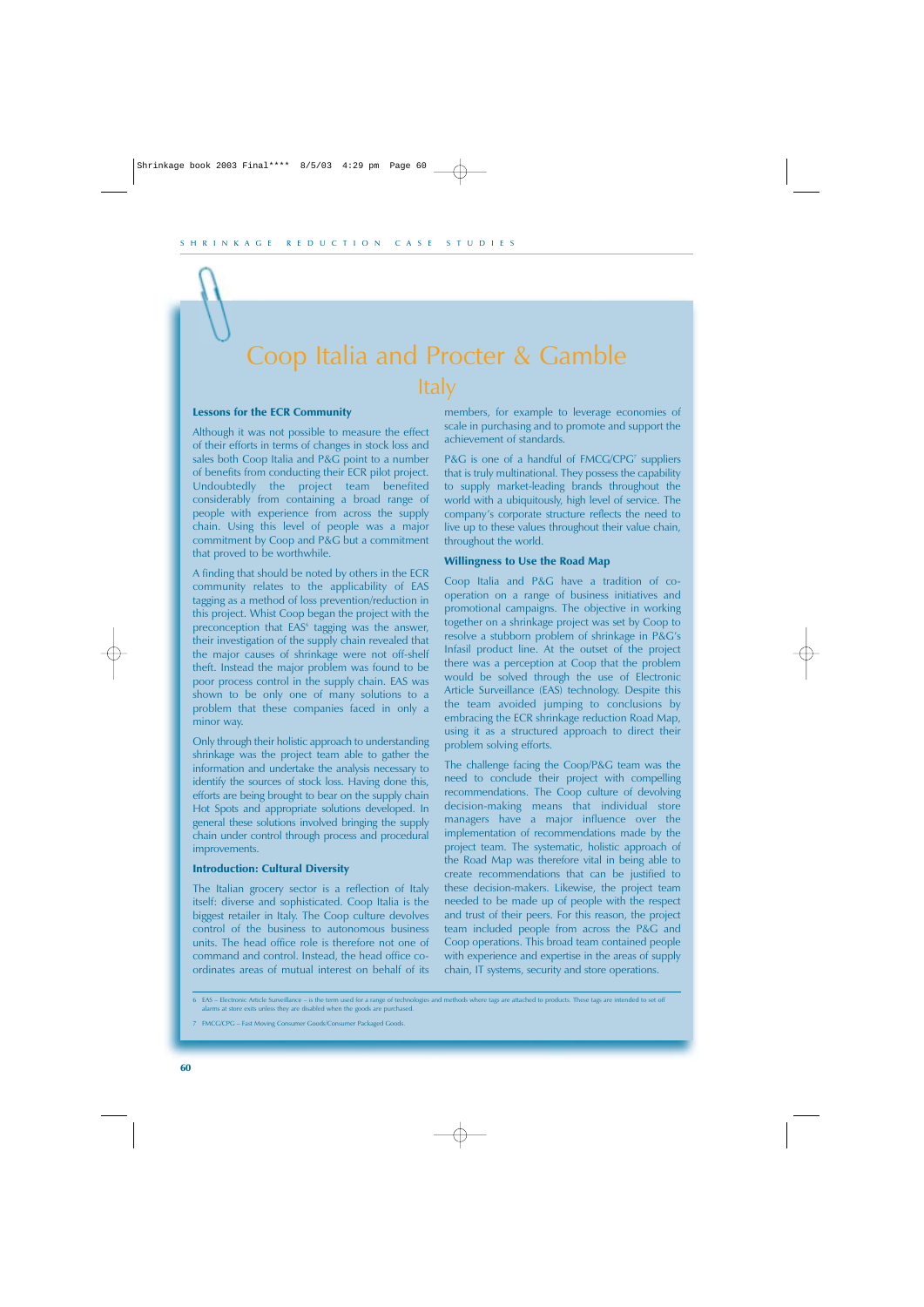# Coop Italia and Procter & Gamble

## Italy

### Lessons for the ECR Community

Although it was not possible to measure the effect of their efforts in terms of changes in stock loss and sales both Coop Italia and P&G point to a number of benefits from conducting their ECR pilot project. Undoubtedly the project team benefited considerably from containing a broad range of people with experience from across the supply chain. Using this level of people was a major commitment by Coop and P&G but a commitment that proved to be worthwhile.

A finding that should be noted by others in the ECR community relates to the applicability of EAS tagging as a method of loss prevention/reduction in this project. Whist Coop began the project with the preconception that EAS[6] tagging was the answer, their investigation of the supply chain revealed that the major causes of shrinkage were not off-shelf theft. Instead the major problem was found to be poor process control in the supply chain. EAS was shown to be only one of many solutions to a problem that these companies faced in only a minor way.

Only through their holistic approach to understanding shrinkage was the project team able to gather the information and undertake the analysis necessary to identify the sources of stock loss. Having done this, efforts are being brought to bear on the supply chain Hot Spots and appropriate solutions developed. In general these solutions involved bringing the supply chain under control through process and procedural improvements.

### Introduction: Cultural Diversity

The Italian grocery sector is a reflection of Italy itself: diverse and sophisticated. Coop Italia is the biggest retailer in Italy. The Coop culture devolves control of the business to autonomous business units. The head office role is therefore not one of command and control. Instead, the head office co-ordinates areas of mutual interest on behalf of its members, for example to leverage economies of scale in purchasing and to promote and support the achievement of standards.

P&G is one of a handful of FMCG/CPG[7] suppliers that is truly multinational. They possess the capability to supply market-leading brands throughout the world with a ubiquitously, high level of service. The company's corporate structure reflects the need to live up to these values throughout their value chain, throughout the world.

### Willingness to Use the Road Map

Coop Italia and P&G have a tradition of co-operation on a range of business initiatives and promotional campaigns. The objective in working together on a shrinkage project was set by Coop to resolve a stubborn problem of shrinkage in P&G's Infasil product line. At the outset of the project there was a perception at Coop that the problem would be solved through the use of Electronic Article Surveillance (EAS) technology. Despite this the team avoided jumping to conclusions by embracing the ECR shrinkage reduction Road Map, using it as a structured approach to direct their problem solving efforts.

The challenge facing the Coop/P&G team was the need to conclude their project with compelling recommendations. The Coop culture of devolving decision-making means that individual store managers have a major influence over the implementation of recommendations made by the project team. The systematic, holistic approach of the Road Map was therefore vital in being able to create recommendations that can be justified to these decision-makers. Likewise, the project team needed to be made up of people with the respect and trust of their peers. For this reason, the project team included people from across the P&G and Coop operations. This broad team contained people with experience and expertise in the areas of supply chain, IT systems, security and store operations.

---

6 EAS – Electronic Article Surveillance – is the term used for a range of technologies and methods where tags are attached to products. These tags are intended to set off alarms at store exits unless they are disabled when the goods are purchased.

7 FMCG/CPG – Fast Moving Consumer Goods/Consumer Packaged Goods.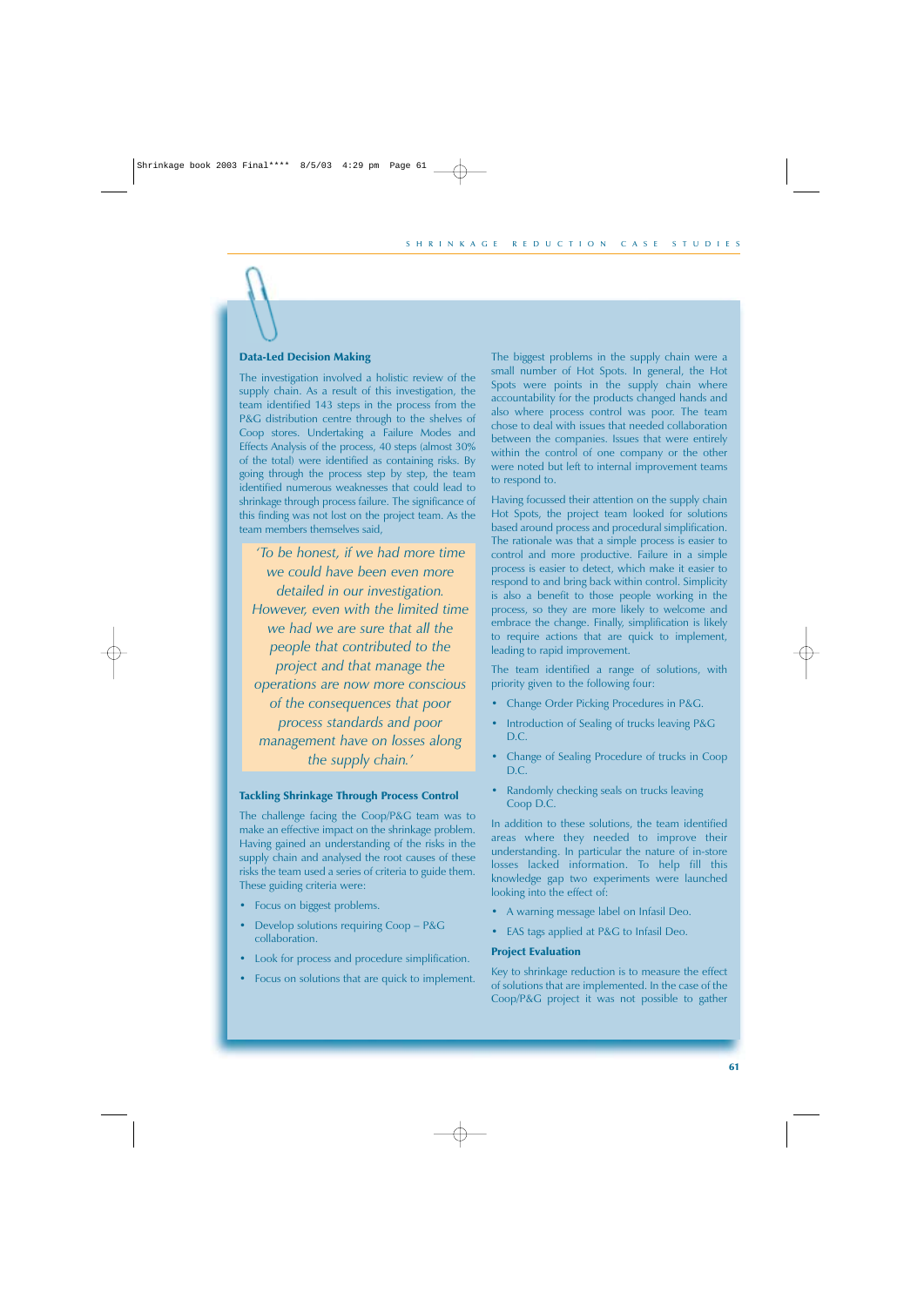## Data-Led Decision Making

The investigation involved a holistic review of the supply chain. As a result of this investigation, the team identified 143 steps in the process from the P&G distribution centre through to the shelves of Coop stores. Undertaking a Failure Modes and Effects Analysis of the process, 40 steps (almost 30% of the total) were identified as containing risks. By going through the process step by step, the team identified numerous weaknesses that could lead to shrinkage through process failure. The significance of this finding was not lost on the project team. As the team members themselves said,

> *'To be honest, if we had more time we could have been even more detailed in our investigation. However, even with the limited time we had we are sure that all the people that contributed to the project and that manage the operations are now more conscious of the consequences that poor process standards and poor management have on losses along the supply chain.'*

## Tackling Shrinkage Through Process Control

The challenge facing the Coop/P&G team was to make an effective impact on the shrinkage problem. Having gained an understanding of the risks in the supply chain and analysed the root causes of these risks the team used a series of criteria to guide them. These guiding criteria were:

- Focus on biggest problems.
- Develop solutions requiring Coop – P&G collaboration.
- Look for process and procedure simplification.
- Focus on solutions that are quick to implement.

The biggest problems in the supply chain were a small number of Hot Spots. In general, the Hot Spots were points in the supply chain where accountability for the products changed hands and also where process control was poor. The team chose to deal with issues that needed collaboration between the companies. Issues that were entirely within the control of one company or the other were noted but left to internal improvement teams to respond to.

Having focussed their attention on the supply chain Hot Spots, the project team looked for solutions based around process and procedural simplification. The rationale was that a simple process is easier to control and more productive. Failure in a simple process is easier to detect, which make it easier to respond to and bring back within control. Simplicity is also a benefit to those people working in the process, so they are more likely to welcome and embrace the change. Finally, simplification is likely to require actions that are quick to implement, leading to rapid improvement.

The team identified a range of solutions, with priority given to the following four:

- Change Order Picking Procedures in P&G.
- Introduction of Sealing of trucks leaving P&G D.C.
- Change of Sealing Procedure of trucks in Coop D.C.
- Randomly checking seals on trucks leaving Coop D.C.

In addition to these solutions, the team identified areas where they needed to improve their understanding. In particular the nature of in-store losses lacked information. To help fill this knowledge gap two experiments were launched looking into the effect of:

- A warning message label on Infasil Deo.
- EAS tags applied at P&G to Infasil Deo.

## Project Evaluation

Key to shrinkage reduction is to measure the effect of solutions that are implemented. In the case of the Coop/P&G project it was not possible to gather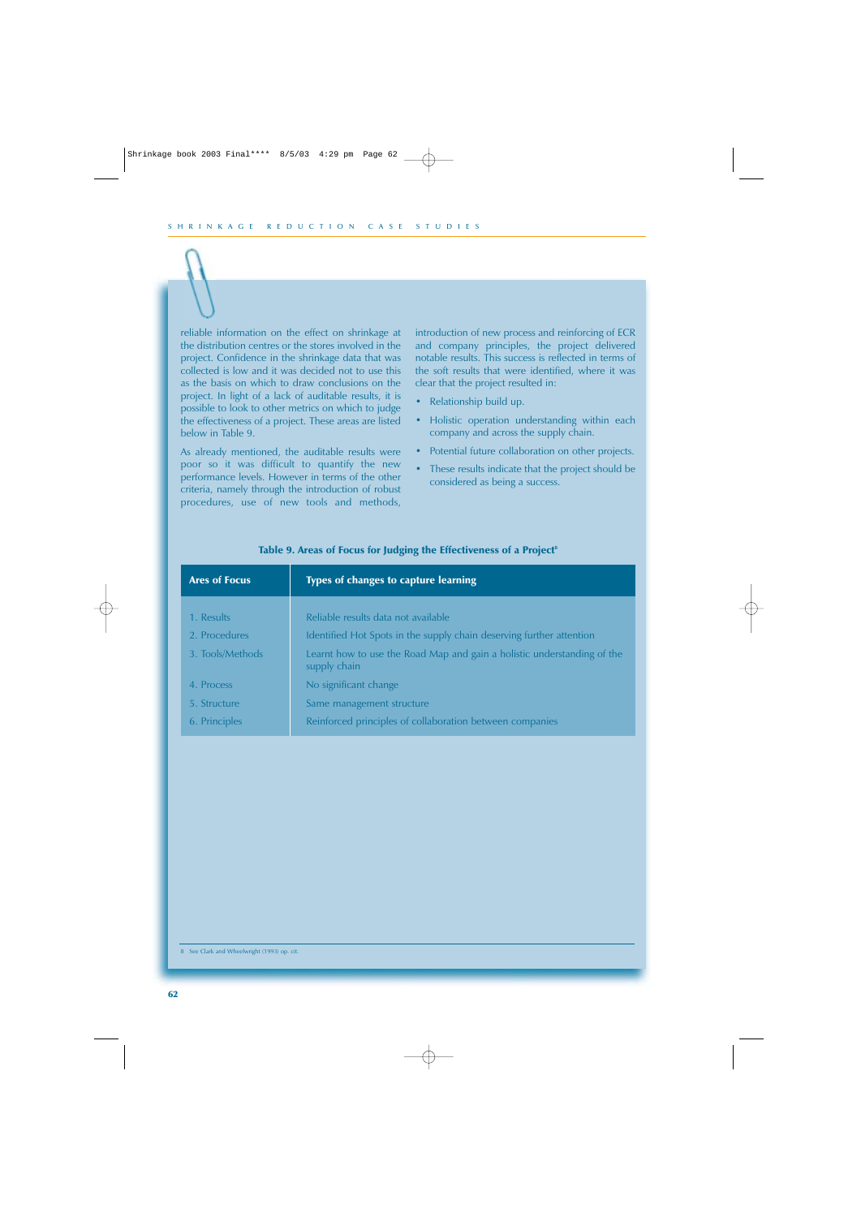reliable information on the effect on shrinkage at the distribution centres or the stores involved in the project. Confidence in the shrinkage data that was collected is low and it was decided not to use this as the basis on which to draw conclusions on the project. In light of a lack of auditable results, it is possible to look to other metrics on which to judge the effectiveness of a project. These areas are listed below in Table 9.

As already mentioned, the auditable results were poor so it was difficult to quantify the new performance levels. However in terms of the other criteria, namely through the introduction of robust procedures, use of new tools and methods, introduction of new process and reinforcing of ECR and company principles, the project delivered notable results. This success is reflected in terms of the soft results that were identified, where it was clear that the project resulted in:

- Relationship build up.
- Holistic operation understanding within each company and across the supply chain.
- Potential future collaboration on other projects.
- These results indicate that the project should be considered as being a success.

**Table 9. Areas of Focus for Judging the Effectiveness of a Project[8]**

| Ares of Focus | Types of changes to capture learning |
|---|---|
| 1. Results | Reliable results data not available |
| 2. Procedures | Identified Hot Spots in the supply chain deserving further attention |
| 3. Tools/Methods | Learnt how to use the Road Map and gain a holistic understanding of the supply chain |
| 4. Process | No significant change |
| 5. Structure | Same management structure |
| 6. Principles | Reinforced principles of collaboration between companies |

8 See Clark and Wheelwright (1993) op. cit.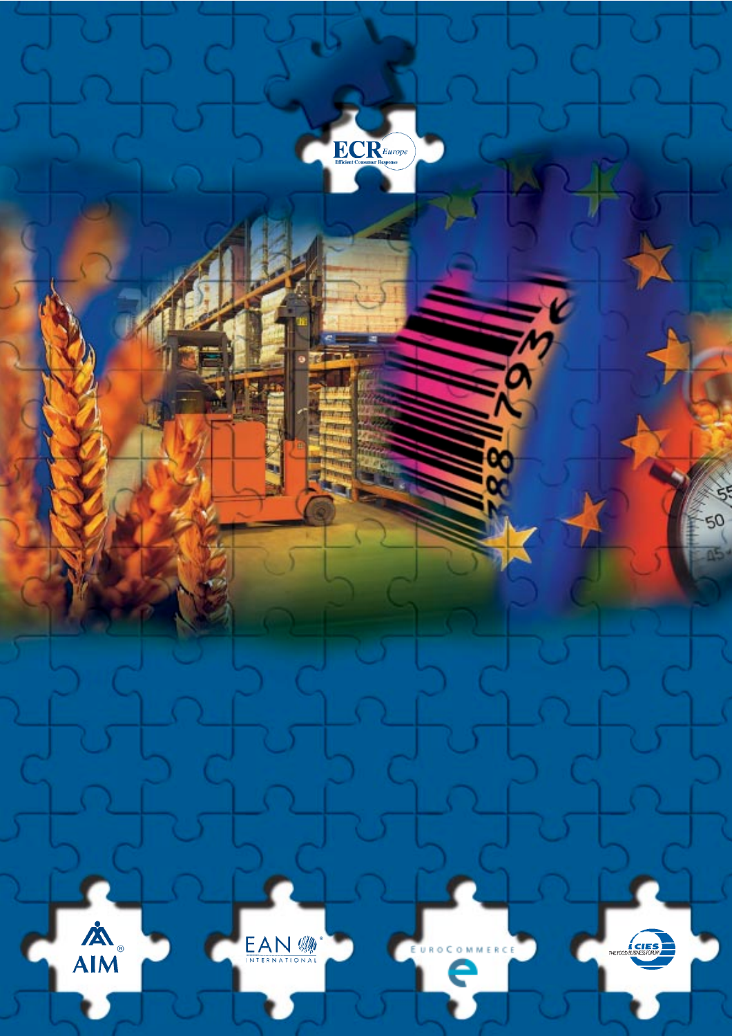ECR Europe
Efficient Consumer Response

AIM

EAN INTERNATIONAL

EUROCOMMERCE

CIES THE FOOD BUSINESS FORUM